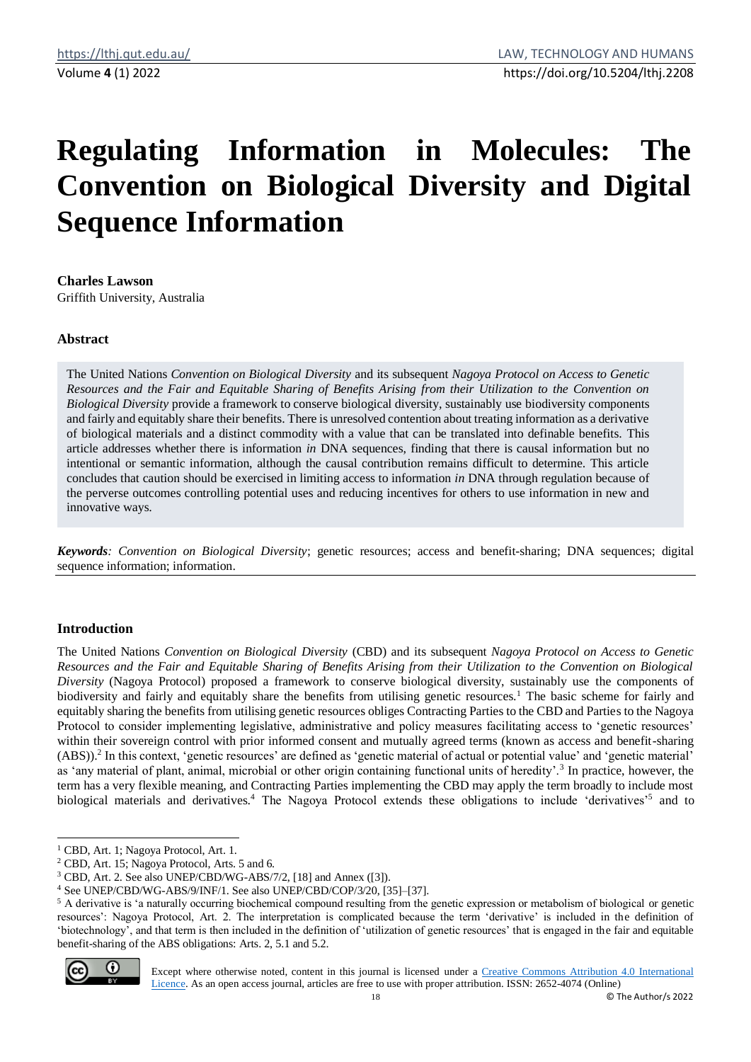# Regulating Information in Molecules: The Convention on Biological Diversity and Digital Sequence Information

**Charles Lawson**
Griffith University, Australia

## Abstract

The United Nations *Convention on Biological Diversity* and its subsequent *Nagoya Protocol on Access to Genetic Resources and the Fair and Equitable Sharing of Benefits Arising from their Utilization to the Convention on Biological Diversity* provide a framework to conserve biological diversity, sustainably use biodiversity components and fairly and equitably share their benefits. There is unresolved contention about treating information as a derivative of biological materials and a distinct commodity with a value that can be translated into definable benefits. This article addresses whether there is information *in* DNA sequences, finding that there is causal information but no intentional or semantic information, although the causal contribution remains difficult to determine. This article concludes that caution should be exercised in limiting access to information *in* DNA through regulation because of the perverse outcomes controlling potential uses and reducing incentives for others to use information in new and innovative ways.

***Keywords**: Convention on Biological Diversity*; genetic resources; access and benefit-sharing; DNA sequences; digital sequence information; information.

## Introduction

The United Nations *Convention on Biological Diversity* (CBD) and its subsequent *Nagoya Protocol on Access to Genetic Resources and the Fair and Equitable Sharing of Benefits Arising from their Utilization to the Convention on Biological Diversity* (Nagoya Protocol) proposed a framework to conserve biological diversity, sustainably use the components of biodiversity and fairly and equitably share the benefits from utilising genetic resources.[1] The basic scheme for fairly and equitably sharing the benefits from utilising genetic resources obliges Contracting Parties to the CBD and Parties to the Nagoya Protocol to consider implementing legislative, administrative and policy measures facilitating access to 'genetic resources' within their sovereign control with prior informed consent and mutually agreed terms (known as access and benefit-sharing (ABS)).[2] In this context, 'genetic resources' are defined as 'genetic material of actual or potential value' and 'genetic material' as 'any material of plant, animal, microbial or other origin containing functional units of heredity'.[3] In practice, however, the term has a very flexible meaning, and Contracting Parties implementing the CBD may apply the term broadly to include most biological materials and derivatives.[4] The Nagoya Protocol extends these obligations to include 'derivatives'[5] and to

---

[1] CBD, Art. 1; Nagoya Protocol, Art. 1.

[2] CBD, Art. 15; Nagoya Protocol, Arts. 5 and 6.

[3] CBD, Art. 2. See also UNEP/CBD/WG-ABS/7/2, [18] and Annex ([3]).

[4] See UNEP/CBD/WG-ABS/9/INF/1. See also UNEP/CBD/COP/3/20, [35]–[37].

[5] A derivative is 'a naturally occurring biochemical compound resulting from the genetic expression or metabolism of biological or genetic resources': Nagoya Protocol, Art. 2. The interpretation is complicated because the term 'derivative' is included in the definition of 'biotechnology', and that term is then included in the definition of 'utilization of genetic resources' that is engaged in the fair and equitable benefit-sharing of the ABS obligations: Arts. 2, 5.1 and 5.2.

Except where otherwise noted, content in this journal is licensed under a Creative Commons Attribution 4.0 International Licence. As an open access journal, articles are free to use with proper attribution. ISSN: 2652-4074 (Online)

© The Author/s 2022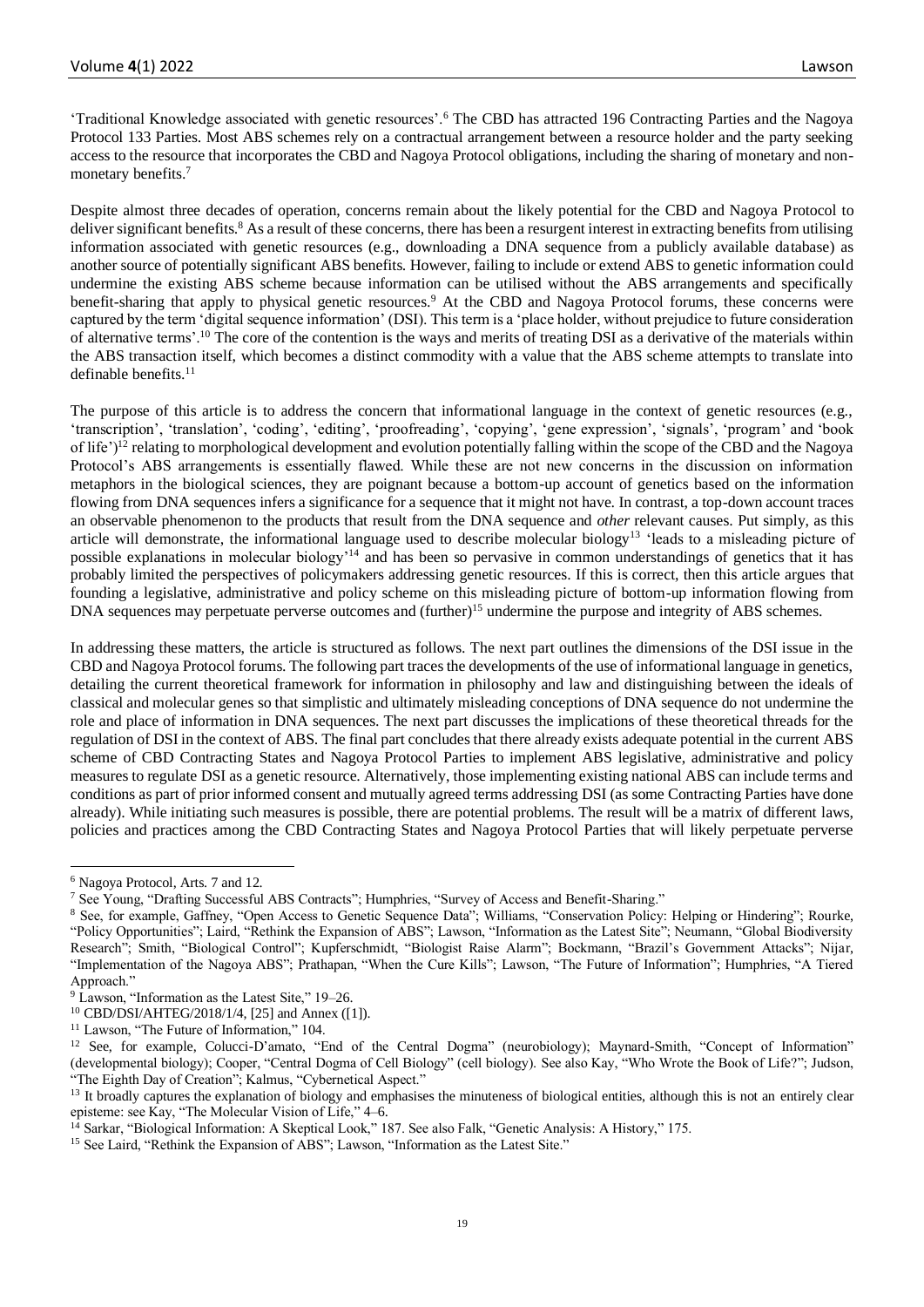'Traditional Knowledge associated with genetic resources'.[6] The CBD has attracted 196 Contracting Parties and the Nagoya Protocol 133 Parties. Most ABS schemes rely on a contractual arrangement between a resource holder and the party seeking access to the resource that incorporates the CBD and Nagoya Protocol obligations, including the sharing of monetary and non-monetary benefits.[7]

Despite almost three decades of operation, concerns remain about the likely potential for the CBD and Nagoya Protocol to deliver significant benefits.[8] As a result of these concerns, there has been a resurgent interest in extracting benefits from utilising information associated with genetic resources (e.g., downloading a DNA sequence from a publicly available database) as another source of potentially significant ABS benefits. However, failing to include or extend ABS to genetic information could undermine the existing ABS scheme because information can be utilised without the ABS arrangements and specifically benefit-sharing that apply to physical genetic resources.[9] At the CBD and Nagoya Protocol forums, these concerns were captured by the term 'digital sequence information' (DSI). This term is a 'place holder, without prejudice to future consideration of alternative terms'.[10] The core of the contention is the ways and merits of treating DSI as a derivative of the materials within the ABS transaction itself, which becomes a distinct commodity with a value that the ABS scheme attempts to translate into definable benefits.[11]

The purpose of this article is to address the concern that informational language in the context of genetic resources (e.g., 'transcription', 'translation', 'coding', 'editing', 'proofreading', 'copying', 'gene expression', 'signals', 'program' and 'book of life')[12] relating to morphological development and evolution potentially falling within the scope of the CBD and the Nagoya Protocol's ABS arrangements is essentially flawed. While these are not new concerns in the discussion on information metaphors in the biological sciences, they are poignant because a bottom-up account of genetics based on the information flowing from DNA sequences infers a significance for a sequence that it might not have. In contrast, a top-down account traces an observable phenomenon to the products that result from the DNA sequence and *other* relevant causes. Put simply, as this article will demonstrate, the informational language used to describe molecular biology[13] 'leads to a misleading picture of possible explanations in molecular biology'[14] and has been so pervasive in common understandings of genetics that it has probably limited the perspectives of policymakers addressing genetic resources. If this is correct, then this article argues that founding a legislative, administrative and policy scheme on this misleading picture of bottom-up information flowing from DNA sequences may perpetuate perverse outcomes and (further)[15] undermine the purpose and integrity of ABS schemes.

In addressing these matters, the article is structured as follows. The next part outlines the dimensions of the DSI issue in the CBD and Nagoya Protocol forums. The following part traces the developments of the use of informational language in genetics, detailing the current theoretical framework for information in philosophy and law and distinguishing between the ideals of classical and molecular genes so that simplistic and ultimately misleading conceptions of DNA sequence do not undermine the role and place of information in DNA sequences. The next part discusses the implications of these theoretical threads for the regulation of DSI in the context of ABS. The final part concludes that there already exists adequate potential in the current ABS scheme of CBD Contracting States and Nagoya Protocol Parties to implement ABS legislative, administrative and policy measures to regulate DSI as a genetic resource. Alternatively, those implementing existing national ABS can include terms and conditions as part of prior informed consent and mutually agreed terms addressing DSI (as some Contracting Parties have done already). While initiating such measures is possible, there are potential problems. The result will be a matrix of different laws, policies and practices among the CBD Contracting States and Nagoya Protocol Parties that will likely perpetuate perverse

---

[6] Nagoya Protocol, Arts. 7 and 12.

[7] See Young, "Drafting Successful ABS Contracts"; Humphries, "Survey of Access and Benefit-Sharing."

[8] See, for example, Gaffney, "Open Access to Genetic Sequence Data"; Williams, "Conservation Policy: Helping or Hindering"; Rourke, "Policy Opportunities"; Laird, "Rethink the Expansion of ABS"; Lawson, "Information as the Latest Site"; Neumann, "Global Biodiversity Research"; Smith, "Biological Control"; Kupferschmidt, "Biologist Raise Alarm"; Bockmann, "Brazil's Government Attacks"; Nijar, "Implementation of the Nagoya ABS"; Prathapan, "When the Cure Kills"; Lawson, "The Future of Information"; Humphries, "A Tiered Approach."

[9] Lawson, "Information as the Latest Site," 19–26.

[10] CBD/DSI/AHTEG/2018/1/4, [25] and Annex ([1]).

[11] Lawson, "The Future of Information," 104.

[12] See, for example, Colucci-D'amato, "End of the Central Dogma" (neurobiology); Maynard-Smith, "Concept of Information" (developmental biology); Cooper, "Central Dogma of Cell Biology" (cell biology). See also Kay, "Who Wrote the Book of Life?"; Judson, "The Eighth Day of Creation"; Kalmus, "Cybernetical Aspect."

[13] It broadly captures the explanation of biology and emphasises the minuteness of biological entities, although this is not an entirely clear episteme: see Kay, "The Molecular Vision of Life," 4–6.

[14] Sarkar, "Biological Information: A Skeptical Look," 187. See also Falk, "Genetic Analysis: A History," 175.

[15] See Laird, "Rethink the Expansion of ABS"; Lawson, "Information as the Latest Site."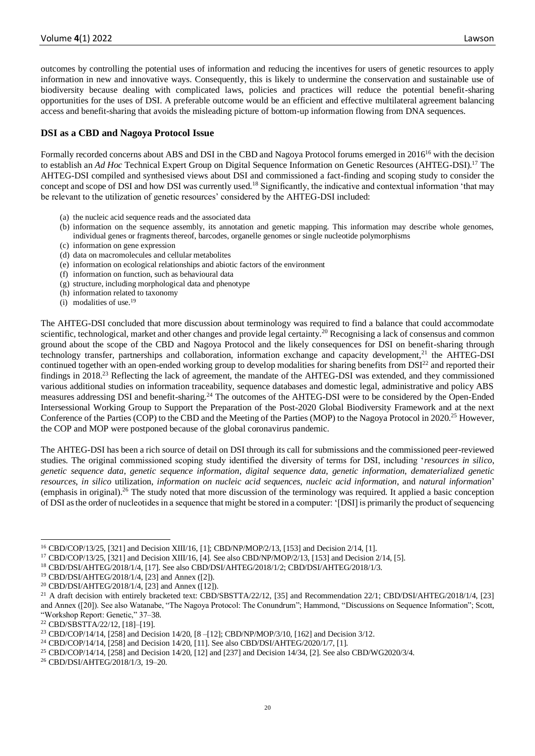outcomes by controlling the potential uses of information and reducing the incentives for users of genetic resources to apply information in new and innovative ways. Consequently, this is likely to undermine the conservation and sustainable use of biodiversity because dealing with complicated laws, policies and practices will reduce the potential benefit-sharing opportunities for the uses of DSI. A preferable outcome would be an efficient and effective multilateral agreement balancing access and benefit-sharing that avoids the misleading picture of bottom-up information flowing from DNA sequences.

## DSI as a CBD and Nagoya Protocol Issue

Formally recorded concerns about ABS and DSI in the CBD and Nagoya Protocol forums emerged in 2016[16] with the decision to establish an *Ad Hoc* Technical Expert Group on Digital Sequence Information on Genetic Resources (AHTEG-DSI).[17] The AHTEG-DSI compiled and synthesised views about DSI and commissioned a fact-finding and scoping study to consider the concept and scope of DSI and how DSI was currently used.[18] Significantly, the indicative and contextual information 'that may be relevant to the utilization of genetic resources' considered by the AHTEG-DSI included:

(a) the nucleic acid sequence reads and the associated data
(b) information on the sequence assembly, its annotation and genetic mapping. This information may describe whole genomes, individual genes or fragments thereof, barcodes, organelle genomes or single nucleotide polymorphisms
(c) information on gene expression
(d) data on macromolecules and cellular metabolites
(e) information on ecological relationships and abiotic factors of the environment
(f) information on function, such as behavioural data
(g) structure, including morphological data and phenotype
(h) information related to taxonomy
(i) modalities of use.[19]

The AHTEG-DSI concluded that more discussion about terminology was required to find a balance that could accommodate scientific, technological, market and other changes and provide legal certainty.[20] Recognising a lack of consensus and common ground about the scope of the CBD and Nagoya Protocol and the likely consequences for DSI on benefit-sharing through technology transfer, partnerships and collaboration, information exchange and capacity development,[21] the AHTEG-DSI continued together with an open-ended working group to develop modalities for sharing benefits from DSI[22] and reported their findings in 2018.[23] Reflecting the lack of agreement, the mandate of the AHTEG-DSI was extended, and they commissioned various additional studies on information traceability, sequence databases and domestic legal, administrative and policy ABS measures addressing DSI and benefit-sharing.[24] The outcomes of the AHTEG-DSI were to be considered by the Open-Ended Intersessional Working Group to Support the Preparation of the Post-2020 Global Biodiversity Framework and at the next Conference of the Parties (COP) to the CBD and the Meeting of the Parties (MOP) to the Nagoya Protocol in 2020.[25] However, the COP and MOP were postponed because of the global coronavirus pandemic.

The AHTEG-DSI has been a rich source of detail on DSI through its call for submissions and the commissioned peer-reviewed studies. The original commissioned scoping study identified the diversity of terms for DSI, including '*resources in silico*, *genetic sequence data*, *genetic sequence information*, *digital sequence data*, *genetic information*, *dematerialized genetic resources*, *in silico* utilization, *information on nucleic acid sequences*, *nucleic acid information*, and *natural information*' (emphasis in original).[26] The study noted that more discussion of the terminology was required. It applied a basic conception of DSI as the order of nucleotides in a sequence that might be stored in a computer: '[DSI] is primarily the product of sequencing

---

[16] CBD/COP/13/25, [321] and Decision XIII/16, [1]; CBD/NP/MOP/2/13, [153] and Decision 2/14, [1].

[17] CBD/COP/13/25, [321] and Decision XIII/16, [4]. See also CBD/NP/MOP/2/13, [153] and Decision 2/14, [5].

[18] CBD/DSI/AHTEG/2018/1/4, [17]. See also CBD/DSI/AHTEG/2018/1/2; CBD/DSI/AHTEG/2018/1/3.

[19] CBD/DSI/AHTEG/2018/1/4, [23] and Annex ([2]).

[20] CBD/DSI/AHTEG/2018/1/4, [23] and Annex ([12]).

[21] A draft decision with entirely bracketed text: CBD/SBSTTA/22/12, [35] and Recommendation 22/1; CBD/DSI/AHTEG/2018/1/4, [23] and Annex ([20]). See also Watanabe, "The Nagoya Protocol: The Conundrum"; Hammond, "Discussions on Sequence Information"; Scott, "Workshop Report: Genetic," 37–38.

[22] CBD/SBSTTA/22/12, [18]–[19].

[23] CBD/COP/14/14, [258] and Decision 14/20, [8 –[12]; CBD/NP/MOP/3/10, [162] and Decision 3/12.

[24] CBD/COP/14/14, [258] and Decision 14/20, [11]. See also CBD/DSI/AHTEG/2020/1/7, [1].

[25] CBD/COP/14/14, [258] and Decision 14/20, [12] and [237] and Decision 14/34, [2]. See also CBD/WG2020/3/4.

[26] CBD/DSI/AHTEG/2018/1/3, 19–20.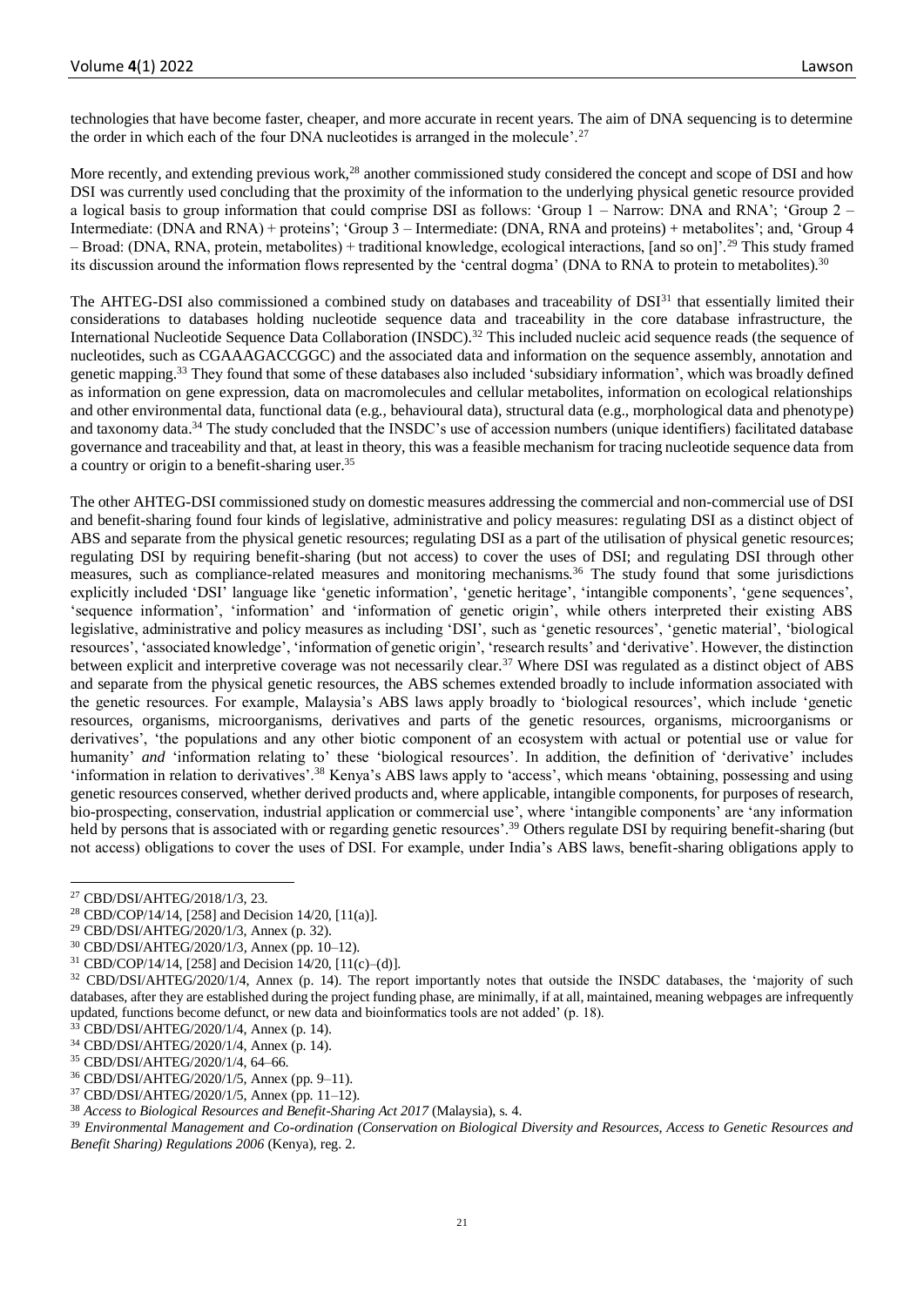technologies that have become faster, cheaper, and more accurate in recent years. The aim of DNA sequencing is to determine the order in which each of the four DNA nucleotides is arranged in the molecule'.[27]

More recently, and extending previous work,[28] another commissioned study considered the concept and scope of DSI and how DSI was currently used concluding that the proximity of the information to the underlying physical genetic resource provided a logical basis to group information that could comprise DSI as follows: 'Group 1 – Narrow: DNA and RNA'; 'Group 2 – Intermediate: (DNA and RNA) + proteins'; 'Group 3 – Intermediate: (DNA, RNA and proteins) + metabolites'; and, 'Group 4 – Broad: (DNA, RNA, protein, metabolites) + traditional knowledge, ecological interactions, [and so on]'.[29] This study framed its discussion around the information flows represented by the 'central dogma' (DNA to RNA to protein to metabolites).[30]

The AHTEG-DSI also commissioned a combined study on databases and traceability of DSI[31] that essentially limited their considerations to databases holding nucleotide sequence data and traceability in the core database infrastructure, the International Nucleotide Sequence Data Collaboration (INSDC).[32] This included nucleic acid sequence reads (the sequence of nucleotides, such as CGAAAGACCGGC) and the associated data and information on the sequence assembly, annotation and genetic mapping.[33] They found that some of these databases also included 'subsidiary information', which was broadly defined as information on gene expression, data on macromolecules and cellular metabolites, information on ecological relationships and other environmental data, functional data (e.g., behavioural data), structural data (e.g., morphological data and phenotype) and taxonomy data.[34] The study concluded that the INSDC's use of accession numbers (unique identifiers) facilitated database governance and traceability and that, at least in theory, this was a feasible mechanism for tracing nucleotide sequence data from a country or origin to a benefit-sharing user.[35]

The other AHTEG-DSI commissioned study on domestic measures addressing the commercial and non-commercial use of DSI and benefit-sharing found four kinds of legislative, administrative and policy measures: regulating DSI as a distinct object of ABS and separate from the physical genetic resources; regulating DSI as a part of the utilisation of physical genetic resources; regulating DSI by requiring benefit-sharing (but not access) to cover the uses of DSI; and regulating DSI through other measures, such as compliance-related measures and monitoring mechanisms.[36] The study found that some jurisdictions explicitly included 'DSI' language like 'genetic information', 'genetic heritage', 'intangible components', 'gene sequences', 'sequence information', 'information' and 'information of genetic origin', while others interpreted their existing ABS legislative, administrative and policy measures as including 'DSI', such as 'genetic resources', 'genetic material', 'biological resources', 'associated knowledge', 'information of genetic origin', 'research results' and 'derivative'. However, the distinction between explicit and interpretive coverage was not necessarily clear.[37] Where DSI was regulated as a distinct object of ABS and separate from the physical genetic resources, the ABS schemes extended broadly to include information associated with the genetic resources. For example, Malaysia's ABS laws apply broadly to 'biological resources', which include 'genetic resources, organisms, microorganisms, derivatives and parts of the genetic resources, organisms, microorganisms or derivatives', 'the populations and any other biotic component of an ecosystem with actual or potential use or value for humanity' *and* 'information relating to' these 'biological resources'. In addition, the definition of 'derivative' includes 'information in relation to derivatives'.[38] Kenya's ABS laws apply to 'access', which means 'obtaining, possessing and using genetic resources conserved, whether derived products and, where applicable, intangible components, for purposes of research, bio-prospecting, conservation, industrial application or commercial use', where 'intangible components' are 'any information held by persons that is associated with or regarding genetic resources'.[39] Others regulate DSI by requiring benefit-sharing (but not access) obligations to cover the uses of DSI. For example, under India's ABS laws, benefit-sharing obligations apply to

---

[27] CBD/DSI/AHTEG/2018/1/3, 23.

[28] CBD/COP/14/14, [258] and Decision 14/20, [11(a)].

[29] CBD/DSI/AHTEG/2020/1/3, Annex (p. 32).

[30] CBD/DSI/AHTEG/2020/1/3, Annex (pp. 10–12).

[31] CBD/COP/14/14, [258] and Decision 14/20, [11(c)–(d)].

[32] CBD/DSI/AHTEG/2020/1/4, Annex (p. 14). The report importantly notes that outside the INSDC databases, the 'majority of such databases, after they are established during the project funding phase, are minimally, if at all, maintained, meaning webpages are infrequently updated, functions become defunct, or new data and bioinformatics tools are not added' (p. 18).

[33] CBD/DSI/AHTEG/2020/1/4, Annex (p. 14).

[34] CBD/DSI/AHTEG/2020/1/4, Annex (p. 14).

[35] CBD/DSI/AHTEG/2020/1/4, 64–66.

[36] CBD/DSI/AHTEG/2020/1/5, Annex (pp. 9–11).

[37] CBD/DSI/AHTEG/2020/1/5, Annex (pp. 11–12).

[38] *Access to Biological Resources and Benefit-Sharing Act 2017* (Malaysia), s. 4.

[39] *Environmental Management and Co-ordination (Conservation on Biological Diversity and Resources, Access to Genetic Resources and Benefit Sharing) Regulations 2006* (Kenya), reg. 2.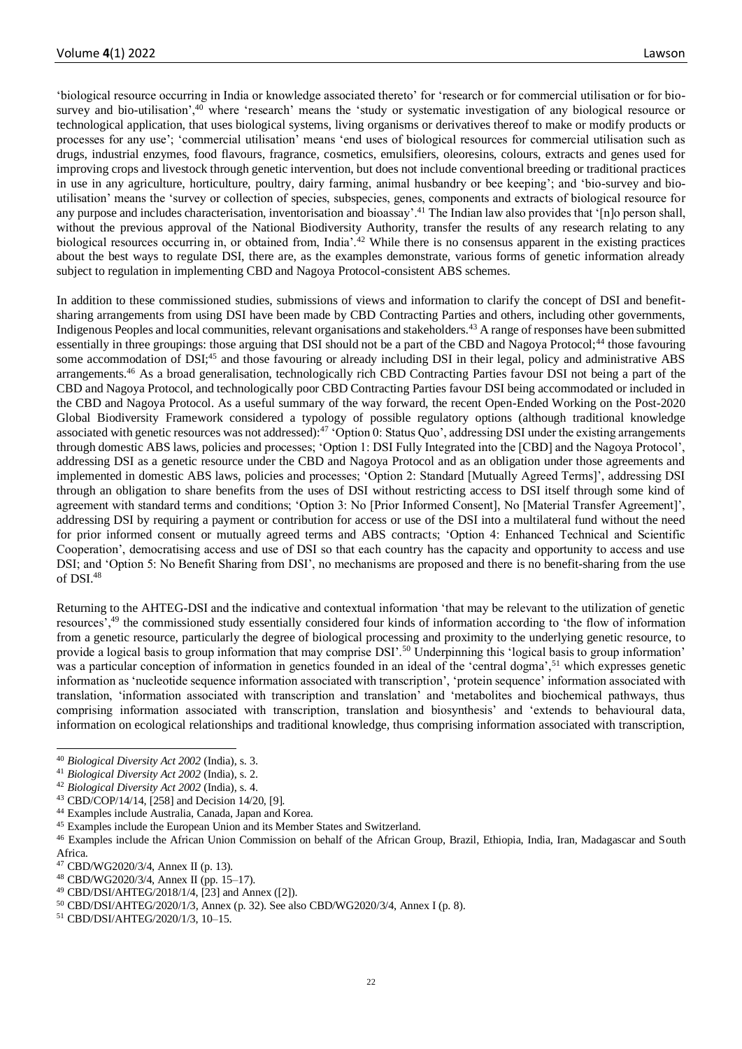'biological resource occurring in India or knowledge associated thereto' for 'research or for commercial utilisation or for bio-survey and bio-utilisation',[40] where 'research' means the 'study or systematic investigation of any biological resource or technological application, that uses biological systems, living organisms or derivatives thereof to make or modify products or processes for any use'; 'commercial utilisation' means 'end uses of biological resources for commercial utilisation such as drugs, industrial enzymes, food flavours, fragrance, cosmetics, emulsifiers, oleoresins, colours, extracts and genes used for improving crops and livestock through genetic intervention, but does not include conventional breeding or traditional practices in use in any agriculture, horticulture, poultry, dairy farming, animal husbandry or bee keeping'; and 'bio-survey and bio-utilisation' means the 'survey or collection of species, subspecies, genes, components and extracts of biological resource for any purpose and includes characterisation, inventorisation and bioassay'.[41] The Indian law also provides that '[n]o person shall, without the previous approval of the National Biodiversity Authority, transfer the results of any research relating to any biological resources occurring in, or obtained from, India'.[42] While there is no consensus apparent in the existing practices about the best ways to regulate DSI, there are, as the examples demonstrate, various forms of genetic information already subject to regulation in implementing CBD and Nagoya Protocol-consistent ABS schemes.

In addition to these commissioned studies, submissions of views and information to clarify the concept of DSI and benefit-sharing arrangements from using DSI have been made by CBD Contracting Parties and others, including other governments, Indigenous Peoples and local communities, relevant organisations and stakeholders.[43] A range of responses have been submitted essentially in three groupings: those arguing that DSI should not be a part of the CBD and Nagoya Protocol;[44] those favouring some accommodation of DSI;[45] and those favouring or already including DSI in their legal, policy and administrative ABS arrangements.[46] As a broad generalisation, technologically rich CBD Contracting Parties favour DSI not being a part of the CBD and Nagoya Protocol, and technologically poor CBD Contracting Parties favour DSI being accommodated or included in the CBD and Nagoya Protocol. As a useful summary of the way forward, the recent Open-Ended Working on the Post-2020 Global Biodiversity Framework considered a typology of possible regulatory options (although traditional knowledge associated with genetic resources was not addressed):[47] 'Option 0: Status Quo', addressing DSI under the existing arrangements through domestic ABS laws, policies and processes; 'Option 1: DSI Fully Integrated into the [CBD] and the Nagoya Protocol', addressing DSI as a genetic resource under the CBD and Nagoya Protocol and as an obligation under those agreements and implemented in domestic ABS laws, policies and processes; 'Option 2: Standard [Mutually Agreed Terms]', addressing DSI through an obligation to share benefits from the uses of DSI without restricting access to DSI itself through some kind of agreement with standard terms and conditions; 'Option 3: No [Prior Informed Consent], No [Material Transfer Agreement]', addressing DSI by requiring a payment or contribution for access or use of the DSI into a multilateral fund without the need for prior informed consent or mutually agreed terms and ABS contracts; 'Option 4: Enhanced Technical and Scientific Cooperation', democratising access and use of DSI so that each country has the capacity and opportunity to access and use DSI; and 'Option 5: No Benefit Sharing from DSI', no mechanisms are proposed and there is no benefit-sharing from the use of DSI.[48]

Returning to the AHTEG-DSI and the indicative and contextual information 'that may be relevant to the utilization of genetic resources',[49] the commissioned study essentially considered four kinds of information according to 'the flow of information from a genetic resource, particularly the degree of biological processing and proximity to the underlying genetic resource, to provide a logical basis to group information that may comprise DSI'.[50] Underpinning this 'logical basis to group information' was a particular conception of information in genetics founded in an ideal of the 'central dogma',[51] which expresses genetic information as 'nucleotide sequence information associated with transcription', 'protein sequence' information associated with translation, 'information associated with transcription and translation' and 'metabolites and biochemical pathways, thus comprising information associated with transcription, translation and biosynthesis' and 'extends to behavioural data, information on ecological relationships and traditional knowledge, thus comprising information associated with transcription,

---

[40] *Biological Diversity Act 2002* (India), s. 3.

[41] *Biological Diversity Act 2002* (India), s. 2.

[42] *Biological Diversity Act 2002* (India), s. 4.

[43] CBD/COP/14/14, [258] and Decision 14/20, [9].

[44] Examples include Australia, Canada, Japan and Korea.

[45] Examples include the European Union and its Member States and Switzerland.

[46] Examples include the African Union Commission on behalf of the African Group, Brazil, Ethiopia, India, Iran, Madagascar and South Africa.

[47] CBD/WG2020/3/4, Annex II (p. 13).

[48] CBD/WG2020/3/4, Annex II (pp. 15–17).

[49] CBD/DSI/AHTEG/2018/1/4, [23] and Annex ([2]).

[50] CBD/DSI/AHTEG/2020/1/3, Annex (p. 32). See also CBD/WG2020/3/4, Annex I (p. 8).

[51] CBD/DSI/AHTEG/2020/1/3, 10–15.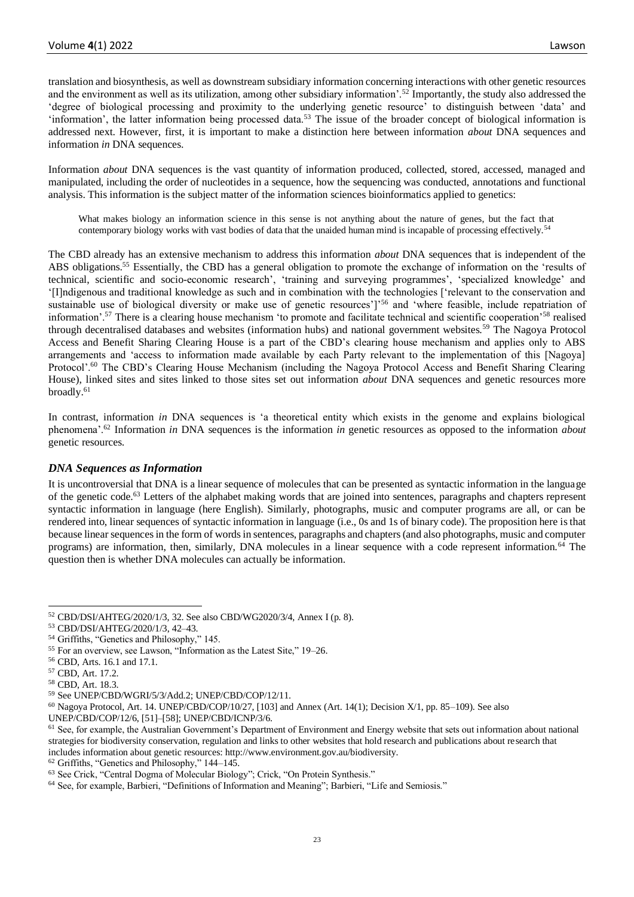translation and biosynthesis, as well as downstream subsidiary information concerning interactions with other genetic resources and the environment as well as its utilization, among other subsidiary information'.[52] Importantly, the study also addressed the 'degree of biological processing and proximity to the underlying genetic resource' to distinguish between 'data' and 'information', the latter information being processed data.[53] The issue of the broader concept of biological information is addressed next. However, first, it is important to make a distinction here between information *about* DNA sequences and information *in* DNA sequences.

Information *about* DNA sequences is the vast quantity of information produced, collected, stored, accessed, managed and manipulated, including the order of nucleotides in a sequence, how the sequencing was conducted, annotations and functional analysis. This information is the subject matter of the information sciences bioinformatics applied to genetics:

> What makes biology an information science in this sense is not anything about the nature of genes, but the fact that contemporary biology works with vast bodies of data that the unaided human mind is incapable of processing effectively.[54]

The CBD already has an extensive mechanism to address this information *about* DNA sequences that is independent of the ABS obligations.[55] Essentially, the CBD has a general obligation to promote the exchange of information on the 'results of technical, scientific and socio-economic research', 'training and surveying programmes', 'specialized knowledge' and '[I]ndigenous and traditional knowledge as such and in combination with the technologies ['relevant to the conservation and sustainable use of biological diversity or make use of genetic resources']'[56] and 'where feasible, include repatriation of information'.[57] There is a clearing house mechanism 'to promote and facilitate technical and scientific cooperation'[58] realised through decentralised databases and websites (information hubs) and national government websites.[59] The Nagoya Protocol Access and Benefit Sharing Clearing House is a part of the CBD's clearing house mechanism and applies only to ABS arrangements and 'access to information made available by each Party relevant to the implementation of this [Nagoya] Protocol'.[60] The CBD's Clearing House Mechanism (including the Nagoya Protocol Access and Benefit Sharing Clearing House), linked sites and sites linked to those sites set out information *about* DNA sequences and genetic resources more broadly.[61]

In contrast, information *in* DNA sequences is 'a theoretical entity which exists in the genome and explains biological phenomena'.[62] Information *in* DNA sequences is the information *in* genetic resources as opposed to the information *about* genetic resources.

### *DNA Sequences as Information*

It is uncontroversial that DNA is a linear sequence of molecules that can be presented as syntactic information in the language of the genetic code.[63] Letters of the alphabet making words that are joined into sentences, paragraphs and chapters represent syntactic information in language (here English). Similarly, photographs, music and computer programs are all, or can be rendered into, linear sequences of syntactic information in language (i.e., 0s and 1s of binary code). The proposition here is that because linear sequences in the form of words in sentences, paragraphs and chapters (and also photographs, music and computer programs) are information, then, similarly, DNA molecules in a linear sequence with a code represent information.[64] The question then is whether DNA molecules can actually be information.

---

[52] CBD/DSI/AHTEG/2020/1/3, 32. See also CBD/WG2020/3/4, Annex I (p. 8).

[53] CBD/DSI/AHTEG/2020/1/3, 42–43.

[54] Griffiths, "Genetics and Philosophy," 145.

[55] For an overview, see Lawson, "Information as the Latest Site," 19–26.

[56] CBD, Arts. 16.1 and 17.1.

[57] CBD, Art. 17.2.

[58] CBD, Art. 18.3.

[59] See UNEP/CBD/WGRI/5/3/Add.2; UNEP/CBD/COP/12/11.

[60] Nagoya Protocol, Art. 14. UNEP/CBD/COP/10/27, [103] and Annex (Art. 14(1); Decision X/1, pp. 85–109). See also UNEP/CBD/COP/12/6, [51]–[58]; UNEP/CBD/ICNP/3/6.

[61] See, for example, the Australian Government's Department of Environment and Energy website that sets out information about national strategies for biodiversity conservation, regulation and links to other websites that hold research and publications about research that includes information about genetic resources: http://www.environment.gov.au/biodiversity.

[62] Griffiths, "Genetics and Philosophy," 144–145.

[63] See Crick, "Central Dogma of Molecular Biology"; Crick, "On Protein Synthesis."

[64] See, for example, Barbieri, "Definitions of Information and Meaning"; Barbieri, "Life and Semiosis."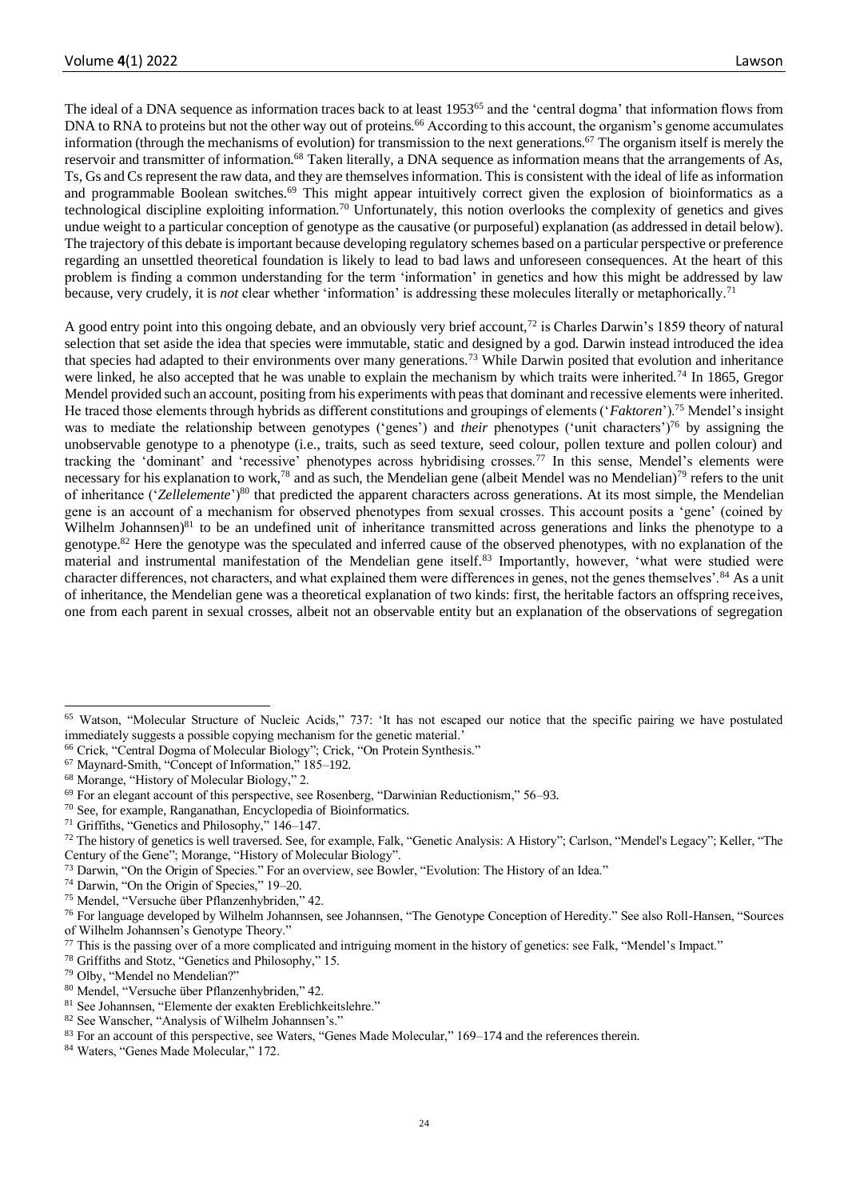The ideal of a DNA sequence as information traces back to at least 1953[65] and the 'central dogma' that information flows from DNA to RNA to proteins but not the other way out of proteins.[66] According to this account, the organism's genome accumulates information (through the mechanisms of evolution) for transmission to the next generations.[67] The organism itself is merely the reservoir and transmitter of information.[68] Taken literally, a DNA sequence as information means that the arrangements of As, Ts, Gs and Cs represent the raw data, and they are themselves information. This is consistent with the ideal of life as information and programmable Boolean switches.[69] This might appear intuitively correct given the explosion of bioinformatics as a technological discipline exploiting information.[70] Unfortunately, this notion overlooks the complexity of genetics and gives undue weight to a particular conception of genotype as the causative (or purposeful) explanation (as addressed in detail below). The trajectory of this debate is important because developing regulatory schemes based on a particular perspective or preference regarding an unsettled theoretical foundation is likely to lead to bad laws and unforeseen consequences. At the heart of this problem is finding a common understanding for the term 'information' in genetics and how this might be addressed by law because, very crudely, it is *not* clear whether 'information' is addressing these molecules literally or metaphorically.[71]

A good entry point into this ongoing debate, and an obviously very brief account,[72] is Charles Darwin's 1859 theory of natural selection that set aside the idea that species were immutable, static and designed by a god. Darwin instead introduced the idea that species had adapted to their environments over many generations.[73] While Darwin posited that evolution and inheritance were linked, he also accepted that he was unable to explain the mechanism by which traits were inherited.[74] In 1865, Gregor Mendel provided such an account, positing from his experiments with peas that dominant and recessive elements were inherited. He traced those elements through hybrids as different constitutions and groupings of elements ('*Faktoren*').[75] Mendel's insight was to mediate the relationship between genotypes ('genes') and *their* phenotypes ('unit characters')[76] by assigning the unobservable genotype to a phenotype (i.e., traits, such as seed texture, seed colour, pollen texture and pollen colour) and tracking the 'dominant' and 'recessive' phenotypes across hybridising crosses.[77] In this sense, Mendel's elements were necessary for his explanation to work,[78] and as such, the Mendelian gene (albeit Mendel was no Mendelian)[79] refers to the unit of inheritance ('*Zellelemente*')[80] that predicted the apparent characters across generations. At its most simple, the Mendelian gene is an account of a mechanism for observed phenotypes from sexual crosses. This account posits a 'gene' (coined by Wilhelm Johannsen)[81] to be an undefined unit of inheritance transmitted across generations and links the phenotype to a genotype.[82] Here the genotype was the speculated and inferred cause of the observed phenotypes, with no explanation of the material and instrumental manifestation of the Mendelian gene itself.[83] Importantly, however, 'what were studied were character differences, not characters, and what explained them were differences in genes, not the genes themselves'.[84] As a unit of inheritance, the Mendelian gene was a theoretical explanation of two kinds: first, the heritable factors an offspring receives, one from each parent in sexual crosses, albeit not an observable entity but an explanation of the observations of segregation

---

[65] Watson, "Molecular Structure of Nucleic Acids," 737: 'It has not escaped our notice that the specific pairing we have postulated immediately suggests a possible copying mechanism for the genetic material.'

[66] Crick, "Central Dogma of Molecular Biology"; Crick, "On Protein Synthesis."

[67] Maynard-Smith, "Concept of Information," 185–192.

[68] Morange, "History of Molecular Biology," 2.

[69] For an elegant account of this perspective, see Rosenberg, "Darwinian Reductionism," 56–93.

[70] See, for example, Ranganathan, Encyclopedia of Bioinformatics.

[71] Griffiths, "Genetics and Philosophy," 146–147.

[72] The history of genetics is well traversed. See, for example, Falk, "Genetic Analysis: A History"; Carlson, "Mendel's Legacy"; Keller, "The Century of the Gene"; Morange, "History of Molecular Biology".

[73] Darwin, "On the Origin of Species." For an overview, see Bowler, "Evolution: The History of an Idea."

[74] Darwin, "On the Origin of Species," 19–20.

[75] Mendel, "Versuche über Pflanzenhybriden," 42.

[76] For language developed by Wilhelm Johannsen, see Johannsen, "The Genotype Conception of Heredity." See also Roll-Hansen, "Sources of Wilhelm Johannsen's Genotype Theory."

[77] This is the passing over of a more complicated and intriguing moment in the history of genetics: see Falk, "Mendel's Impact."

[78] Griffiths and Stotz, "Genetics and Philosophy," 15.

[79] Olby, "Mendel no Mendelian?"

[80] Mendel, "Versuche über Pflanzenhybriden," 42.

[81] See Johannsen, "Elemente der exakten Ereblichkeitslehre."

[82] See Wanscher, "Analysis of Wilhelm Johannsen's."

[83] For an account of this perspective, see Waters, "Genes Made Molecular," 169–174 and the references therein.

[84] Waters, "Genes Made Molecular," 172.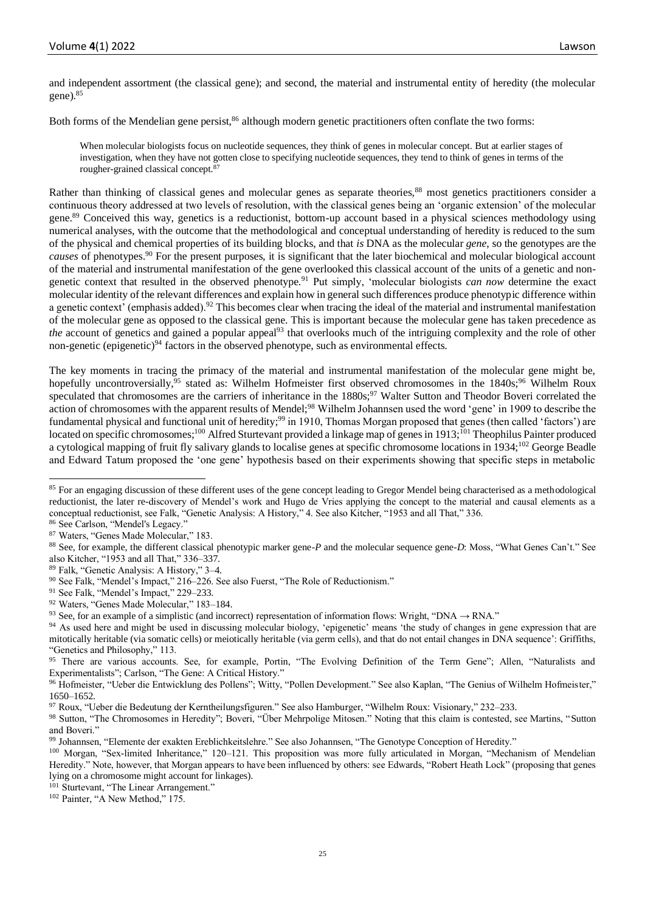and independent assortment (the classical gene); and second, the material and instrumental entity of heredity (the molecular gene).[85]

Both forms of the Mendelian gene persist,[86] although modern genetic practitioners often conflate the two forms:

> When molecular biologists focus on nucleotide sequences, they think of genes in molecular concept. But at earlier stages of investigation, when they have not gotten close to specifying nucleotide sequences, they tend to think of genes in terms of the rougher-grained classical concept.[87]

Rather than thinking of classical genes and molecular genes as separate theories,[88] most genetics practitioners consider a continuous theory addressed at two levels of resolution, with the classical genes being an 'organic extension' of the molecular gene.[89] Conceived this way, genetics is a reductionist, bottom-up account based in a physical sciences methodology using numerical analyses, with the outcome that the methodological and conceptual understanding of heredity is reduced to the sum of the physical and chemical properties of its building blocks, and that *is* DNA as the molecular *gene*, so the genotypes are the *causes* of phenotypes.[90] For the present purposes, it is significant that the later biochemical and molecular biological account of the material and instrumental manifestation of the gene overlooked this classical account of the units of a genetic and non-genetic context that resulted in the observed phenotype.[91] Put simply, 'molecular biologists *can now* determine the exact molecular identity of the relevant differences and explain how in general such differences produce phenotypic difference within a genetic context' (emphasis added).[92] This becomes clear when tracing the ideal of the material and instrumental manifestation of the molecular gene as opposed to the classical gene. This is important because the molecular gene has taken precedence as *the* account of genetics and gained a popular appeal[93] that overlooks much of the intriguing complexity and the role of other non-genetic (epigenetic)[94] factors in the observed phenotype, such as environmental effects.

The key moments in tracing the primacy of the material and instrumental manifestation of the molecular gene might be, hopefully uncontroversially,[95] stated as: Wilhelm Hofmeister first observed chromosomes in the 1840s;[96] Wilhelm Roux speculated that chromosomes are the carriers of inheritance in the 1880s;[97] Walter Sutton and Theodor Boveri correlated the action of chromosomes with the apparent results of Mendel;[98] Wilhelm Johannsen used the word 'gene' in 1909 to describe the fundamental physical and functional unit of heredity;[99] in 1910, Thomas Morgan proposed that genes (then called 'factors') are located on specific chromosomes;[100] Alfred Sturtevant provided a linkage map of genes in 1913;[101] Theophilus Painter produced a cytological mapping of fruit fly salivary glands to localise genes at specific chromosome locations in 1934;[102] George Beadle and Edward Tatum proposed the 'one gene' hypothesis based on their experiments showing that specific steps in metabolic

---

[85] For an engaging discussion of these different uses of the gene concept leading to Gregor Mendel being characterised as a methodological reductionist, the later re-discovery of Mendel's work and Hugo de Vries applying the concept to the material and causal elements as a conceptual reductionist, see Falk, "Genetic Analysis: A History," 4. See also Kitcher, "1953 and all That," 336.

[86] See Carlson, "Mendel's Legacy."

[87] Waters, "Genes Made Molecular," 183.

[88] See, for example, the different classical phenotypic marker gene-*P* and the molecular sequence gene-*D*: Moss, "What Genes Can't." See also Kitcher, "1953 and all That," 336–337.

[89] Falk, "Genetic Analysis: A History," 3–4.

[90] See Falk, "Mendel's Impact," 216–226. See also Fuerst, "The Role of Reductionism."

[91] See Falk, "Mendel's Impact," 229–233.

[92] Waters, "Genes Made Molecular," 183–184.

[93] See, for an example of a simplistic (and incorrect) representation of information flows: Wright, "DNA → RNA."

[94] As used here and might be used in discussing molecular biology, 'epigenetic' means 'the study of changes in gene expression that are mitotically heritable (via somatic cells) or meiotically heritable (via germ cells), and that do not entail changes in DNA sequence': Griffiths, "Genetics and Philosophy," 113.

[95] There are various accounts. See, for example, Portin, "The Evolving Definition of the Term Gene"; Allen, "Naturalists and Experimentalists"; Carlson, "The Gene: A Critical History."

[96] Hofmeister, "Ueber die Entwicklung des Pollens"; Witty, "Pollen Development." See also Kaplan, "The Genius of Wilhelm Hofmeister," 1650–1652.

[97] Roux, "Ueber die Bedeutung der Kerntheilungsfiguren." See also Hamburger, "Wilhelm Roux: Visionary," 232–233.

[98] Sutton, "The Chromosomes in Heredity"; Boveri, "Über Mehrpolige Mitosen." Noting that this claim is contested, see Martins, "Sutton and Boveri."

[99] Johannsen, "Elemente der exakten Ereblichkeitslehre." See also Johannsen, "The Genotype Conception of Heredity."

[100] Morgan, "Sex-limited Inheritance," 120–121. This proposition was more fully articulated in Morgan, "Mechanism of Mendelian Heredity." Note, however, that Morgan appears to have been influenced by others: see Edwards, "Robert Heath Lock" (proposing that genes lying on a chromosome might account for linkages).

[101] Sturtevant, "The Linear Arrangement."

[102] Painter, "A New Method," 175.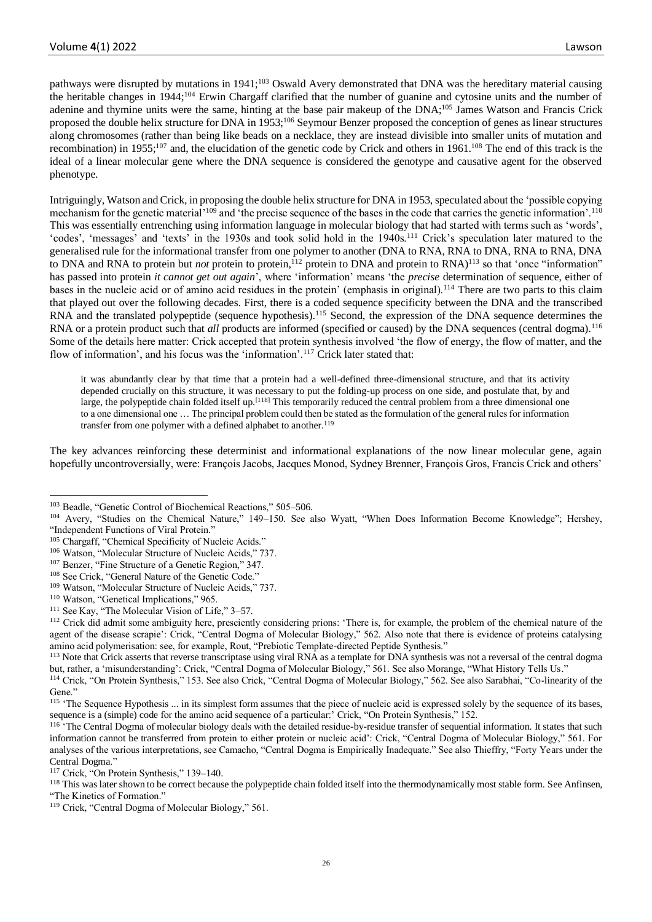pathways were disrupted by mutations in 1941;[103] Oswald Avery demonstrated that DNA was the hereditary material causing the heritable changes in 1944;[104] Erwin Chargaff clarified that the number of guanine and cytosine units and the number of adenine and thymine units were the same, hinting at the base pair makeup of the DNA;[105] James Watson and Francis Crick proposed the double helix structure for DNA in 1953;[106] Seymour Benzer proposed the conception of genes as linear structures along chromosomes (rather than being like beads on a necklace, they are instead divisible into smaller units of mutation and recombination) in 1955;[107] and, the elucidation of the genetic code by Crick and others in 1961.[108] The end of this track is the ideal of a linear molecular gene where the DNA sequence is considered the genotype and causative agent for the observed phenotype.

Intriguingly, Watson and Crick, in proposing the double helix structure for DNA in 1953, speculated about the 'possible copying mechanism for the genetic material'[109] and 'the precise sequence of the bases in the code that carries the genetic information'.[110] This was essentially entrenching using information language in molecular biology that had started with terms such as 'words', 'codes', 'messages' and 'texts' in the 1930s and took solid hold in the 1940s.[111] Crick's speculation later matured to the generalised rule for the informational transfer from one polymer to another (DNA to RNA, RNA to DNA, RNA to RNA, DNA to DNA and RNA to protein but *not* protein to protein,[112] protein to DNA and protein to RNA)[113] so that 'once "information" has passed into protein *it cannot get out again*', where 'information' means 'the *precise* determination of sequence, either of bases in the nucleic acid or of amino acid residues in the protein' (emphasis in original).[114] There are two parts to this claim that played out over the following decades. First, there is a coded sequence specificity between the DNA and the transcribed RNA and the translated polypeptide (sequence hypothesis).[115] Second, the expression of the DNA sequence determines the RNA or a protein product such that *all* products are informed (specified or caused) by the DNA sequences (central dogma).[116] Some of the details here matter: Crick accepted that protein synthesis involved 'the flow of energy, the flow of matter, and the flow of information', and his focus was the 'information'.[117] Crick later stated that:

> it was abundantly clear by that time that a protein had a well-defined three-dimensional structure, and that its activity depended crucially on this structure, it was necessary to put the folding-up process on one side, and postulate that, by and large, the polypeptide chain folded itself up.[118] This temporarily reduced the central problem from a three dimensional one to a one dimensional one … The principal problem could then be stated as the formulation of the general rules for information transfer from one polymer with a defined alphabet to another.[119]

The key advances reinforcing these determinist and informational explanations of the now linear molecular gene, again hopefully uncontroversially, were: François Jacobs, Jacques Monod, Sydney Brenner, François Gros, Francis Crick and others'

---

[103] Beadle, "Genetic Control of Biochemical Reactions," 505–506.

[104] Avery, "Studies on the Chemical Nature," 149–150. See also Wyatt, "When Does Information Become Knowledge"; Hershey, "Independent Functions of Viral Protein."

[105] Chargaff, "Chemical Specificity of Nucleic Acids."

[106] Watson, "Molecular Structure of Nucleic Acids," 737.

[107] Benzer, "Fine Structure of a Genetic Region," 347.

[108] See Crick, "General Nature of the Genetic Code."

[109] Watson, "Molecular Structure of Nucleic Acids," 737.

[110] Watson, "Genetical Implications," 965.

[111] See Kay, "The Molecular Vision of Life," 3–57.

[112] Crick did admit some ambiguity here, presciently considering prions: 'There is, for example, the problem of the chemical nature of the agent of the disease scrapie': Crick, "Central Dogma of Molecular Biology," 562. Also note that there is evidence of proteins catalysing amino acid polymerisation: see, for example, Rout, "Prebiotic Template-directed Peptide Synthesis."

[113] Note that Crick asserts that reverse transcriptase using viral RNA as a template for DNA synthesis was not a reversal of the central dogma but, rather, a 'misunderstanding': Crick, "Central Dogma of Molecular Biology," 561. See also Morange, "What History Tells Us."

[114] Crick, "On Protein Synthesis," 153. See also Crick, "Central Dogma of Molecular Biology," 562. See also Sarabhai, "Co-linearity of the Gene."

[115] 'The Sequence Hypothesis ... in its simplest form assumes that the piece of nucleic acid is expressed solely by the sequence of its bases, sequence is a (simple) code for the amino acid sequence of a particular:' Crick, "On Protein Synthesis," 152.

[116] 'The Central Dogma of molecular biology deals with the detailed residue-by-residue transfer of sequential information. It states that such information cannot be transferred from protein to either protein or nucleic acid': Crick, "Central Dogma of Molecular Biology," 561. For analyses of the various interpretations, see Camacho, "Central Dogma is Empirically Inadequate." See also Thieffry, "Forty Years under the Central Dogma."

[117] Crick, "On Protein Synthesis," 139–140.

[118] This was later shown to be correct because the polypeptide chain folded itself into the thermodynamically most stable form. See Anfinsen, "The Kinetics of Formation."

[119] Crick, "Central Dogma of Molecular Biology," 561.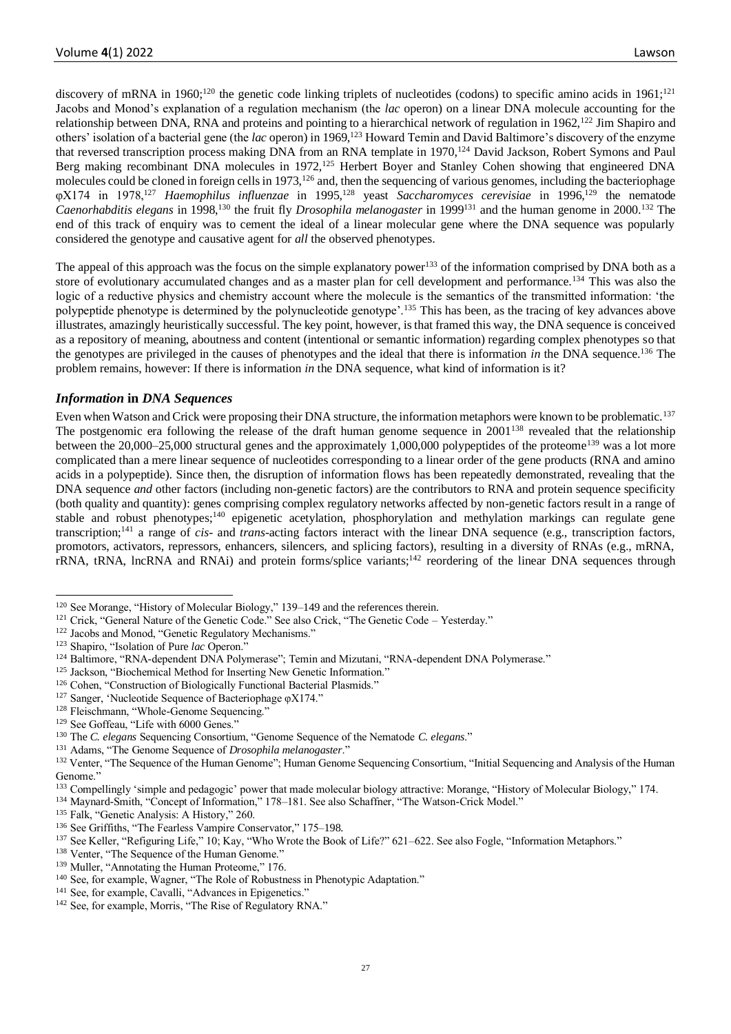discovery of mRNA in 1960;[120] the genetic code linking triplets of nucleotides (codons) to specific amino acids in 1961;[121] Jacobs and Monod's explanation of a regulation mechanism (the *lac* operon) on a linear DNA molecule accounting for the relationship between DNA, RNA and proteins and pointing to a hierarchical network of regulation in 1962,[122] Jim Shapiro and others' isolation of a bacterial gene (the *lac* operon) in 1969,[123] Howard Temin and David Baltimore's discovery of the enzyme that reversed transcription process making DNA from an RNA template in 1970,[124] David Jackson, Robert Symons and Paul Berg making recombinant DNA molecules in 1972,[125] Herbert Boyer and Stanley Cohen showing that engineered DNA molecules could be cloned in foreign cells in 1973,[126] and, then the sequencing of various genomes, including the bacteriophage φX174 in 1978,[127] *Haemophilus influenzae* in 1995,[128] yeast *Saccharomyces cerevisiae* in 1996,[129] the nematode *Caenorhabditis elegans* in 1998,[130] the fruit fly *Drosophila melanogaster* in 1999[131] and the human genome in 2000.[132] The end of this track of enquiry was to cement the ideal of a linear molecular gene where the DNA sequence was popularly considered the genotype and causative agent for *all* the observed phenotypes.

The appeal of this approach was the focus on the simple explanatory power[133] of the information comprised by DNA both as a store of evolutionary accumulated changes and as a master plan for cell development and performance.[134] This was also the logic of a reductive physics and chemistry account where the molecule is the semantics of the transmitted information: 'the polypeptide phenotype is determined by the polynucleotide genotype'.[135] This has been, as the tracing of key advances above illustrates, amazingly heuristically successful. The key point, however, is that framed this way, the DNA sequence is conceived as a repository of meaning, aboutness and content (intentional or semantic information) regarding complex phenotypes so that the genotypes are privileged in the causes of phenotypes and the ideal that there is information *in* the DNA sequence.[136] The problem remains, however: If there is information *in* the DNA sequence, what kind of information is it?

### *Information* in *DNA Sequences*

Even when Watson and Crick were proposing their DNA structure, the information metaphors were known to be problematic.[137] The postgenomic era following the release of the draft human genome sequence in 2001[138] revealed that the relationship between the 20,000–25,000 structural genes and the approximately 1,000,000 polypeptides of the proteome[139] was a lot more complicated than a mere linear sequence of nucleotides corresponding to a linear order of the gene products (RNA and amino acids in a polypeptide). Since then, the disruption of information flows has been repeatedly demonstrated, revealing that the DNA sequence *and* other factors (including non-genetic factors) are the contributors to RNA and protein sequence specificity (both quality and quantity): genes comprising complex regulatory networks affected by non-genetic factors result in a range of stable and robust phenotypes;[140] epigenetic acetylation, phosphorylation and methylation markings can regulate gene transcription;[141] a range of *cis*- and *trans*-acting factors interact with the linear DNA sequence (e.g., transcription factors, promotors, activators, repressors, enhancers, silencers, and splicing factors), resulting in a diversity of RNAs (e.g., mRNA, rRNA, tRNA, lncRNA and RNAi) and protein forms/splice variants;[142] reordering of the linear DNA sequences through

---

[120] See Morange, "History of Molecular Biology," 139–149 and the references therein.

[121] Crick, "General Nature of the Genetic Code." See also Crick, "The Genetic Code – Yesterday."

[122] Jacobs and Monod, "Genetic Regulatory Mechanisms."

[123] Shapiro, "Isolation of Pure *lac* Operon."

[124] Baltimore, "RNA-dependent DNA Polymerase"; Temin and Mizutani, "RNA-dependent DNA Polymerase."

[125] Jackson, "Biochemical Method for Inserting New Genetic Information."

[126] Cohen, "Construction of Biologically Functional Bacterial Plasmids."

[127] Sanger, 'Nucleotide Sequence of Bacteriophage φX174."

[128] Fleischmann, "Whole-Genome Sequencing."

[129] See Goffeau, "Life with 6000 Genes."

[130] The *C. elegans* Sequencing Consortium, "Genome Sequence of the Nematode *C. elegans*."

[131] Adams, "The Genome Sequence of *Drosophila melanogaster*."

[132] Venter, "The Sequence of the Human Genome"; Human Genome Sequencing Consortium, "Initial Sequencing and Analysis of the Human Genome."

[133] Compellingly 'simple and pedagogic' power that made molecular biology attractive: Morange, "History of Molecular Biology," 174.

[134] Maynard-Smith, "Concept of Information," 178–181. See also Schaffner, "The Watson-Crick Model."

[135] Falk, "Genetic Analysis: A History," 260.

[136] See Griffiths, "The Fearless Vampire Conservator," 175–198.

[137] See Keller, "Refiguring Life," 10; Kay, "Who Wrote the Book of Life?" 621–622. See also Fogle, "Information Metaphors."

[138] Venter, "The Sequence of the Human Genome."

[139] Muller, "Annotating the Human Proteome," 176.

[140] See, for example, Wagner, "The Role of Robustness in Phenotypic Adaptation."

[141] See, for example, Cavalli, "Advances in Epigenetics."

[142] See, for example, Morris, "The Rise of Regulatory RNA."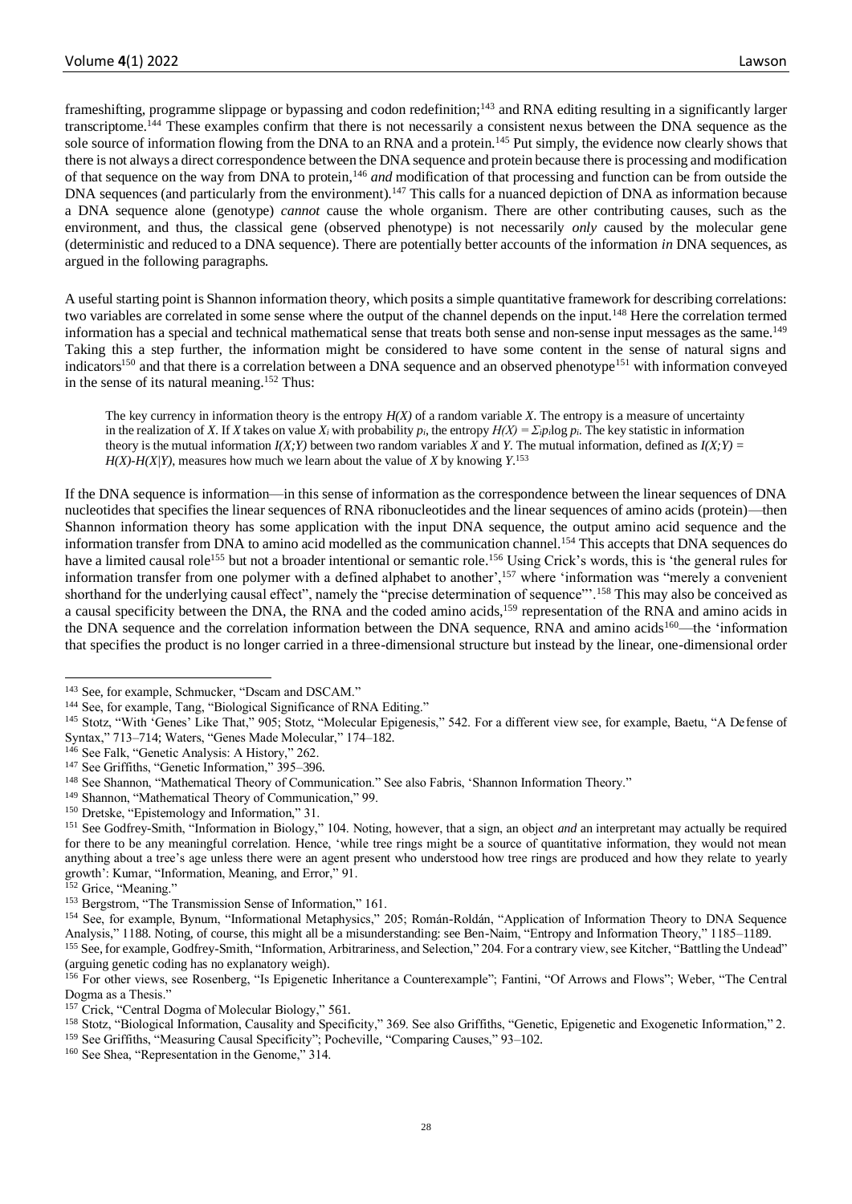frameshifting, programme slippage or bypassing and codon redefinition;[143] and RNA editing resulting in a significantly larger transcriptome.[144] These examples confirm that there is not necessarily a consistent nexus between the DNA sequence as the sole source of information flowing from the DNA to an RNA and a protein.[145] Put simply, the evidence now clearly shows that there is not always a direct correspondence between the DNA sequence and protein because there is processing and modification of that sequence on the way from DNA to protein,[146] *and* modification of that processing and function can be from outside the DNA sequences (and particularly from the environment).[147] This calls for a nuanced depiction of DNA as information because a DNA sequence alone (genotype) *cannot* cause the whole organism. There are other contributing causes, such as the environment, and thus, the classical gene (observed phenotype) is not necessarily *only* caused by the molecular gene (deterministic and reduced to a DNA sequence). There are potentially better accounts of the information *in* DNA sequences, as argued in the following paragraphs.

A useful starting point is Shannon information theory, which posits a simple quantitative framework for describing correlations: two variables are correlated in some sense where the output of the channel depends on the input.[148] Here the correlation termed information has a special and technical mathematical sense that treats both sense and non-sense input messages as the same.[149] Taking this a step further, the information might be considered to have some content in the sense of natural signs and indicators[150] and that there is a correlation between a DNA sequence and an observed phenotype[151] with information conveyed in the sense of its natural meaning.[152] Thus:

> The key currency in information theory is the entropy $H(X)$ of a random variable $X$. The entropy is a measure of uncertainty in the realization of $X$. If $X$ takes on value $X_i$ with probability $p_i$, the entropy $H(X) = \Sigma_i p_i \log p_i$. The key statistic in information theory is the mutual information $I(X;Y)$ between two random variables $X$ and $Y$. The mutual information, defined as $I(X;Y) = H(X)-H(X|Y)$, measures how much we learn about the value of $X$ by knowing $Y$.[153]

If the DNA sequence is information—in this sense of information as the correspondence between the linear sequences of DNA nucleotides that specifies the linear sequences of RNA ribonucleotides and the linear sequences of amino acids (protein)—then Shannon information theory has some application with the input DNA sequence, the output amino acid sequence and the information transfer from DNA to amino acid modelled as the communication channel.[154] This accepts that DNA sequences do have a limited causal role[155] but not a broader intentional or semantic role.[156] Using Crick's words, this is 'the general rules for information transfer from one polymer with a defined alphabet to another',[157] where 'information was "merely a convenient shorthand for the underlying causal effect", namely the "precise determination of sequence"'.[158] This may also be conceived as a causal specificity between the DNA, the RNA and the coded amino acids,[159] representation of the RNA and amino acids in the DNA sequence and the correlation information between the DNA sequence, RNA and amino acids[160]—the 'information that specifies the product is no longer carried in a three-dimensional structure but instead by the linear, one-dimensional order

---

[143] See, for example, Schmucker, "Dscam and DSCAM."

[144] See, for example, Tang, "Biological Significance of RNA Editing."

[145] Stotz, "With 'Genes' Like That," 905; Stotz, "Molecular Epigenesis," 542. For a different view see, for example, Baetu, "A Defense of Syntax," 713–714; Waters, "Genes Made Molecular," 174–182.

[146] See Falk, "Genetic Analysis: A History," 262.

[147] See Griffiths, "Genetic Information," 395–396.

[148] See Shannon, "Mathematical Theory of Communication." See also Fabris, 'Shannon Information Theory."

[149] Shannon, "Mathematical Theory of Communication," 99.

[150] Dretske, "Epistemology and Information," 31.

[151] See Godfrey-Smith, "Information in Biology," 104. Noting, however, that a sign, an object *and* an interpretant may actually be required for there to be any meaningful correlation. Hence, 'while tree rings might be a source of quantitative information, they would not mean anything about a tree's age unless there were an agent present who understood how tree rings are produced and how they relate to yearly growth': Kumar, "Information, Meaning, and Error," 91.

[152] Grice, "Meaning."

[153] Bergstrom, "The Transmission Sense of Information," 161.

[154] See, for example, Bynum, "Informational Metaphysics," 205; Román-Roldán, "Application of Information Theory to DNA Sequence Analysis," 1188. Noting, of course, this might all be a misunderstanding: see Ben-Naim, "Entropy and Information Theory," 1185–1189.

[155] See, for example, Godfrey-Smith, "Information, Arbitrariness, and Selection," 204. For a contrary view, see Kitcher, "Battling the Undead" (arguing genetic coding has no explanatory weigh).

[156] For other views, see Rosenberg, "Is Epigenetic Inheritance a Counterexample"; Fantini, "Of Arrows and Flows"; Weber, "The Central Dogma as a Thesis."

[157] Crick, "Central Dogma of Molecular Biology," 561.

[158] Stotz, "Biological Information, Causality and Specificity," 369. See also Griffiths, "Genetic, Epigenetic and Exogenetic Information," 2.

[159] See Griffiths, "Measuring Causal Specificity"; Pocheville, "Comparing Causes," 93–102.

[160] See Shea, "Representation in the Genome," 314.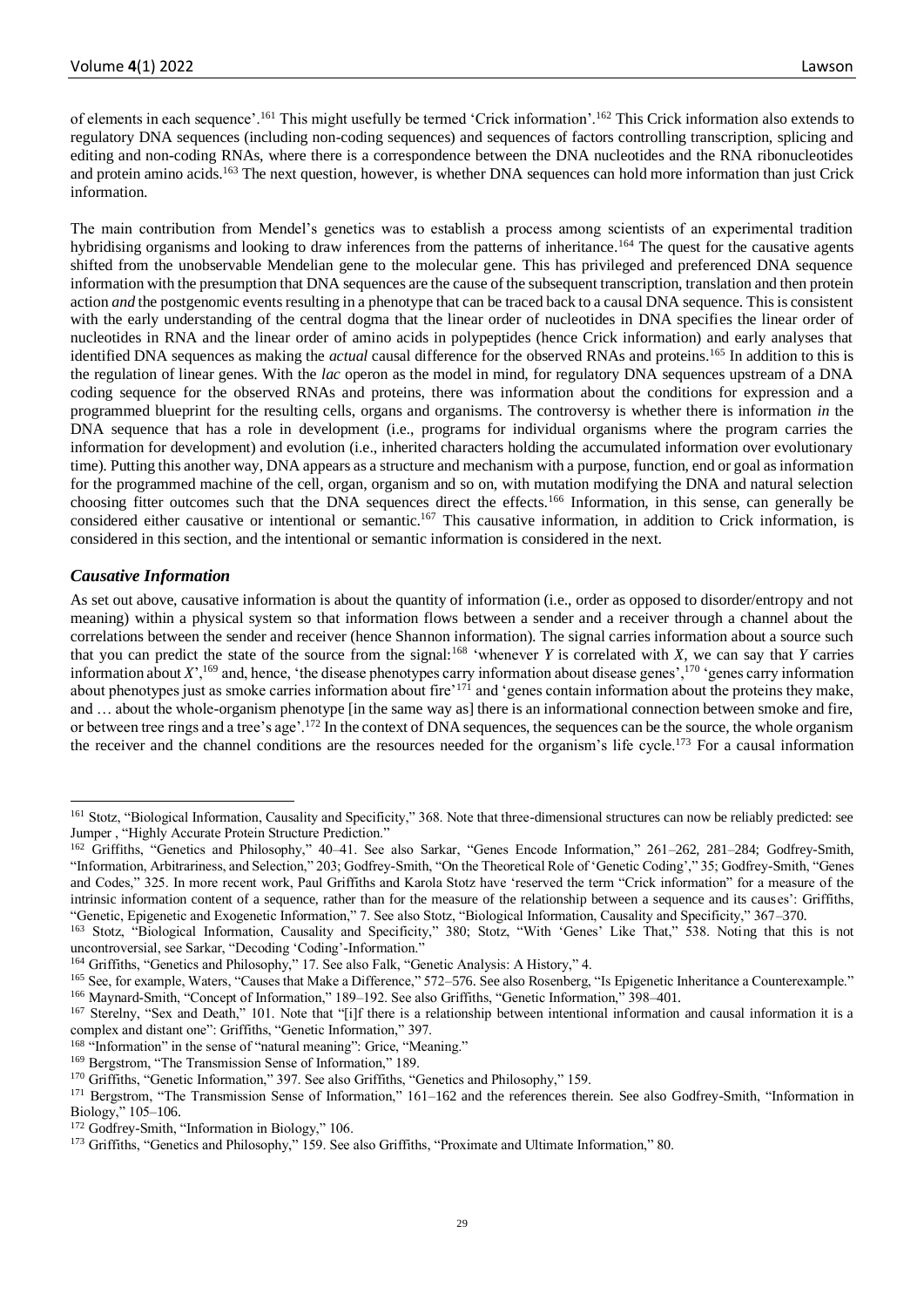of elements in each sequence'.[161] This might usefully be termed 'Crick information'.[162] This Crick information also extends to regulatory DNA sequences (including non-coding sequences) and sequences of factors controlling transcription, splicing and editing and non-coding RNAs, where there is a correspondence between the DNA nucleotides and the RNA ribonucleotides and protein amino acids.[163] The next question, however, is whether DNA sequences can hold more information than just Crick information.

The main contribution from Mendel's genetics was to establish a process among scientists of an experimental tradition hybridising organisms and looking to draw inferences from the patterns of inheritance.[164] The quest for the causative agents shifted from the unobservable Mendelian gene to the molecular gene. This has privileged and preferenced DNA sequence information with the presumption that DNA sequences are the cause of the subsequent transcription, translation and then protein action *and* the postgenomic events resulting in a phenotype that can be traced back to a causal DNA sequence. This is consistent with the early understanding of the central dogma that the linear order of nucleotides in DNA specifies the linear order of nucleotides in RNA and the linear order of amino acids in polypeptides (hence Crick information) and early analyses that identified DNA sequences as making the *actual* causal difference for the observed RNAs and proteins.[165] In addition to this is the regulation of linear genes. With the *lac* operon as the model in mind, for regulatory DNA sequences upstream of a DNA coding sequence for the observed RNAs and proteins, there was information about the conditions for expression and a programmed blueprint for the resulting cells, organs and organisms. The controversy is whether there is information *in* the DNA sequence that has a role in development (i.e., programs for individual organisms where the program carries the information for development) and evolution (i.e., inherited characters holding the accumulated information over evolutionary time). Putting this another way, DNA appears as a structure and mechanism with a purpose, function, end or goal as information for the programmed machine of the cell, organ, organism and so on, with mutation modifying the DNA and natural selection choosing fitter outcomes such that the DNA sequences direct the effects.[166] Information, in this sense, can generally be considered either causative or intentional or semantic.[167] This causative information, in addition to Crick information, is considered in this section, and the intentional or semantic information is considered in the next.

### *Causative Information*

As set out above, causative information is about the quantity of information (i.e., order as opposed to disorder/entropy and not meaning) within a physical system so that information flows between a sender and a receiver through a channel about the correlations between the sender and receiver (hence Shannon information). The signal carries information about a source such that you can predict the state of the source from the signal:[168] 'whenever *Y* is correlated with *X*, we can say that *Y* carries information about *X*',[169] and, hence, 'the disease phenotypes carry information about disease genes',[170] 'genes carry information about phenotypes just as smoke carries information about fire'[171] and 'genes contain information about the proteins they make, and … about the whole-organism phenotype [in the same way as] there is an informational connection between smoke and fire, or between tree rings and a tree's age'.[172] In the context of DNA sequences, the sequences can be the source, the whole organism the receiver and the channel conditions are the resources needed for the organism's life cycle.[173] For a causal information

---

[161] Stotz, "Biological Information, Causality and Specificity," 368. Note that three-dimensional structures can now be reliably predicted: see Jumper , "Highly Accurate Protein Structure Prediction."

[162] Griffiths, "Genetics and Philosophy," 40–41. See also Sarkar, "Genes Encode Information," 261–262, 281–284; Godfrey-Smith, "Information, Arbitrariness, and Selection," 203; Godfrey-Smith, "On the Theoretical Role of 'Genetic Coding'," 35; Godfrey-Smith, "Genes and Codes," 325. In more recent work, Paul Griffiths and Karola Stotz have 'reserved the term "Crick information" for a measure of the intrinsic information content of a sequence, rather than for the measure of the relationship between a sequence and its causes': Griffiths, "Genetic, Epigenetic and Exogenetic Information," 7. See also Stotz, "Biological Information, Causality and Specificity," 367–370.

[163] Stotz, "Biological Information, Causality and Specificity," 380; Stotz, "With 'Genes' Like That," 538. Noting that this is not uncontroversial, see Sarkar, "Decoding 'Coding'-Information."

[164] Griffiths, "Genetics and Philosophy," 17. See also Falk, "Genetic Analysis: A History," 4.

[165] See, for example, Waters, "Causes that Make a Difference," 572–576. See also Rosenberg, "Is Epigenetic Inheritance a Counterexample."

[166] Maynard-Smith, "Concept of Information," 189–192. See also Griffiths, "Genetic Information," 398–401.

[167] Sterelny, "Sex and Death," 101. Note that "[i]f there is a relationship between intentional information and causal information it is a complex and distant one": Griffiths, "Genetic Information," 397.

[168] "Information" in the sense of "natural meaning": Grice, "Meaning."

[169] Bergstrom, "The Transmission Sense of Information," 189.

[170] Griffiths, "Genetic Information," 397. See also Griffiths, "Genetics and Philosophy," 159.

[171] Bergstrom, "The Transmission Sense of Information," 161–162 and the references therein. See also Godfrey-Smith, "Information in Biology," 105–106.

[172] Godfrey-Smith, "Information in Biology," 106.

[173] Griffiths, "Genetics and Philosophy," 159. See also Griffiths, "Proximate and Ultimate Information," 80.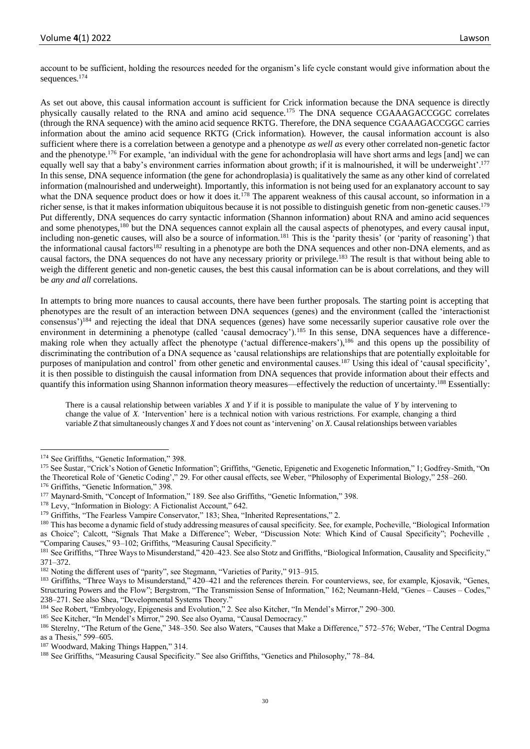account to be sufficient, holding the resources needed for the organism's life cycle constant would give information about the sequences.[174]

As set out above, this causal information account is sufficient for Crick information because the DNA sequence is directly physically causally related to the RNA and amino acid sequence.[175] The DNA sequence CGAAAGACCGGC correlates (through the RNA sequence) with the amino acid sequence RKTG. Therefore, the DNA sequence CGAAAGACCGGC carries information about the amino acid sequence RKTG (Crick information). However, the causal information account is also sufficient where there is a correlation between a genotype and a phenotype *as well as* every other correlated non-genetic factor and the phenotype.[176] For example, 'an individual with the gene for achondroplasia will have short arms and legs [and] we can equally well say that a baby's environment carries information about growth; if it is malnourished, it will be underweight'.[177] In this sense, DNA sequence information (the gene for achondroplasia) is qualitatively the same as any other kind of correlated information (malnourished and underweight). Importantly, this information is not being used for an explanatory account to say what the DNA sequence product does or how it does it.[178] The apparent weakness of this causal account, so information in a richer sense, is that it makes information ubiquitous because it is not possible to distinguish genetic from non-genetic causes.[179] Put differently, DNA sequences do carry syntactic information (Shannon information) about RNA and amino acid sequences and some phenotypes,[180] but the DNA sequences cannot explain all the causal aspects of phenotypes, and every causal input, including non-genetic causes, will also be a source of information.[181] This is the 'parity thesis' (or 'parity of reasoning') that the informational causal factors[182] resulting in a phenotype are both the DNA sequences and other non-DNA elements, and as causal factors, the DNA sequences do not have any necessary priority or privilege.[183] The result is that without being able to weigh the different genetic and non-genetic causes, the best this causal information can be is about correlations, and they will be *any and all* correlations.

In attempts to bring more nuances to causal accounts, there have been further proposals. The starting point is accepting that phenotypes are the result of an interaction between DNA sequences (genes) and the environment (called the 'interactionist consensus')[184] and rejecting the ideal that DNA sequences (genes) have some necessarily superior causative role over the environment in determining a phenotype (called 'causal democracy').[185] In this sense, DNA sequences have a difference-making role when they actually affect the phenotype ('actual difference-makers'),[186] and this opens up the possibility of discriminating the contribution of a DNA sequence as 'causal relationships are relationships that are potentially exploitable for purposes of manipulation and control' from other genetic and environmental causes.[187] Using this ideal of 'causal specificity', it is then possible to distinguish the causal information from DNA sequences that provide information about their effects and quantify this information using Shannon information theory measures—effectively the reduction of uncertainty.[188] Essentially:

> There is a causal relationship between variables *X* and *Y* if it is possible to manipulate the value of *Y* by intervening to change the value of *X*. 'Intervention' here is a technical notion with various restrictions. For example, changing a third variable *Z* that simultaneously changes *X* and *Y* does not count as 'intervening' on *X*. Causal relationships between variables

---

[174] See Griffiths, "Genetic Information," 398.

[175] See Šustar, "Crick's Notion of Genetic Information"; Griffiths, "Genetic, Epigenetic and Exogenetic Information," 1; Godfrey-Smith, "On the Theoretical Role of 'Genetic Coding'," 29. For other causal effects, see Weber, "Philosophy of Experimental Biology," 258–260.

[176] Griffiths, "Genetic Information," 398.

[177] Maynard-Smith, "Concept of Information," 189. See also Griffiths, "Genetic Information," 398.

[178] Levy, "Information in Biology: A Fictionalist Account," 642.

[179] Griffiths, "The Fearless Vampire Conservator," 183; Shea, "Inherited Representations," 2.

[180] This has become a dynamic field of study addressing measures of causal specificity. See, for example, Pocheville, "Biological Information as Choice"; Calcott, "Signals That Make a Difference"; Weber, "Discussion Note: Which Kind of Causal Specificity"; Pocheville , "Comparing Causes," 93–102; Griffiths, "Measuring Causal Specificity."

[181] See Griffiths, "Three Ways to Misunderstand," 420–423. See also Stotz and Griffiths, "Biological Information, Causality and Specificity," 371–372.

[182] Noting the different uses of "parity", see Stegmann, "Varieties of Parity," 913–915.

[183] Griffiths, "Three Ways to Misunderstand," 420–421 and the references therein. For counterviews, see, for example, Kjosavik, "Genes, Structuring Powers and the Flow"; Bergstrom, "The Transmission Sense of Information," 162; Neumann-Held, "Genes – Causes – Codes," 238–271. See also Shea, "Developmental Systems Theory."

[184] See Robert, "Embryology, Epigenesis and Evolution," 2. See also Kitcher, "In Mendel's Mirror," 290–300.

[185] See Kitcher, "In Mendel's Mirror," 290. See also Oyama, "Causal Democracy."

[186] Sterelny, "The Return of the Gene," 348–350. See also Waters, "Causes that Make a Difference," 572–576; Weber, "The Central Dogma as a Thesis," 599–605.

[187] Woodward, Making Things Happen," 314.

[188] See Griffiths, "Measuring Causal Specificity." See also Griffiths, "Genetics and Philosophy," 78–84.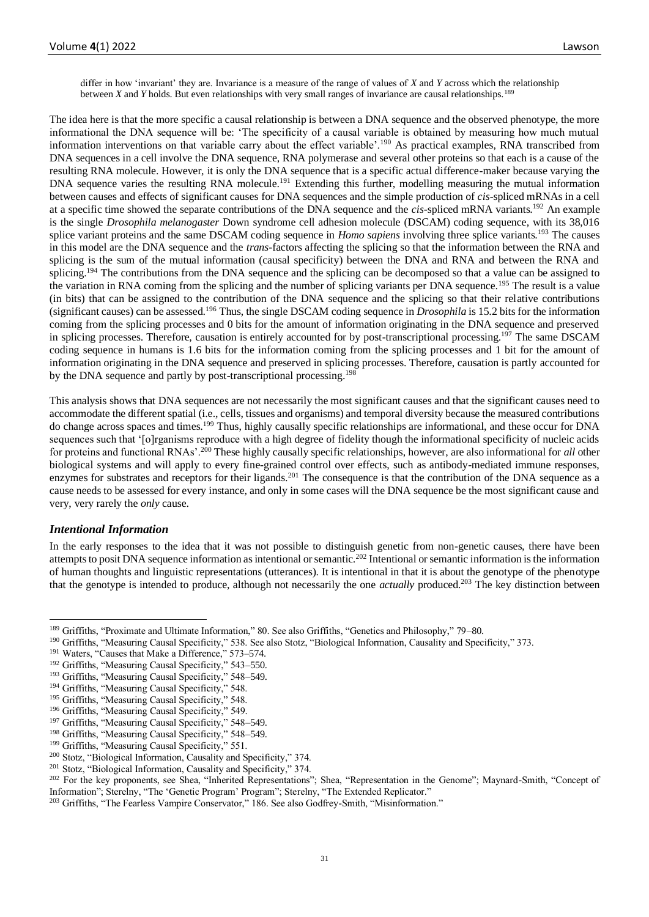differ in how 'invariant' they are. Invariance is a measure of the range of values of *X* and *Y* across which the relationship between *X* and *Y* holds. But even relationships with very small ranges of invariance are causal relationships.[189]

The idea here is that the more specific a causal relationship is between a DNA sequence and the observed phenotype, the more informational the DNA sequence will be: 'The specificity of a causal variable is obtained by measuring how much mutual information interventions on that variable carry about the effect variable'.[190] As practical examples, RNA transcribed from DNA sequences in a cell involve the DNA sequence, RNA polymerase and several other proteins so that each is a cause of the resulting RNA molecule. However, it is only the DNA sequence that is a specific actual difference-maker because varying the DNA sequence varies the resulting RNA molecule.[191] Extending this further, modelling measuring the mutual information between causes and effects of significant causes for DNA sequences and the simple production of *cis*-spliced mRNAs in a cell at a specific time showed the separate contributions of the DNA sequence and the *cis*-spliced mRNA variants.[192] An example is the single *Drosophila melanogaster* Down syndrome cell adhesion molecule (DSCAM) coding sequence, with its 38,016 splice variant proteins and the same DSCAM coding sequence in *Homo sapiens* involving three splice variants.[193] The causes in this model are the DNA sequence and the *trans*-factors affecting the splicing so that the information between the RNA and splicing is the sum of the mutual information (causal specificity) between the DNA and RNA and between the RNA and splicing.[194] The contributions from the DNA sequence and the splicing can be decomposed so that a value can be assigned to the variation in RNA coming from the splicing and the number of splicing variants per DNA sequence.[195] The result is a value (in bits) that can be assigned to the contribution of the DNA sequence and the splicing so that their relative contributions (significant causes) can be assessed.[196] Thus, the single DSCAM coding sequence in *Drosophila* is 15.2 bits for the information coming from the splicing processes and 0 bits for the amount of information originating in the DNA sequence and preserved in splicing processes. Therefore, causation is entirely accounted for by post-transcriptional processing.[197] The same DSCAM coding sequence in humans is 1.6 bits for the information coming from the splicing processes and 1 bit for the amount of information originating in the DNA sequence and preserved in splicing processes. Therefore, causation is partly accounted for by the DNA sequence and partly by post-transcriptional processing.[198]

This analysis shows that DNA sequences are not necessarily the most significant causes and that the significant causes need to accommodate the different spatial (i.e., cells, tissues and organisms) and temporal diversity because the measured contributions do change across spaces and times.[199] Thus, highly causally specific relationships are informational, and these occur for DNA sequences such that '[o]rganisms reproduce with a high degree of fidelity though the informational specificity of nucleic acids for proteins and functional RNAs'.[200] These highly causally specific relationships, however, are also informational for *all* other biological systems and will apply to every fine-grained control over effects, such as antibody-mediated immune responses, enzymes for substrates and receptors for their ligands.[201] The consequence is that the contribution of the DNA sequence as a cause needs to be assessed for every instance, and only in some cases will the DNA sequence be the most significant cause and very, very rarely the *only* cause.

### *Intentional Information*

In the early responses to the idea that it was not possible to distinguish genetic from non-genetic causes, there have been attempts to posit DNA sequence information as intentional or semantic.[202] Intentional or semantic information is the information of human thoughts and linguistic representations (utterances). It is intentional in that it is about the genotype of the phenotype that the genotype is intended to produce, although not necessarily the one *actually* produced.[203] The key distinction between

---

[189] Griffiths, "Proximate and Ultimate Information," 80. See also Griffiths, "Genetics and Philosophy," 79–80.

[190] Griffiths, "Measuring Causal Specificity," 538. See also Stotz, "Biological Information, Causality and Specificity," 373.

[191] Waters, "Causes that Make a Difference," 573–574.

[192] Griffiths, "Measuring Causal Specificity," 543–550.

[193] Griffiths, "Measuring Causal Specificity," 548–549.

[194] Griffiths, "Measuring Causal Specificity," 548.

[195] Griffiths, "Measuring Causal Specificity," 548.

[196] Griffiths, "Measuring Causal Specificity," 549.

[197] Griffiths, "Measuring Causal Specificity," 548–549.

[198] Griffiths, "Measuring Causal Specificity," 548–549.

[199] Griffiths, "Measuring Causal Specificity," 551.

[200] Stotz, "Biological Information, Causality and Specificity," 374.

[201] Stotz, "Biological Information, Causality and Specificity," 374.

[202] For the key proponents, see Shea, "Inherited Representations"; Shea, "Representation in the Genome"; Maynard-Smith, "Concept of Information"; Sterelny, "The 'Genetic Program' Program"; Sterelny, "The Extended Replicator."

[203] Griffiths, "The Fearless Vampire Conservator," 186. See also Godfrey-Smith, "Misinformation."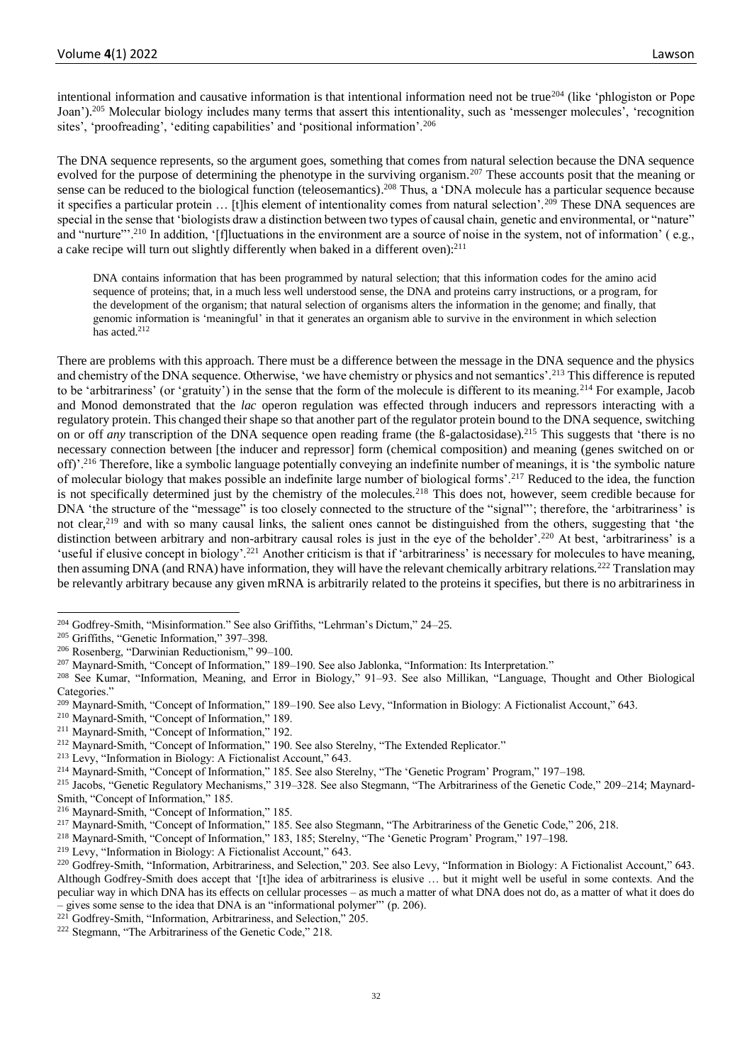intentional information and causative information is that intentional information need not be true[204] (like 'phlogiston or Pope Joan').[205] Molecular biology includes many terms that assert this intentionality, such as 'messenger molecules', 'recognition sites', 'proofreading', 'editing capabilities' and 'positional information'.[206]

The DNA sequence represents, so the argument goes, something that comes from natural selection because the DNA sequence evolved for the purpose of determining the phenotype in the surviving organism.[207] These accounts posit that the meaning or sense can be reduced to the biological function (teleosemantics).[208] Thus, a 'DNA molecule has a particular sequence because it specifies a particular protein … [t]his element of intentionality comes from natural selection'.[209] These DNA sequences are special in the sense that 'biologists draw a distinction between two types of causal chain, genetic and environmental, or "nature" and "nurture"'.[210] In addition, '[f]luctuations in the environment are a source of noise in the system, not of information' ( e.g., a cake recipe will turn out slightly differently when baked in a different oven):[211]

> DNA contains information that has been programmed by natural selection; that this information codes for the amino acid sequence of proteins; that, in a much less well understood sense, the DNA and proteins carry instructions, or a program, for the development of the organism; that natural selection of organisms alters the information in the genome; and finally, that genomic information is 'meaningful' in that it generates an organism able to survive in the environment in which selection has acted.[212]

There are problems with this approach. There must be a difference between the message in the DNA sequence and the physics and chemistry of the DNA sequence. Otherwise, 'we have chemistry or physics and not semantics'.[213] This difference is reputed to be 'arbitrariness' (or 'gratuity') in the sense that the form of the molecule is different to its meaning.[214] For example, Jacob and Monod demonstrated that the *lac* operon regulation was effected through inducers and repressors interacting with a regulatory protein. This changed their shape so that another part of the regulator protein bound to the DNA sequence, switching on or off *any* transcription of the DNA sequence open reading frame (the ß-galactosidase).[215] This suggests that 'there is no necessary connection between [the inducer and repressor] form (chemical composition) and meaning (genes switched on or off)'.[216] Therefore, like a symbolic language potentially conveying an indefinite number of meanings, it is 'the symbolic nature of molecular biology that makes possible an indefinite large number of biological forms'.[217] Reduced to the idea, the function is not specifically determined just by the chemistry of the molecules.[218] This does not, however, seem credible because for DNA 'the structure of the "message" is too closely connected to the structure of the "signal"'; therefore, the 'arbitrariness' is not clear,[219] and with so many causal links, the salient ones cannot be distinguished from the others, suggesting that 'the distinction between arbitrary and non-arbitrary causal roles is just in the eye of the beholder'.[220] At best, 'arbitrariness' is a 'useful if elusive concept in biology'.[221] Another criticism is that if 'arbitrariness' is necessary for molecules to have meaning, then assuming DNA (and RNA) have information, they will have the relevant chemically arbitrary relations.[222] Translation may be relevantly arbitrary because any given mRNA is arbitrarily related to the proteins it specifies, but there is no arbitrariness in

---

[204] Godfrey-Smith, "Misinformation." See also Griffiths, "Lehrman's Dictum," 24–25.

[205] Griffiths, "Genetic Information," 397–398.

[206] Rosenberg, "Darwinian Reductionism," 99–100.

[207] Maynard-Smith, "Concept of Information," 189–190. See also Jablonka, "Information: Its Interpretation."

[208] See Kumar, "Information, Meaning, and Error in Biology," 91–93. See also Millikan, "Language, Thought and Other Biological Categories."

[209] Maynard-Smith, "Concept of Information," 189–190. See also Levy, "Information in Biology: A Fictionalist Account," 643.

[210] Maynard-Smith, "Concept of Information," 189.

[211] Maynard-Smith, "Concept of Information," 192.

[212] Maynard-Smith, "Concept of Information," 190. See also Sterelny, "The Extended Replicator."

[213] Levy, "Information in Biology: A Fictionalist Account," 643.

[214] Maynard-Smith, "Concept of Information," 185. See also Sterelny, "The 'Genetic Program' Program," 197–198.

[215] Jacobs, "Genetic Regulatory Mechanisms," 319–328. See also Stegmann, "The Arbitrariness of the Genetic Code," 209–214; Maynard-Smith, "Concept of Information," 185.

[216] Maynard-Smith, "Concept of Information," 185.

[217] Maynard-Smith, "Concept of Information," 185. See also Stegmann, "The Arbitrariness of the Genetic Code," 206, 218.

[218] Maynard-Smith, "Concept of Information," 183, 185; Sterelny, "The 'Genetic Program' Program," 197–198.

[219] Levy, "Information in Biology: A Fictionalist Account," 643.

[220] Godfrey-Smith, "Information, Arbitrariness, and Selection," 203. See also Levy, "Information in Biology: A Fictionalist Account," 643. Although Godfrey-Smith does accept that '[t]he idea of arbitrariness is elusive … but it might well be useful in some contexts. And the peculiar way in which DNA has its effects on cellular processes – as much a matter of what DNA does not do, as a matter of what it does do – gives some sense to the idea that DNA is an "informational polymer"' (p. 206).

[221] Godfrey-Smith, "Information, Arbitrariness, and Selection," 205.

[222] Stegmann, "The Arbitrariness of the Genetic Code," 218.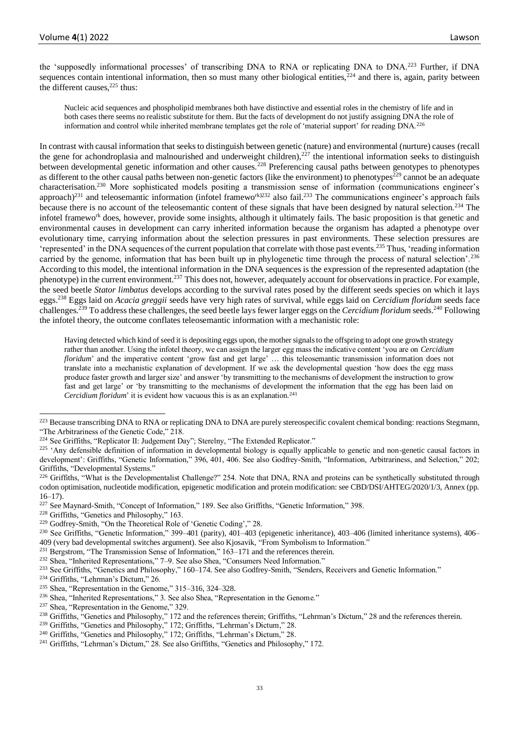the 'supposedly informational processes' of transcribing DNA to RNA or replicating DNA to DNA.[223] Further, if DNA sequences contain intentional information, then so must many other biological entities,[224] and there is, again, parity between the different causes,[225] thus:

> Nucleic acid sequences and phospholipid membranes both have distinctive and essential roles in the chemistry of life and in both cases there seems no realistic substitute for them. But the facts of development do not justify assigning DNA the role of information and control while inherited membrane templates get the role of 'material support' for reading DNA.[226]

In contrast with causal information that seeks to distinguish between genetic (nature) and environmental (nurture) causes (recall the gene for achondroplasia and malnourished and underweight children),[227] the intentional information seeks to distinguish between developmental genetic information and other causes.[228] Preferencing causal paths between genotypes to phenotypes as different to the other causal paths between non-genetic factors (like the environment) to phenotypes[229] cannot be an adequate characterisation.[230] More sophisticated models positing a transmission sense of information (communications engineer's approach)[231] and teleosemantic information (infotel framework)[232] also fail.[233] The communications engineer's approach fails because there is no account of the teleosemantic content of these signals that have been designed by natural selection.[234] The infotel framework does, however, provide some insights, although it ultimately fails. The basic proposition is that genetic and environmental causes in development can carry inherited information because the organism has adapted a phenotype over evolutionary time, carrying information about the selection pressures in past environments. These selection pressures are 'represented' in the DNA sequences of the current population that correlate with those past events.[235] Thus, 'reading information carried by the genome, information that has been built up in phylogenetic time through the process of natural selection'.[236] According to this model, the intentional information in the DNA sequences is the expression of the represented adaptation (the phenotype) in the current environment.[237] This does not, however, adequately account for observations in practice. For example, the seed beetle *Stator limbatus* develops according to the survival rates posed by the different seeds species on which it lays eggs.[238] Eggs laid on *Acacia greggii* seeds have very high rates of survival, while eggs laid on *Cercidium floridum* seeds face challenges.[239] To address these challenges, the seed beetle lays fewer larger eggs on the *Cercidium floridum* seeds.[240] Following the infotel theory, the outcome conflates teleosemantic information with a mechanistic role:

> Having detected which kind of seed it is depositing eggs upon, the mother signals to the offspring to adopt one growth strategy rather than another. Using the infotel theory, we can assign the larger egg mass the indicative content 'you are on *Cercidium floridum*' and the imperative content 'grow fast and get large' … this teleosemantic transmission information does not translate into a mechanistic explanation of development. If we ask the developmental question 'how does the egg mass produce faster growth and larger size' and answer 'by transmitting to the mechanisms of development the instruction to grow fast and get large' or 'by transmitting to the mechanisms of development the information that the egg has been laid on *Cercidium floridum*' it is evident how vacuous this is as an explanation.[241]

---

[223] Because transcribing DNA to RNA or replicating DNA to DNA are purely stereospecific covalent chemical bonding: reactions Stegmann, "The Arbitrariness of the Genetic Code," 218.

[224] See Griffiths, "Replicator II: Judgement Day"; Sterelny, "The Extended Replicator."

[225] 'Any defensible definition of information in developmental biology is equally applicable to genetic and non-genetic causal factors in development': Griffiths, "Genetic Information," 396, 401, 406. See also Godfrey-Smith, "Information, Arbitrariness, and Selection," 202; Griffiths, "Developmental Systems."

[226] Griffiths, "What is the Developmentalist Challenge?" 254. Note that DNA, RNA and proteins can be synthetically substituted through codon optimisation, nucleotide modification, epigenetic modification and protein modification: see CBD/DSI/AHTEG/2020/1/3, Annex (pp. 16–17).

[227] See Maynard-Smith, "Concept of Information," 189. See also Griffiths, "Genetic Information," 398.

[228] Griffiths, "Genetics and Philosophy," 163.

[229] Godfrey-Smith, "On the Theoretical Role of 'Genetic Coding'," 28.

[230] See Griffiths, "Genetic Information," 399–401 (parity), 401–403 (epigenetic inheritance), 403–406 (limited inheritance systems), 406–409 (very bad developmental switches argument). See also Kjosavik, "From Symbolism to Information."

[231] Bergstrom, "The Transmission Sense of Information," 163–171 and the references therein.

[232] Shea, "Inherited Representations," 7–9. See also Shea, "Consumers Need Information."

[233] See Griffiths, "Genetics and Philosophy," 160–174. See also Godfrey-Smith, "Senders, Receivers and Genetic Information."

[234] Griffiths, "Lehrman's Dictum," 26.

[235] Shea, "Representation in the Genome," 315–316, 324–328.

[236] Shea, "Inherited Representations," 3. See also Shea, "Representation in the Genome."

[237] Shea, "Representation in the Genome," 329.

[238] Griffiths, "Genetics and Philosophy," 172 and the references therein; Griffiths, "Lehrman's Dictum," 28 and the references therein.

[239] Griffiths, "Genetics and Philosophy," 172; Griffiths, "Lehrman's Dictum," 28.

[240] Griffiths, "Genetics and Philosophy," 172; Griffiths, "Lehrman's Dictum," 28.

[241] Griffiths, "Lehrman's Dictum," 28. See also Griffiths, "Genetics and Philosophy," 172.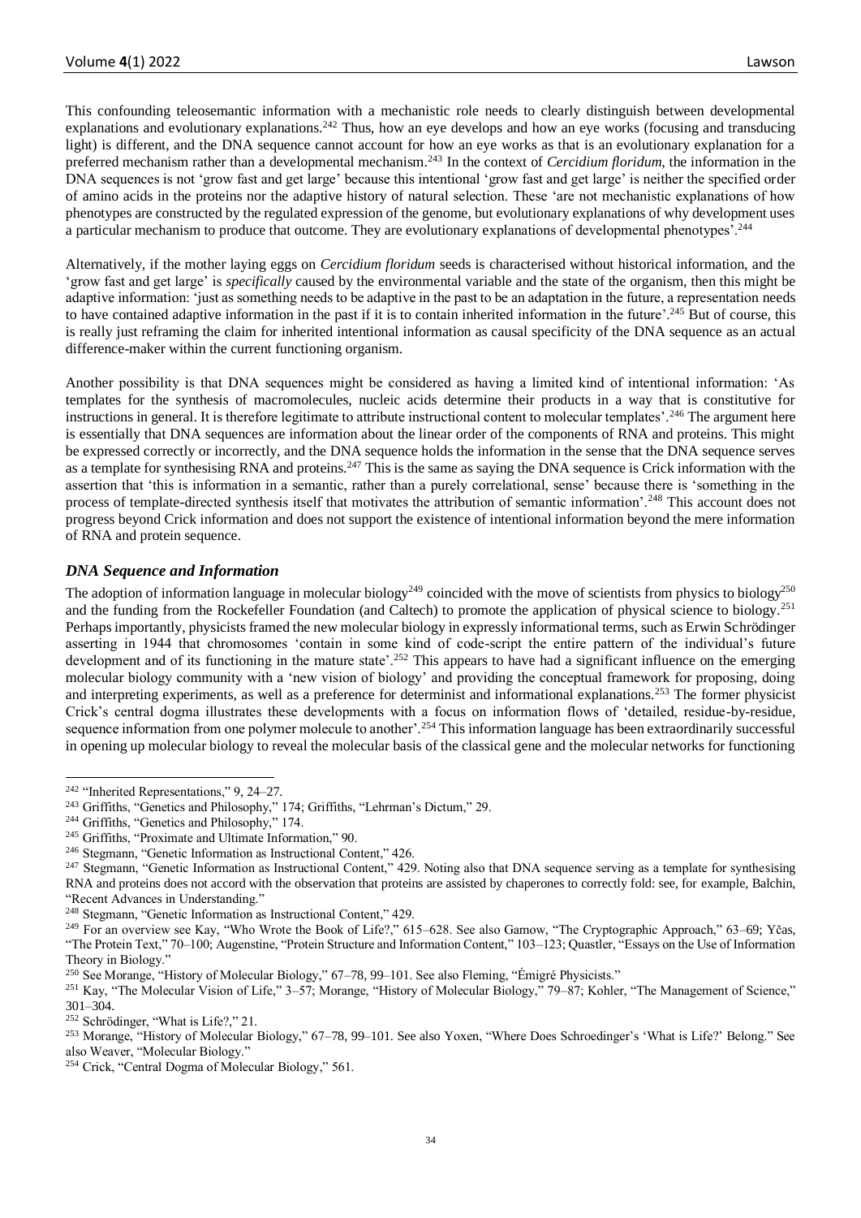This confounding teleosemantic information with a mechanistic role needs to clearly distinguish between developmental explanations and evolutionary explanations.[242] Thus, how an eye develops and how an eye works (focusing and transducing light) is different, and the DNA sequence cannot account for how an eye works as that is an evolutionary explanation for a preferred mechanism rather than a developmental mechanism.[243] In the context of *Cercidium floridum*, the information in the DNA sequences is not 'grow fast and get large' because this intentional 'grow fast and get large' is neither the specified order of amino acids in the proteins nor the adaptive history of natural selection. These 'are not mechanistic explanations of how phenotypes are constructed by the regulated expression of the genome, but evolutionary explanations of why development uses a particular mechanism to produce that outcome. They are evolutionary explanations of developmental phenotypes'.[244]

Alternatively, if the mother laying eggs on *Cercidium floridum* seeds is characterised without historical information, and the 'grow fast and get large' is *specifically* caused by the environmental variable and the state of the organism, then this might be adaptive information: 'just as something needs to be adaptive in the past to be an adaptation in the future, a representation needs to have contained adaptive information in the past if it is to contain inherited information in the future'.[245] But of course, this is really just reframing the claim for inherited intentional information as causal specificity of the DNA sequence as an actual difference-maker within the current functioning organism.

Another possibility is that DNA sequences might be considered as having a limited kind of intentional information: 'As templates for the synthesis of macromolecules, nucleic acids determine their products in a way that is constitutive for instructions in general. It is therefore legitimate to attribute instructional content to molecular templates'.[246] The argument here is essentially that DNA sequences are information about the linear order of the components of RNA and proteins. This might be expressed correctly or incorrectly, and the DNA sequence holds the information in the sense that the DNA sequence serves as a template for synthesising RNA and proteins.[247] This is the same as saying the DNA sequence is Crick information with the assertion that 'this is information in a semantic, rather than a purely correlational, sense' because there is 'something in the process of template-directed synthesis itself that motivates the attribution of semantic information'.[248] This account does not progress beyond Crick information and does not support the existence of intentional information beyond the mere information of RNA and protein sequence.

### *DNA Sequence and Information*

The adoption of information language in molecular biology[249] coincided with the move of scientists from physics to biology[250] and the funding from the Rockefeller Foundation (and Caltech) to promote the application of physical science to biology.[251] Perhaps importantly, physicists framed the new molecular biology in expressly informational terms, such as Erwin Schrödinger asserting in 1944 that chromosomes 'contain in some kind of code-script the entire pattern of the individual's future development and of its functioning in the mature state'.[252] This appears to have had a significant influence on the emerging molecular biology community with a 'new vision of biology' and providing the conceptual framework for proposing, doing and interpreting experiments, as well as a preference for determinist and informational explanations.[253] The former physicist Crick's central dogma illustrates these developments with a focus on information flows of 'detailed, residue-by-residue, sequence information from one polymer molecule to another'.[254] This information language has been extraordinarily successful in opening up molecular biology to reveal the molecular basis of the classical gene and the molecular networks for functioning

---

[242] "Inherited Representations," 9, 24–27.

[243] Griffiths, "Genetics and Philosophy," 174; Griffiths, "Lehrman's Dictum," 29.

[244] Griffiths, "Genetics and Philosophy," 174.

[245] Griffiths, "Proximate and Ultimate Information," 90.

[246] Stegmann, "Genetic Information as Instructional Content," 426.

[247] Stegmann, "Genetic Information as Instructional Content," 429. Noting also that DNA sequence serving as a template for synthesising RNA and proteins does not accord with the observation that proteins are assisted by chaperones to correctly fold: see, for example, Balchin, "Recent Advances in Understanding."

[248] Stegmann, "Genetic Information as Instructional Content," 429.

[249] For an overview see Kay, "Who Wrote the Book of Life?," 615–628. See also Gamow, "The Cryptographic Approach," 63–69; Yčas, "The Protein Text," 70–100; Augenstine, "Protein Structure and Information Content," 103–123; Quastler, "Essays on the Use of Information Theory in Biology."

[250] See Morange, "History of Molecular Biology," 67–78, 99–101. See also Fleming, "Émigré Physicists."

[251] Kay, "The Molecular Vision of Life," 3–57; Morange, "History of Molecular Biology," 79–87; Kohler, "The Management of Science," 301–304.

[252] Schrödinger, "What is Life?," 21.

[253] Morange, "History of Molecular Biology," 67–78, 99–101. See also Yoxen, "Where Does Schroedinger's 'What is Life?' Belong." See also Weaver, "Molecular Biology."

[254] Crick, "Central Dogma of Molecular Biology," 561.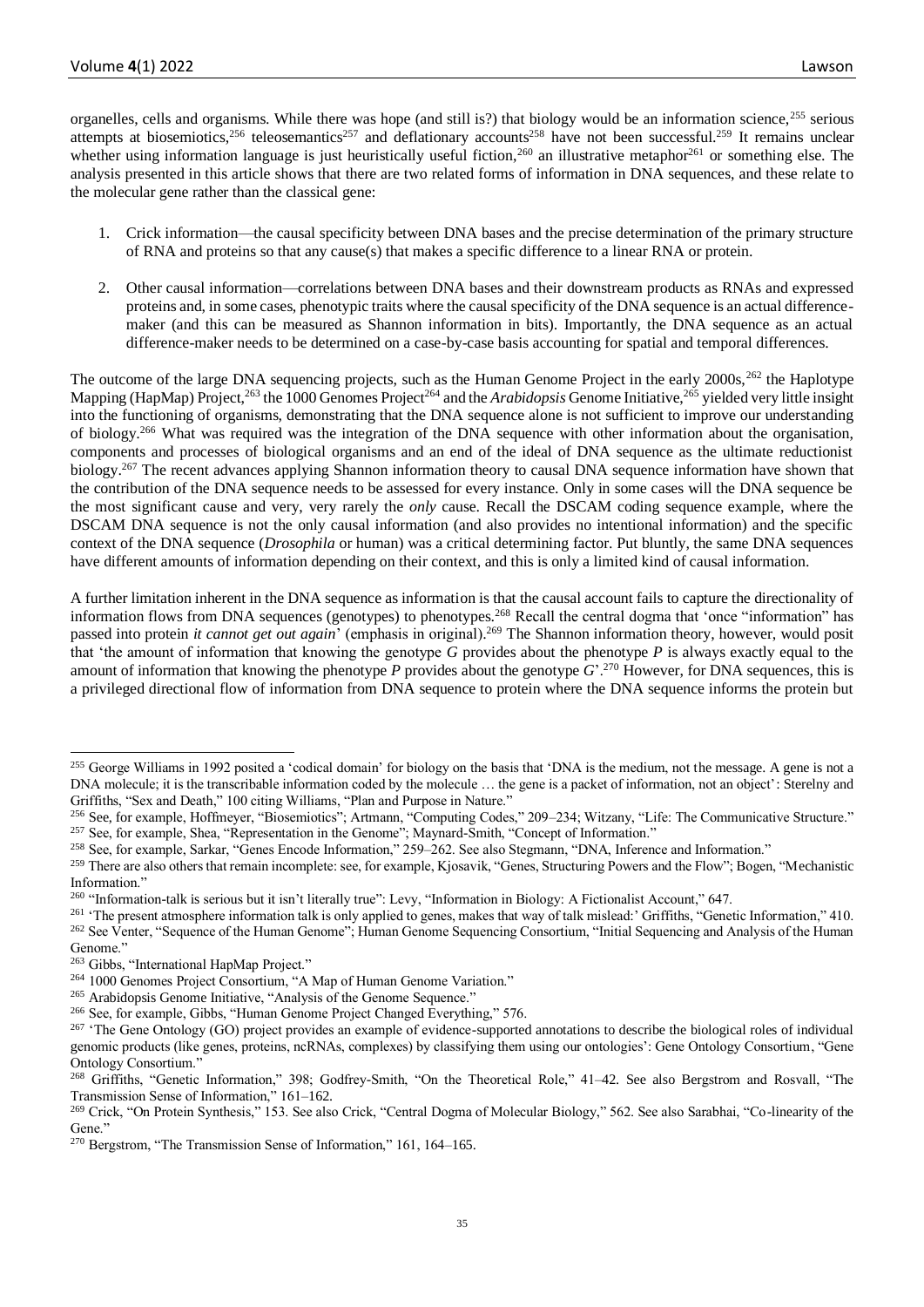organelles, cells and organisms. While there was hope (and still is?) that biology would be an information science,[255] serious attempts at biosemiotics,[256] teleosemantics[257] and deflationary accounts[258] have not been successful.[259] It remains unclear whether using information language is just heuristically useful fiction,[260] an illustrative metaphor[261] or something else. The analysis presented in this article shows that there are two related forms of information in DNA sequences, and these relate to the molecular gene rather than the classical gene:

1. Crick information—the causal specificity between DNA bases and the precise determination of the primary structure of RNA and proteins so that any cause(s) that makes a specific difference to a linear RNA or protein.

2. Other causal information—correlations between DNA bases and their downstream products as RNAs and expressed proteins and, in some cases, phenotypic traits where the causal specificity of the DNA sequence is an actual difference-maker (and this can be measured as Shannon information in bits). Importantly, the DNA sequence as an actual difference-maker needs to be determined on a case-by-case basis accounting for spatial and temporal differences.

The outcome of the large DNA sequencing projects, such as the Human Genome Project in the early 2000s,[262] the Haplotype Mapping (HapMap) Project,[263] the 1000 Genomes Project[264] and the *Arabidopsis* Genome Initiative,[265] yielded very little insight into the functioning of organisms, demonstrating that the DNA sequence alone is not sufficient to improve our understanding of biology.[266] What was required was the integration of the DNA sequence with other information about the organisation, components and processes of biological organisms and an end of the ideal of DNA sequence as the ultimate reductionist biology.[267] The recent advances applying Shannon information theory to causal DNA sequence information have shown that the contribution of the DNA sequence needs to be assessed for every instance. Only in some cases will the DNA sequence be the most significant cause and very, very rarely the *only* cause. Recall the DSCAM coding sequence example, where the DSCAM DNA sequence is not the only causal information (and also provides no intentional information) and the specific context of the DNA sequence (*Drosophila* or human) was a critical determining factor. Put bluntly, the same DNA sequences have different amounts of information depending on their context, and this is only a limited kind of causal information.

A further limitation inherent in the DNA sequence as information is that the causal account fails to capture the directionality of information flows from DNA sequences (genotypes) to phenotypes.[268] Recall the central dogma that 'once "information" has passed into protein *it cannot get out again*' (emphasis in original).[269] The Shannon information theory, however, would posit that 'the amount of information that knowing the genotype *G* provides about the phenotype *P* is always exactly equal to the amount of information that knowing the phenotype *P* provides about the genotype *G*'.[270] However, for DNA sequences, this is a privileged directional flow of information from DNA sequence to protein where the DNA sequence informs the protein but

---

[255] George Williams in 1992 posited a 'codical domain' for biology on the basis that 'DNA is the medium, not the message. A gene is not a DNA molecule; it is the transcribable information coded by the molecule … the gene is a packet of information, not an object': Sterelny and Griffiths, "Sex and Death," 100 citing Williams, "Plan and Purpose in Nature."

[256] See, for example, Hoffmeyer, "Biosemiotics"; Artmann, "Computing Codes," 209–234; Witzany, "Life: The Communicative Structure."

[257] See, for example, Shea, "Representation in the Genome"; Maynard-Smith, "Concept of Information."

[258] See, for example, Sarkar, "Genes Encode Information," 259–262. See also Stegmann, "DNA, Inference and Information."

[259] There are also others that remain incomplete: see, for example, Kjosavik, "Genes, Structuring Powers and the Flow"; Bogen, "Mechanistic Information."

[260] "Information-talk is serious but it isn't literally true": Levy, "Information in Biology: A Fictionalist Account," 647.

[261] 'The present atmosphere information talk is only applied to genes, makes that way of talk mislead:' Griffiths, "Genetic Information," 410.

[262] See Venter, "Sequence of the Human Genome"; Human Genome Sequencing Consortium, "Initial Sequencing and Analysis of the Human Genome."

[263] Gibbs, "International HapMap Project."

[264] 1000 Genomes Project Consortium, "A Map of Human Genome Variation."

[265] Arabidopsis Genome Initiative, "Analysis of the Genome Sequence."

[266] See, for example, Gibbs, "Human Genome Project Changed Everything," 576.

[267] 'The Gene Ontology (GO) project provides an example of evidence-supported annotations to describe the biological roles of individual genomic products (like genes, proteins, ncRNAs, complexes) by classifying them using our ontologies': Gene Ontology Consortium, "Gene Ontology Consortium."

[268] Griffiths, "Genetic Information," 398; Godfrey-Smith, "On the Theoretical Role," 41–42. See also Bergstrom and Rosvall, "The Transmission Sense of Information," 161–162.

[269] Crick, "On Protein Synthesis," 153. See also Crick, "Central Dogma of Molecular Biology," 562. See also Sarabhai, "Co-linearity of the Gene."

[270] Bergstrom, "The Transmission Sense of Information," 161, 164–165.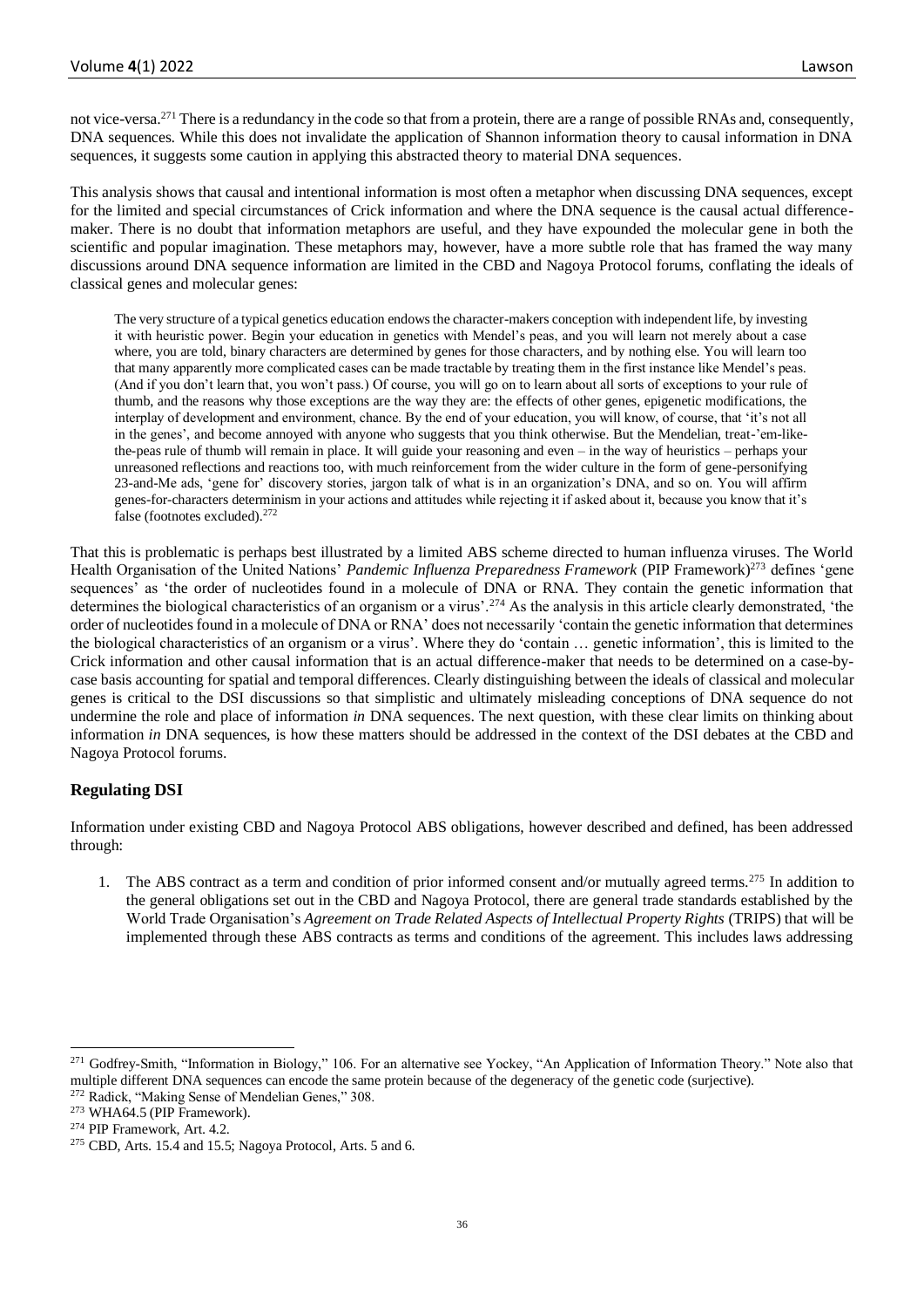not vice-versa.[271] There is a redundancy in the code so that from a protein, there are a range of possible RNAs and, consequently, DNA sequences. While this does not invalidate the application of Shannon information theory to causal information in DNA sequences, it suggests some caution in applying this abstracted theory to material DNA sequences.

This analysis shows that causal and intentional information is most often a metaphor when discussing DNA sequences, except for the limited and special circumstances of Crick information and where the DNA sequence is the causal actual difference-maker. There is no doubt that information metaphors are useful, and they have expounded the molecular gene in both the scientific and popular imagination. These metaphors may, however, have a more subtle role that has framed the way many discussions around DNA sequence information are limited in the CBD and Nagoya Protocol forums, conflating the ideals of classical genes and molecular genes:

> The very structure of a typical genetics education endows the character-makers conception with independent life, by investing it with heuristic power. Begin your education in genetics with Mendel's peas, and you will learn not merely about a case where, you are told, binary characters are determined by genes for those characters, and by nothing else. You will learn too that many apparently more complicated cases can be made tractable by treating them in the first instance like Mendel's peas. (And if you don't learn that, you won't pass.) Of course, you will go on to learn about all sorts of exceptions to your rule of thumb, and the reasons why those exceptions are the way they are: the effects of other genes, epigenetic modifications, the interplay of development and environment, chance. By the end of your education, you will know, of course, that 'it's not all in the genes', and become annoyed with anyone who suggests that you think otherwise. But the Mendelian, treat-'em-like-the-peas rule of thumb will remain in place. It will guide your reasoning and even – in the way of heuristics – perhaps your unreasoned reflections and reactions too, with much reinforcement from the wider culture in the form of gene-personifying 23-and-Me ads, 'gene for' discovery stories, jargon talk of what is in an organization's DNA, and so on. You will affirm genes-for-characters determinism in your actions and attitudes while rejecting it if asked about it, because you know that it's false (footnotes excluded).[272]

That this is problematic is perhaps best illustrated by a limited ABS scheme directed to human influenza viruses. The World Health Organisation of the United Nations' *Pandemic Influenza Preparedness Framework* (PIP Framework)[273] defines 'gene sequences' as 'the order of nucleotides found in a molecule of DNA or RNA. They contain the genetic information that determines the biological characteristics of an organism or a virus'.[274] As the analysis in this article clearly demonstrated, 'the order of nucleotides found in a molecule of DNA or RNA' does not necessarily 'contain the genetic information that determines the biological characteristics of an organism or a virus'. Where they do 'contain … genetic information', this is limited to the Crick information and other causal information that is an actual difference-maker that needs to be determined on a case-by-case basis accounting for spatial and temporal differences. Clearly distinguishing between the ideals of classical and molecular genes is critical to the DSI discussions so that simplistic and ultimately misleading conceptions of DNA sequence do not undermine the role and place of information *in* DNA sequences. The next question, with these clear limits on thinking about information *in* DNA sequences, is how these matters should be addressed in the context of the DSI debates at the CBD and Nagoya Protocol forums.

## Regulating DSI

Information under existing CBD and Nagoya Protocol ABS obligations, however described and defined, has been addressed through:

1. The ABS contract as a term and condition of prior informed consent and/or mutually agreed terms.[275] In addition to the general obligations set out in the CBD and Nagoya Protocol, there are general trade standards established by the World Trade Organisation's *Agreement on Trade Related Aspects of Intellectual Property Rights* (TRIPS) that will be implemented through these ABS contracts as terms and conditions of the agreement. This includes laws addressing

---

[271] Godfrey-Smith, "Information in Biology," 106. For an alternative see Yockey, "An Application of Information Theory." Note also that multiple different DNA sequences can encode the same protein because of the degeneracy of the genetic code (surjective).

[272] Radick, "Making Sense of Mendelian Genes," 308.

[273] WHA64.5 (PIP Framework).

[274] PIP Framework, Art. 4.2.

[275] CBD, Arts. 15.4 and 15.5; Nagoya Protocol, Arts. 5 and 6.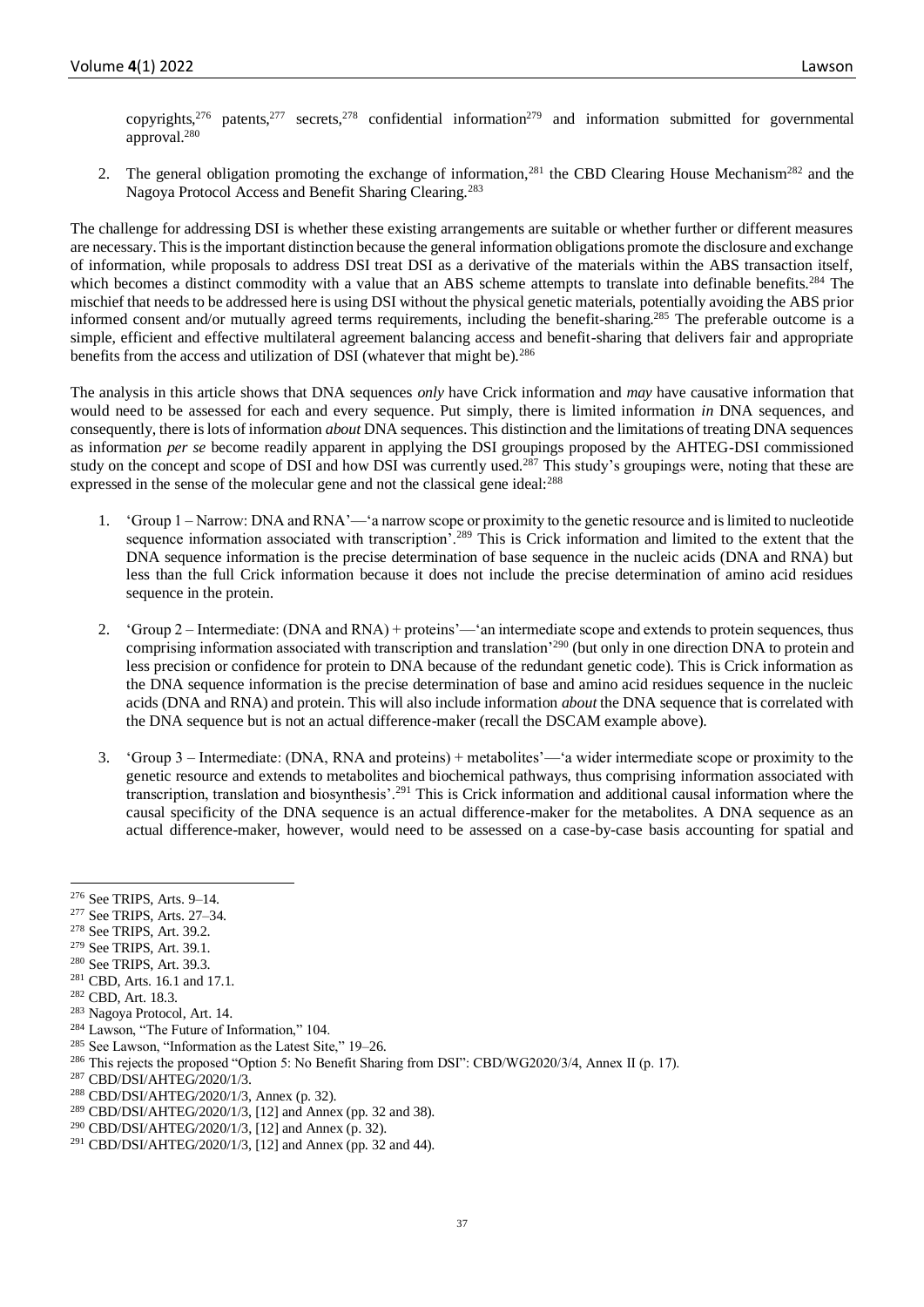copyrights,[276] patents,[277] secrets,[278] confidential information[279] and information submitted for governmental approval.[280]

2. The general obligation promoting the exchange of information,[281] the CBD Clearing House Mechanism[282] and the Nagoya Protocol Access and Benefit Sharing Clearing.[283]

The challenge for addressing DSI is whether these existing arrangements are suitable or whether further or different measures are necessary. This is the important distinction because the general information obligations promote the disclosure and exchange of information, while proposals to address DSI treat DSI as a derivative of the materials within the ABS transaction itself, which becomes a distinct commodity with a value that an ABS scheme attempts to translate into definable benefits.[284] The mischief that needs to be addressed here is using DSI without the physical genetic materials, potentially avoiding the ABS prior informed consent and/or mutually agreed terms requirements, including the benefit-sharing.[285] The preferable outcome is a simple, efficient and effective multilateral agreement balancing access and benefit-sharing that delivers fair and appropriate benefits from the access and utilization of DSI (whatever that might be).[286]

The analysis in this article shows that DNA sequences *only* have Crick information and *may* have causative information that would need to be assessed for each and every sequence. Put simply, there is limited information *in* DNA sequences, and consequently, there is lots of information *about* DNA sequences. This distinction and the limitations of treating DNA sequences as information *per se* become readily apparent in applying the DSI groupings proposed by the AHTEG-DSI commissioned study on the concept and scope of DSI and how DSI was currently used.[287] This study's groupings were, noting that these are expressed in the sense of the molecular gene and not the classical gene ideal:[288]

1. 'Group 1 – Narrow: DNA and RNA'—'a narrow scope or proximity to the genetic resource and is limited to nucleotide sequence information associated with transcription'.[289] This is Crick information and limited to the extent that the DNA sequence information is the precise determination of base sequence in the nucleic acids (DNA and RNA) but less than the full Crick information because it does not include the precise determination of amino acid residues sequence in the protein.

2. 'Group 2 – Intermediate: (DNA and RNA) + proteins'—'an intermediate scope and extends to protein sequences, thus comprising information associated with transcription and translation'[290] (but only in one direction DNA to protein and less precision or confidence for protein to DNA because of the redundant genetic code). This is Crick information as the DNA sequence information is the precise determination of base and amino acid residues sequence in the nucleic acids (DNA and RNA) and protein. This will also include information *about* the DNA sequence that is correlated with the DNA sequence but is not an actual difference-maker (recall the DSCAM example above).

3. 'Group 3 – Intermediate: (DNA, RNA and proteins) + metabolites'—'a wider intermediate scope or proximity to the genetic resource and extends to metabolites and biochemical pathways, thus comprising information associated with transcription, translation and biosynthesis'.[291] This is Crick information and additional causal information where the causal specificity of the DNA sequence is an actual difference-maker for the metabolites. A DNA sequence as an actual difference-maker, however, would need to be assessed on a case-by-case basis accounting for spatial and

---

[276] See TRIPS, Arts. 9–14.
[277] See TRIPS, Arts. 27–34.
[278] See TRIPS, Art. 39.2.
[279] See TRIPS, Art. 39.1.
[280] See TRIPS, Art. 39.3.
[281] CBD, Arts. 16.1 and 17.1.
[282] CBD, Art. 18.3.
[283] Nagoya Protocol, Art. 14.
[284] Lawson, "The Future of Information," 104.
[285] See Lawson, "Information as the Latest Site," 19–26.
[286] This rejects the proposed "Option 5: No Benefit Sharing from DSI": CBD/WG2020/3/4, Annex II (p. 17).
[287] CBD/DSI/AHTEG/2020/1/3.
[288] CBD/DSI/AHTEG/2020/1/3, Annex (p. 32).
[289] CBD/DSI/AHTEG/2020/1/3, [12] and Annex (pp. 32 and 38).
[290] CBD/DSI/AHTEG/2020/1/3, [12] and Annex (p. 32).
[291] CBD/DSI/AHTEG/2020/1/3, [12] and Annex (pp. 32 and 44).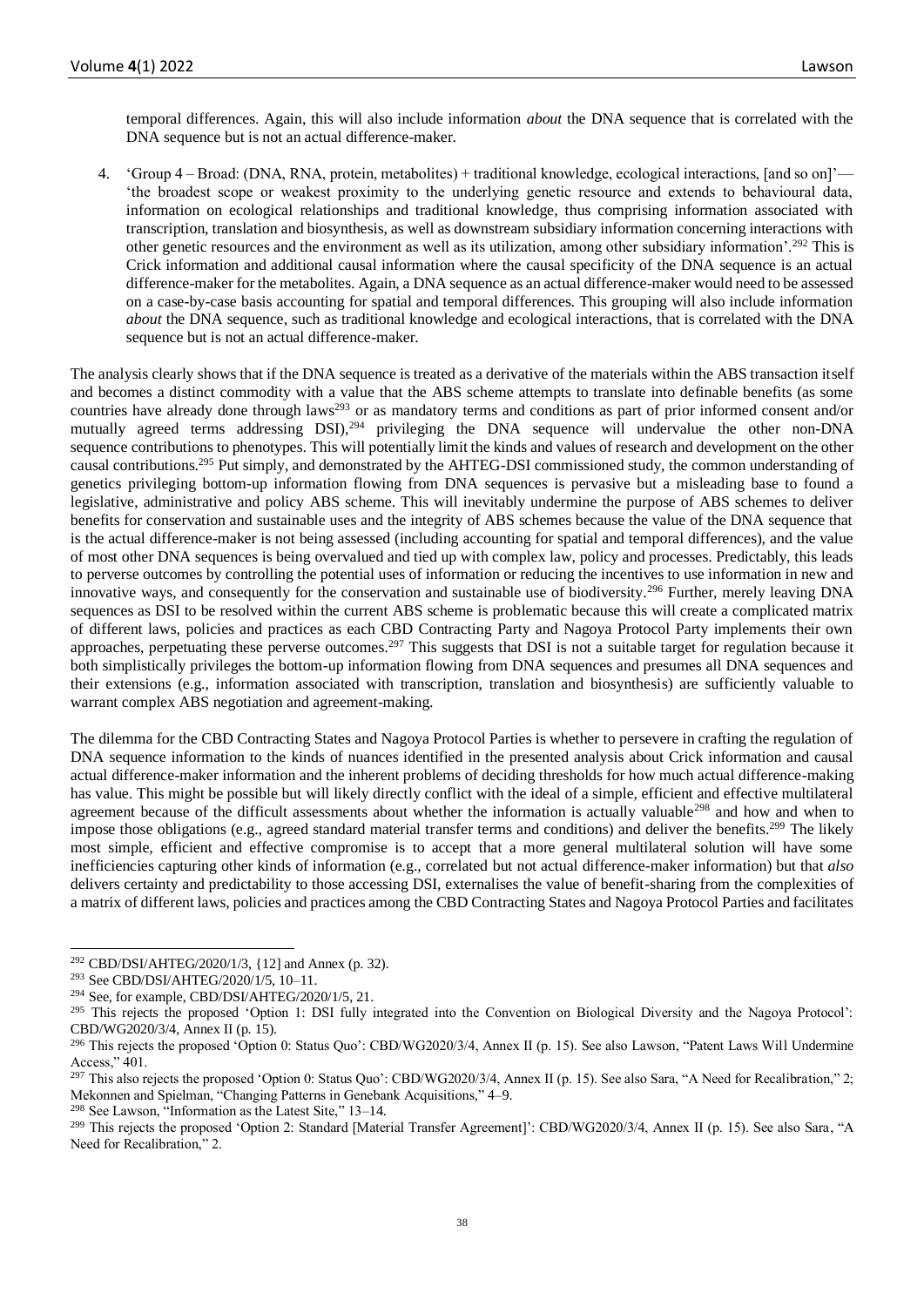temporal differences. Again, this will also include information *about* the DNA sequence that is correlated with the DNA sequence but is not an actual difference-maker.

4. 'Group 4 – Broad: (DNA, RNA, protein, metabolites) + traditional knowledge, ecological interactions, [and so on]'— 'the broadest scope or weakest proximity to the underlying genetic resource and extends to behavioural data, information on ecological relationships and traditional knowledge, thus comprising information associated with transcription, translation and biosynthesis, as well as downstream subsidiary information concerning interactions with other genetic resources and the environment as well as its utilization, among other subsidiary information'.[292] This is Crick information and additional causal information where the causal specificity of the DNA sequence is an actual difference-maker for the metabolites. Again, a DNA sequence as an actual difference-maker would need to be assessed on a case-by-case basis accounting for spatial and temporal differences. This grouping will also include information *about* the DNA sequence, such as traditional knowledge and ecological interactions, that is correlated with the DNA sequence but is not an actual difference-maker.

The analysis clearly shows that if the DNA sequence is treated as a derivative of the materials within the ABS transaction itself and becomes a distinct commodity with a value that the ABS scheme attempts to translate into definable benefits (as some countries have already done through laws[293] or as mandatory terms and conditions as part of prior informed consent and/or mutually agreed terms addressing DSI),[294] privileging the DNA sequence will undervalue the other non-DNA sequence contributions to phenotypes. This will potentially limit the kinds and values of research and development on the other causal contributions.[295] Put simply, and demonstrated by the AHTEG-DSI commissioned study, the common understanding of genetics privileging bottom-up information flowing from DNA sequences is pervasive but a misleading base to found a legislative, administrative and policy ABS scheme. This will inevitably undermine the purpose of ABS schemes to deliver benefits for conservation and sustainable uses and the integrity of ABS schemes because the value of the DNA sequence that is the actual difference-maker is not being assessed (including accounting for spatial and temporal differences), and the value of most other DNA sequences is being overvalued and tied up with complex law, policy and processes. Predictably, this leads to perverse outcomes by controlling the potential uses of information or reducing the incentives to use information in new and innovative ways, and consequently for the conservation and sustainable use of biodiversity.[296] Further, merely leaving DNA sequences as DSI to be resolved within the current ABS scheme is problematic because this will create a complicated matrix of different laws, policies and practices as each CBD Contracting Party and Nagoya Protocol Party implements their own approaches, perpetuating these perverse outcomes.[297] This suggests that DSI is not a suitable target for regulation because it both simplistically privileges the bottom-up information flowing from DNA sequences and presumes all DNA sequences and their extensions (e.g., information associated with transcription, translation and biosynthesis) are sufficiently valuable to warrant complex ABS negotiation and agreement-making.

The dilemma for the CBD Contracting States and Nagoya Protocol Parties is whether to persevere in crafting the regulation of DNA sequence information to the kinds of nuances identified in the presented analysis about Crick information and causal actual difference-maker information and the inherent problems of deciding thresholds for how much actual difference-making has value. This might be possible but will likely directly conflict with the ideal of a simple, efficient and effective multilateral agreement because of the difficult assessments about whether the information is actually valuable[298] and how and when to impose those obligations (e.g., agreed standard material transfer terms and conditions) and deliver the benefits.[299] The likely most simple, efficient and effective compromise is to accept that a more general multilateral solution will have some inefficiencies capturing other kinds of information (e.g., correlated but not actual difference-maker information) but that *also* delivers certainty and predictability to those accessing DSI, externalises the value of benefit-sharing from the complexities of a matrix of different laws, policies and practices among the CBD Contracting States and Nagoya Protocol Parties and facilitates

---

[292] CBD/DSI/AHTEG/2020/1/3, {12] and Annex (p. 32).

[293] See CBD/DSI/AHTEG/2020/1/5, 10–11.

[294] See, for example, CBD/DSI/AHTEG/2020/1/5, 21.

[295] This rejects the proposed 'Option 1: DSI fully integrated into the Convention on Biological Diversity and the Nagoya Protocol': CBD/WG2020/3/4, Annex II (p. 15).

[296] This rejects the proposed 'Option 0: Status Quo': CBD/WG2020/3/4, Annex II (p. 15). See also Lawson, "Patent Laws Will Undermine Access," 401.

[297] This also rejects the proposed 'Option 0: Status Quo': CBD/WG2020/3/4, Annex II (p. 15). See also Sara, "A Need for Recalibration," 2; Mekonnen and Spielman, "Changing Patterns in Genebank Acquisitions," 4–9.

[298] See Lawson, "Information as the Latest Site," 13–14.

[299] This rejects the proposed 'Option 2: Standard [Material Transfer Agreement]': CBD/WG2020/3/4, Annex II (p. 15). See also Sara, "A Need for Recalibration," 2.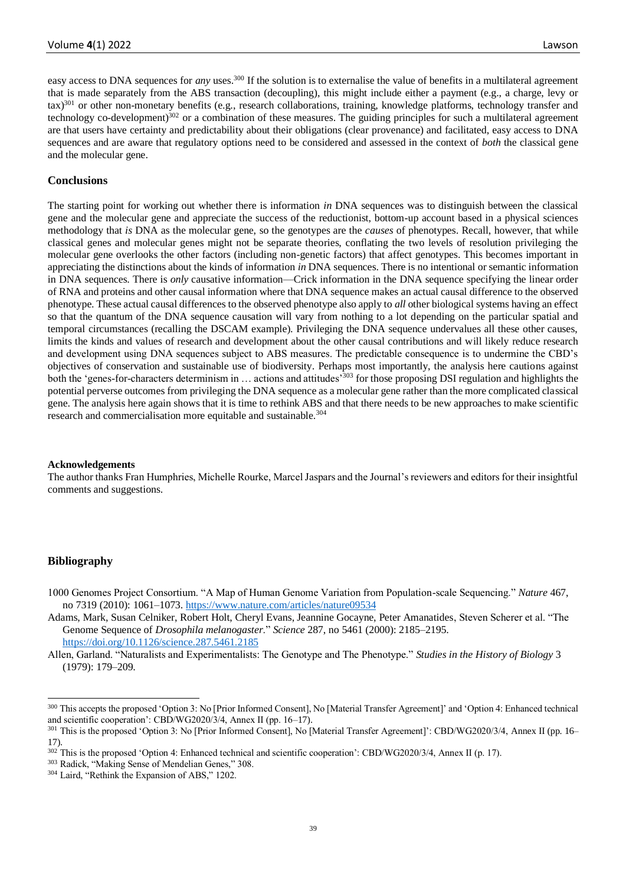easy access to DNA sequences for *any* uses.[300] If the solution is to externalise the value of benefits in a multilateral agreement that is made separately from the ABS transaction (decoupling), this might include either a payment (e.g., a charge, levy or tax)[301] or other non-monetary benefits (e.g., research collaborations, training, knowledge platforms, technology transfer and technology co-development)[302] or a combination of these measures. The guiding principles for such a multilateral agreement are that users have certainty and predictability about their obligations (clear provenance) and facilitated, easy access to DNA sequences and are aware that regulatory options need to be considered and assessed in the context of *both* the classical gene and the molecular gene.

## Conclusions

The starting point for working out whether there is information *in* DNA sequences was to distinguish between the classical gene and the molecular gene and appreciate the success of the reductionist, bottom-up account based in a physical sciences methodology that *is* DNA as the molecular gene, so the genotypes are the *causes* of phenotypes. Recall, however, that while classical genes and molecular genes might not be separate theories, conflating the two levels of resolution privileging the molecular gene overlooks the other factors (including non-genetic factors) that affect genotypes. This becomes important in appreciating the distinctions about the kinds of information *in* DNA sequences. There is no intentional or semantic information in DNA sequences. There is *only* causative information—Crick information in the DNA sequence specifying the linear order of RNA and proteins and other causal information where that DNA sequence makes an actual causal difference to the observed phenotype. These actual causal differences to the observed phenotype also apply to *all* other biological systems having an effect so that the quantum of the DNA sequence causation will vary from nothing to a lot depending on the particular spatial and temporal circumstances (recalling the DSCAM example). Privileging the DNA sequence undervalues all these other causes, limits the kinds and values of research and development about the other causal contributions and will likely reduce research and development using DNA sequences subject to ABS measures. The predictable consequence is to undermine the CBD's objectives of conservation and sustainable use of biodiversity. Perhaps most importantly, the analysis here cautions against both the 'genes-for-characters determinism in … actions and attitudes'[303] for those proposing DSI regulation and highlights the potential perverse outcomes from privileging the DNA sequence as a molecular gene rather than the more complicated classical gene. The analysis here again shows that it is time to rethink ABS and that there needs to be new approaches to make scientific research and commercialisation more equitable and sustainable.[304]

#### Acknowledgements

The author thanks Fran Humphries, Michelle Rourke, Marcel Jaspars and the Journal's reviewers and editors for their insightful comments and suggestions.

## Bibliography

1000 Genomes Project Consortium. "A Map of Human Genome Variation from Population-scale Sequencing." *Nature* 467, no 7319 (2010): 1061–1073. https://www.nature.com/articles/nature09534

Adams, Mark, Susan Celniker, Robert Holt, Cheryl Evans, Jeannine Gocayne, Peter Amanatides, Steven Scherer et al. "The Genome Sequence of *Drosophila melanogaster*." *Science* 287, no 5461 (2000): 2185–2195. https://doi.org/10.1126/science.287.5461.2185

Allen, Garland. "Naturalists and Experimentalists: The Genotype and The Phenotype." *Studies in the History of Biology* 3 (1979): 179–209.

---

[300] This accepts the proposed 'Option 3: No [Prior Informed Consent], No [Material Transfer Agreement]' and 'Option 4: Enhanced technical and scientific cooperation': CBD/WG2020/3/4, Annex II (pp. 16–17).

[301] This is the proposed 'Option 3: No [Prior Informed Consent], No [Material Transfer Agreement]': CBD/WG2020/3/4, Annex II (pp. 16–17).

[302] This is the proposed 'Option 4: Enhanced technical and scientific cooperation': CBD/WG2020/3/4, Annex II (p. 17).

[303] Radick, "Making Sense of Mendelian Genes," 308.

[304] Laird, "Rethink the Expansion of ABS," 1202.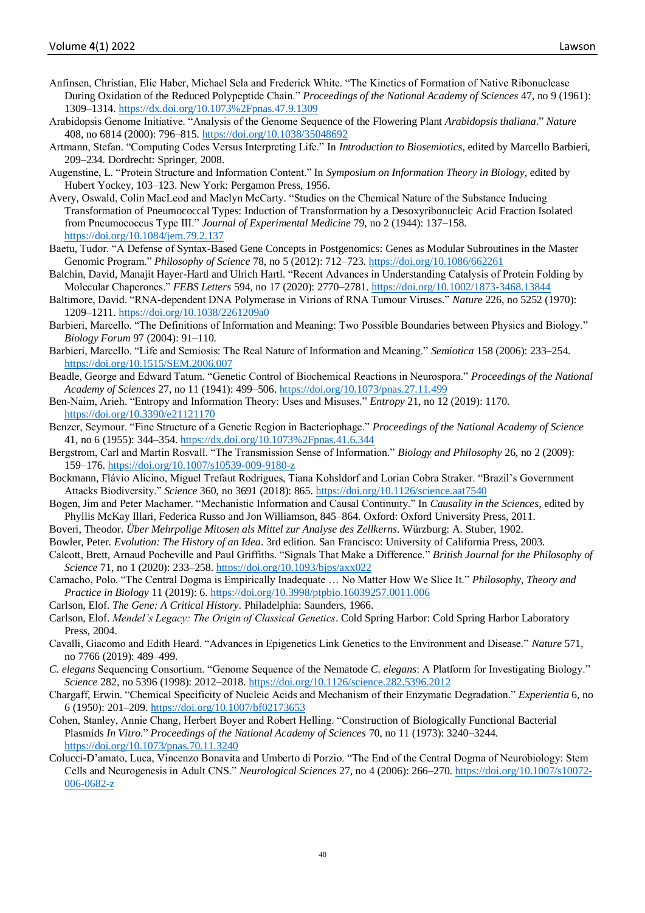Anfinsen, Christian, Elie Haber, Michael Sela and Frederick White. "The Kinetics of Formation of Native Ribonuclease During Oxidation of the Reduced Polypeptide Chain." *Proceedings of the National Academy of Sciences* 47, no 9 (1961): 1309–1314. https://dx.doi.org/10.1073%2Fpnas.47.9.1309

Arabidopsis Genome Initiative. "Analysis of the Genome Sequence of the Flowering Plant *Arabidopsis thaliana*." *Nature* 408, no 6814 (2000): 796–815. https://doi.org/10.1038/35048692

Artmann, Stefan. "Computing Codes Versus Interpreting Life." In *Introduction to Biosemiotics*, edited by Marcello Barbieri, 209–234. Dordrecht: Springer, 2008.

Augenstine, L. "Protein Structure and Information Content." In *Symposium on Information Theory in Biology*, edited by Hubert Yockey, 103–123. New York: Pergamon Press, 1956.

Avery, Oswald, Colin MacLeod and Maclyn McCarty. "Studies on the Chemical Nature of the Substance Inducing Transformation of Pneumococcal Types: Induction of Transformation by a Desoxyribonucleic Acid Fraction Isolated from Pneumococcus Type III." *Journal of Experimental Medicine* 79, no 2 (1944): 137–158. https://doi.org/10.1084/jem.79.2.137

Baetu, Tudor. "A Defense of Syntax-Based Gene Concepts in Postgenomics: Genes as Modular Subroutines in the Master Genomic Program." *Philosophy of Science* 78, no 5 (2012): 712–723. https://doi.org/10.1086/662261

Balchin, David, Manajit Hayer-Hartl and Ulrich Hartl. "Recent Advances in Understanding Catalysis of Protein Folding by Molecular Chaperones." *FEBS Letters* 594, no 17 (2020): 2770–2781. https://doi.org/10.1002/1873-3468.13844

Baltimore, David. "RNA-dependent DNA Polymerase in Virions of RNA Tumour Viruses." *Nature* 226, no 5252 (1970): 1209–1211. https://doi.org/10.1038/2261209a0

Barbieri, Marcello. "The Definitions of Information and Meaning: Two Possible Boundaries between Physics and Biology." *Biology Forum* 97 (2004): 91–110.

Barbieri, Marcello. "Life and Semiosis: The Real Nature of Information and Meaning." *Semiotica* 158 (2006): 233–254. https://doi.org/10.1515/SEM.2006.007

Beadle, George and Edward Tatum. "Genetic Control of Biochemical Reactions in Neurospora." *Proceedings of the National Academy of Sciences* 27, no 11 (1941): 499–506. https://doi.org/10.1073/pnas.27.11.499

Ben-Naim, Arieh. "Entropy and Information Theory: Uses and Misuses." *Entropy* 21, no 12 (2019): 1170. https://doi.org/10.3390/e21121170

Benzer, Seymour. "Fine Structure of a Genetic Region in Bacteriophage." *Proceedings of the National Academy of Science* 41, no 6 (1955): 344–354. https://dx.doi.org/10.1073%2Fpnas.41.6.344

Bergstrom, Carl and Martin Rosvall. "The Transmission Sense of Information." *Biology and Philosophy* 26, no 2 (2009): 159–176. https://doi.org/10.1007/s10539-009-9180-z

Bockmann, Flávio Alicino, Miguel Trefaut Rodrigues, Tiana Kohsldorf and Lorian Cobra Straker. "Brazil's Government Attacks Biodiversity." *Science* 360, no 3691 (2018): 865. https://doi.org/10.1126/science.aat7540

Bogen, Jim and Peter Machamer. "Mechanistic Information and Causal Continuity." In *Causality in the Sciences*, edited by Phyllis McKay Illari, Federica Russo and Jon Williamson, 845–864. Oxford: Oxford University Press, 2011.

Boveri, Theodor. *Über Mehrpolige Mitosen als Mittel zur Analyse des Zellkerns*. Würzburg: A. Stuber, 1902.

Bowler, Peter. *Evolution: The History of an Idea*. 3rd edition. San Francisco: University of California Press, 2003.

Calcott, Brett, Arnaud Pocheville and Paul Griffiths. "Signals That Make a Difference." *British Journal for the Philosophy of Science* 71, no 1 (2020): 233–258. https://doi.org/10.1093/bjps/axx022

Camacho, Polo. "The Central Dogma is Empirically Inadequate … No Matter How We Slice It." *Philosophy, Theory and Practice in Biology* 11 (2019): 6. https://doi.org/10.3998/ptpbio.16039257.0011.006

Carlson, Elof. *The Gene: A Critical History*. Philadelphia: Saunders, 1966.

Carlson, Elof. *Mendel's Legacy: The Origin of Classical Genetics*. Cold Spring Harbor: Cold Spring Harbor Laboratory Press, 2004.

Cavalli, Giacomo and Edith Heard. "Advances in Epigenetics Link Genetics to the Environment and Disease." *Nature* 571, no 7766 (2019): 489–499.

*C. elegans* Sequencing Consortium. "Genome Sequence of the Nematode *C. elegans*: A Platform for Investigating Biology." *Science* 282, no 5396 (1998): 2012–2018. https://doi.org/10.1126/science.282.5396.2012

Chargaff, Erwin. "Chemical Specificity of Nucleic Acids and Mechanism of their Enzymatic Degradation." *Experientia* 6, no 6 (1950): 201–209. https://doi.org/10.1007/bf02173653

Cohen, Stanley, Annie Chang, Herbert Boyer and Robert Helling. "Construction of Biologically Functional Bacterial Plasmids *In Vitro*." *Proceedings of the National Academy of Sciences* 70, no 11 (1973): 3240–3244. https://doi.org/10.1073/pnas.70.11.3240

Colucci-D'amato, Luca, Vincenzo Bonavita and Umberto di Porzio. "The End of the Central Dogma of Neurobiology: Stem Cells and Neurogenesis in Adult CNS." *Neurological Sciences* 27, no 4 (2006): 266–270. https://doi.org/10.1007/s10072-006-0682-z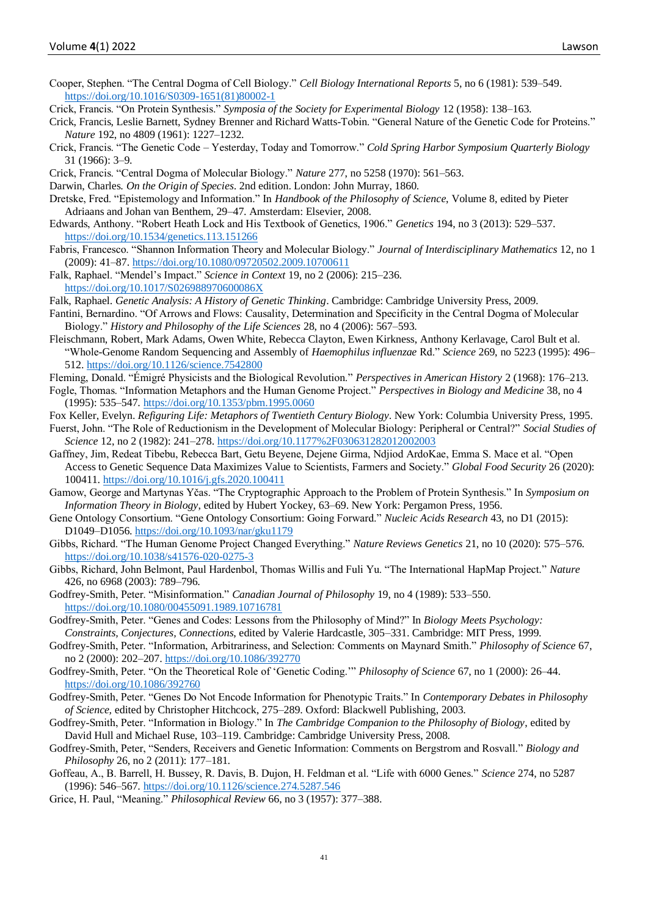Cooper, Stephen. "The Central Dogma of Cell Biology." *Cell Biology International Reports* 5, no 6 (1981): 539–549. https://doi.org/10.1016/S0309-1651(81)80002-1

Crick, Francis. "On Protein Synthesis." *Symposia of the Society for Experimental Biology* 12 (1958): 138–163.

Crick, Francis, Leslie Barnett, Sydney Brenner and Richard Watts-Tobin. "General Nature of the Genetic Code for Proteins." *Nature* 192, no 4809 (1961): 1227–1232.

Crick, Francis. "The Genetic Code – Yesterday, Today and Tomorrow." *Cold Spring Harbor Symposium Quarterly Biology* 31 (1966): 3–9.

Crick, Francis. "Central Dogma of Molecular Biology." *Nature* 277, no 5258 (1970): 561–563.

Darwin, Charles. *On the Origin of Species*. 2nd edition. London: John Murray, 1860.

Dretske, Fred. "Epistemology and Information." In *Handbook of the Philosophy of Science*, Volume 8, edited by Pieter Adriaans and Johan van Benthem, 29–47. Amsterdam: Elsevier, 2008.

Edwards, Anthony. "Robert Heath Lock and His Textbook of Genetics, 1906." *Genetics* 194, no 3 (2013): 529–537. https://doi.org/10.1534/genetics.113.151266

Fabris, Francesco. "Shannon Information Theory and Molecular Biology." *Journal of Interdisciplinary Mathematics* 12, no 1 (2009): 41–87. https://doi.org/10.1080/09720502.2009.10700611

Falk, Raphael. "Mendel's Impact." *Science in Context* 19, no 2 (2006): 215–236. https://doi.org/10.1017/S026988970600086X

Falk, Raphael. *Genetic Analysis: A History of Genetic Thinking*. Cambridge: Cambridge University Press, 2009.

Fantini, Bernardino. "Of Arrows and Flows: Causality, Determination and Specificity in the Central Dogma of Molecular Biology." *History and Philosophy of the Life Sciences* 28, no 4 (2006): 567–593.

Fleischmann, Robert, Mark Adams, Owen White, Rebecca Clayton, Ewen Kirkness, Anthony Kerlavage, Carol Bult et al. "Whole-Genome Random Sequencing and Assembly of *Haemophilus influenzae* Rd." *Science* 269, no 5223 (1995): 496–512. https://doi.org/10.1126/science.7542800

Fleming, Donald. "Émigré Physicists and the Biological Revolution." *Perspectives in American History* 2 (1968): 176–213.

Fogle, Thomas. "Information Metaphors and the Human Genome Project." *Perspectives in Biology and Medicine* 38, no 4 (1995): 535–547. https://doi.org/10.1353/pbm.1995.0060

Fox Keller, Evelyn. *Refiguring Life: Metaphors of Twentieth Century Biology*. New York: Columbia University Press, 1995.

Fuerst, John. "The Role of Reductionism in the Development of Molecular Biology: Peripheral or Central?" *Social Studies of Science* 12, no 2 (1982): 241–278. https://doi.org/10.1177%2F030631282012002003

Gaffney, Jim, Redeat Tibebu, Rebecca Bart, Getu Beyene, Dejene Girma, Ndjiod ArdoKae, Emma S. Mace et al. "Open Access to Genetic Sequence Data Maximizes Value to Scientists, Farmers and Society." *Global Food Security* 26 (2020): 100411. https://doi.org/10.1016/j.gfs.2020.100411

Gamow, George and Martynas Yčas. "The Cryptographic Approach to the Problem of Protein Synthesis." In *Symposium on Information Theory in Biology*, edited by Hubert Yockey, 63–69. New York: Pergamon Press, 1956.

Gene Ontology Consortium. "Gene Ontology Consortium: Going Forward." *Nucleic Acids Research* 43, no D1 (2015): D1049–D1056. https://doi.org/10.1093/nar/gku1179

Gibbs, Richard. "The Human Genome Project Changed Everything." *Nature Reviews Genetics* 21, no 10 (2020): 575–576. https://doi.org/10.1038/s41576-020-0275-3

Gibbs, Richard, John Belmont, Paul Hardenbol, Thomas Willis and Fuli Yu. "The International HapMap Project." *Nature* 426, no 6968 (2003): 789–796.

Godfrey-Smith, Peter. "Misinformation." *Canadian Journal of Philosophy* 19, no 4 (1989): 533–550. https://doi.org/10.1080/00455091.1989.10716781

Godfrey-Smith, Peter. "Genes and Codes: Lessons from the Philosophy of Mind?" In *Biology Meets Psychology: Constraints, Conjectures, Connections*, edited by Valerie Hardcastle, 305–331. Cambridge: MIT Press, 1999.

Godfrey-Smith, Peter. "Information, Arbitrariness, and Selection: Comments on Maynard Smith." *Philosophy of Science* 67, no 2 (2000): 202–207. https://doi.org/10.1086/392770

Godfrey-Smith, Peter. "On the Theoretical Role of 'Genetic Coding.'" *Philosophy of Science* 67, no 1 (2000): 26–44. https://doi.org/10.1086/392760

Godfrey-Smith, Peter. "Genes Do Not Encode Information for Phenotypic Traits." In *Contemporary Debates in Philosophy of Science*, edited by Christopher Hitchcock, 275–289. Oxford: Blackwell Publishing, 2003.

Godfrey-Smith, Peter. "Information in Biology." In *The Cambridge Companion to the Philosophy of Biology*, edited by David Hull and Michael Ruse, 103–119. Cambridge: Cambridge University Press, 2008.

Godfrey-Smith, Peter, "Senders, Receivers and Genetic Information: Comments on Bergstrom and Rosvall." *Biology and Philosophy* 26, no 2 (2011): 177–181.

Goffeau, A., B. Barrell, H. Bussey, R. Davis, B. Dujon, H. Feldman et al. "Life with 6000 Genes." *Science* 274, no 5287 (1996): 546–567. https://doi.org/10.1126/science.274.5287.546

Grice, H. Paul, "Meaning." *Philosophical Review* 66, no 3 (1957): 377–388.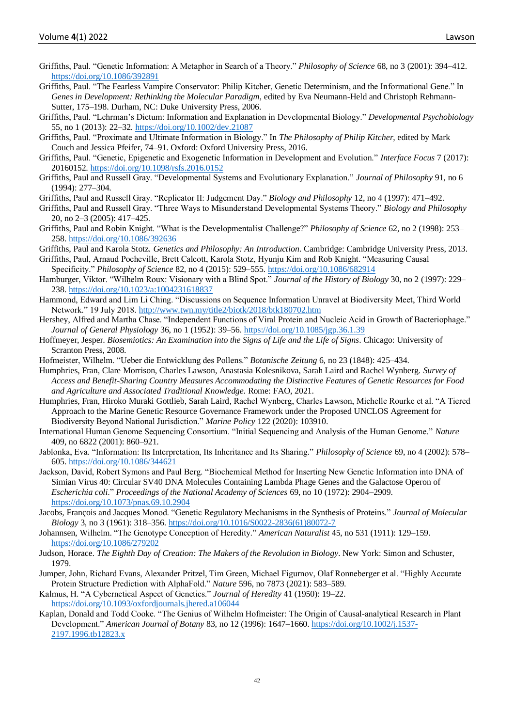Griffiths, Paul. “Genetic Information: A Metaphor in Search of a Theory.” *Philosophy of Science* 68, no 3 (2001): 394–412. https://doi.org/10.1086/392891

Griffiths, Paul. “The Fearless Vampire Conservator: Philip Kitcher, Genetic Determinism, and the Informational Gene.” In *Genes in Development: Rethinking the Molecular Paradigm*, edited by Eva Neumann-Held and Christoph Rehmann-Sutter, 175–198. Durham, NC: Duke University Press, 2006.

Griffiths, Paul. “Lehrman’s Dictum: Information and Explanation in Developmental Biology.” *Developmental Psychobiology* 55, no 1 (2013): 22–32. https://doi.org/10.1002/dev.21087

Griffiths, Paul. “Proximate and Ultimate Information in Biology.” In *The Philosophy of Philip Kitcher*, edited by Mark Couch and Jessica Pfeifer, 74–91. Oxford: Oxford University Press, 2016.

Griffiths, Paul. “Genetic, Epigenetic and Exogenetic Information in Development and Evolution.” *Interface Focus* 7 (2017): 20160152. https://doi.org/10.1098/rsfs.2016.0152

Griffiths, Paul and Russell Gray. “Developmental Systems and Evolutionary Explanation.” *Journal of Philosophy* 91, no 6 (1994): 277–304.

Griffiths, Paul and Russell Gray. “Replicator II: Judgement Day.” *Biology and Philosophy* 12, no 4 (1997): 471–492.

Griffiths, Paul and Russell Gray. “Three Ways to Misunderstand Developmental Systems Theory.” *Biology and Philosophy* 20, no 2–3 (2005): 417–425.

Griffiths, Paul and Robin Knight. “What is the Developmentalist Challenge?” *Philosophy of Science* 62, no 2 (1998): 253–258. https://doi.org/10.1086/392636

Griffiths, Paul and Karola Stotz. *Genetics and Philosophy: An Introduction*. Cambridge: Cambridge University Press, 2013.

Griffiths, Paul, Arnaud Pocheville, Brett Calcott, Karola Stotz, Hyunju Kim and Rob Knight. “Measuring Causal Specificity.” *Philosophy of Science* 82, no 4 (2015): 529–555. https://doi.org/10.1086/682914

Hamburger, Viktor. “Wilhelm Roux: Visionary with a Blind Spot.” *Journal of the History of Biology* 30, no 2 (1997): 229–238. https://doi.org/10.1023/a:1004231618837

Hammond, Edward and Lim Li Ching. “Discussions on Sequence Information Unravel at Biodiversity Meet, Third World Network.” 19 July 2018. http://www.twn.my/title2/biotk/2018/btk180702.htm

Hershey, Alfred and Martha Chase. “Independent Functions of Viral Protein and Nucleic Acid in Growth of Bacteriophage.” *Journal of General Physiology* 36, no 1 (1952): 39–56. https://doi.org/10.1085/jgp.36.1.39

Hoffmeyer, Jesper. *Biosemiotics: An Examination into the Signs of Life and the Life of Signs*. Chicago: University of Scranton Press, 2008.

Hofmeister, Wilhelm. “Ueber die Entwicklung des Pollens.” *Botanische Zeitung* 6, no 23 (1848): 425–434.

Humphries, Fran, Clare Morrison, Charles Lawson, Anastasia Kolesnikova, Sarah Laird and Rachel Wynberg. *Survey of Access and Benefit-Sharing Country Measures Accommodating the Distinctive Features of Genetic Resources for Food and Agriculture and Associated Traditional Knowledge*. Rome: FAO, 2021.

Humphries, Fran, Hiroko Muraki Gottlieb, Sarah Laird, Rachel Wynberg, Charles Lawson, Michelle Rourke et al. “A Tiered Approach to the Marine Genetic Resource Governance Framework under the Proposed UNCLOS Agreement for Biodiversity Beyond National Jurisdiction.” *Marine Policy* 122 (2020): 103910.

International Human Genome Sequencing Consortium. “Initial Sequencing and Analysis of the Human Genome.” *Nature* 409, no 6822 (2001): 860–921.

Jablonka, Eva. “Information: Its Interpretation, Its Inheritance and Its Sharing.” *Philosophy of Science* 69, no 4 (2002): 578–605. https://doi.org/10.1086/344621

Jackson, David, Robert Symons and Paul Berg. “Biochemical Method for Inserting New Genetic Information into DNA of Simian Virus 40: Circular SV40 DNA Molecules Containing Lambda Phage Genes and the Galactose Operon of *Escherichia coli*.” *Proceedings of the National Academy of Sciences* 69, no 10 (1972): 2904–2909. https://doi.org/10.1073/pnas.69.10.2904

Jacobs, François and Jacques Monod. “Genetic Regulatory Mechanisms in the Synthesis of Proteins.” *Journal of Molecular Biology* 3, no 3 (1961): 318–356. https://doi.org/10.1016/S0022-2836(61)80072-7

Johannsen, Wilhelm. “The Genotype Conception of Heredity.” *American Naturalist* 45, no 531 (1911): 129–159. https://doi.org/10.1086/279202

Judson, Horace. *The Eighth Day of Creation: The Makers of the Revolution in Biology*. New York: Simon and Schuster, 1979.

Jumper, John, Richard Evans, Alexander Pritzel, Tim Green, Michael Figurnov, Olaf Ronneberger et al. “Highly Accurate Protein Structure Prediction with AlphaFold.” *Nature* 596, no 7873 (2021): 583–589.

Kalmus, H. “A Cybernetical Aspect of Genetics.” *Journal of Heredity* 41 (1950): 19–22. https://doi.org/10.1093/oxfordjournals.jhered.a106044

Kaplan, Donald and Todd Cooke. “The Genius of Wilhelm Hofmeister: The Origin of Causal-analytical Research in Plant Development.” *American Journal of Botany* 83, no 12 (1996): 1647–1660. https://doi.org/10.1002/j.1537-2197.1996.tb12823.x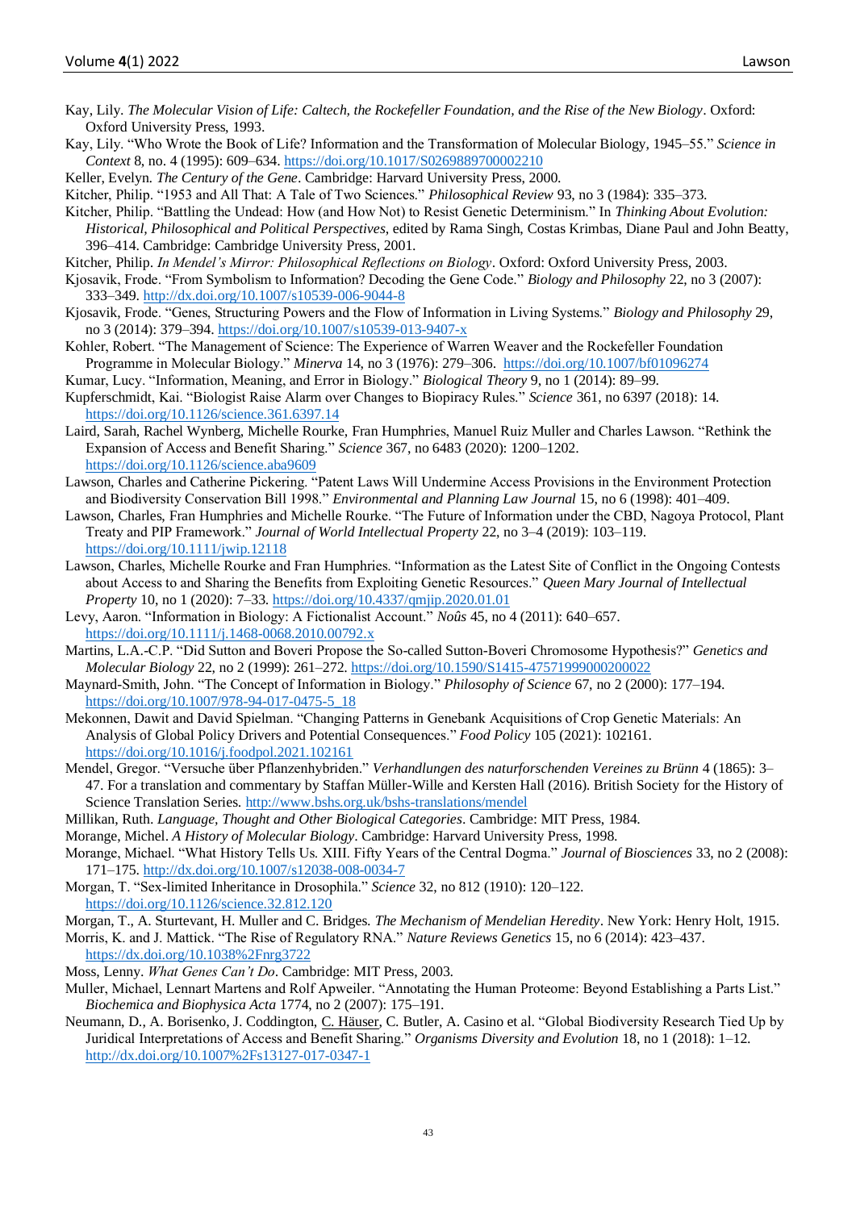Kay, Lily. *The Molecular Vision of Life: Caltech, the Rockefeller Foundation, and the Rise of the New Biology*. Oxford: Oxford University Press, 1993.

Kay, Lily. "Who Wrote the Book of Life? Information and the Transformation of Molecular Biology, 1945–55." *Science in Context* 8, no. 4 (1995): 609–634. https://doi.org/10.1017/S0269889700002210

Keller, Evelyn. *The Century of the Gene*. Cambridge: Harvard University Press, 2000.

Kitcher, Philip. "1953 and All That: A Tale of Two Sciences." *Philosophical Review* 93, no 3 (1984): 335–373.

Kitcher, Philip. "Battling the Undead: How (and How Not) to Resist Genetic Determinism." In *Thinking About Evolution: Historical, Philosophical and Political Perspectives*, edited by Rama Singh, Costas Krimbas, Diane Paul and John Beatty, 396–414. Cambridge: Cambridge University Press, 2001.

Kitcher, Philip. *In Mendel's Mirror: Philosophical Reflections on Biology*. Oxford: Oxford University Press, 2003.

Kjosavik, Frode. "From Symbolism to Information? Decoding the Gene Code." *Biology and Philosophy* 22, no 3 (2007): 333–349. http://dx.doi.org/10.1007/s10539-006-9044-8

Kjosavik, Frode. "Genes, Structuring Powers and the Flow of Information in Living Systems." *Biology and Philosophy* 29, no 3 (2014): 379–394. https://doi.org/10.1007/s10539-013-9407-x

Kohler, Robert. "The Management of Science: The Experience of Warren Weaver and the Rockefeller Foundation Programme in Molecular Biology." *Minerva* 14, no 3 (1976): 279–306. https://doi.org/10.1007/bf01096274

Kumar, Lucy. "Information, Meaning, and Error in Biology." *Biological Theory* 9, no 1 (2014): 89–99.

Kupferschmidt, Kai. "Biologist Raise Alarm over Changes to Biopiracy Rules." *Science* 361, no 6397 (2018): 14. https://doi.org/10.1126/science.361.6397.14

Laird, Sarah, Rachel Wynberg, Michelle Rourke, Fran Humphries, Manuel Ruiz Muller and Charles Lawson. "Rethink the Expansion of Access and Benefit Sharing." *Science* 367, no 6483 (2020): 1200–1202. https://doi.org/10.1126/science.aba9609

Lawson, Charles and Catherine Pickering. "Patent Laws Will Undermine Access Provisions in the Environment Protection and Biodiversity Conservation Bill 1998." *Environmental and Planning Law Journal* 15, no 6 (1998): 401–409.

Lawson, Charles, Fran Humphries and Michelle Rourke. "The Future of Information under the CBD, Nagoya Protocol, Plant Treaty and PIP Framework." *Journal of World Intellectual Property* 22, no 3–4 (2019): 103–119. https://doi.org/10.1111/jwip.12118

Lawson, Charles, Michelle Rourke and Fran Humphries. "Information as the Latest Site of Conflict in the Ongoing Contests about Access to and Sharing the Benefits from Exploiting Genetic Resources." *Queen Mary Journal of Intellectual Property* 10, no 1 (2020): 7–33. https://doi.org/10.4337/qmjip.2020.01.01

Levy, Aaron. "Information in Biology: A Fictionalist Account." *Noûs* 45, no 4 (2011): 640–657. https://doi.org/10.1111/j.1468-0068.2010.00792.x

Martins, L.A.-C.P. "Did Sutton and Boveri Propose the So-called Sutton-Boveri Chromosome Hypothesis?" *Genetics and Molecular Biology* 22, no 2 (1999): 261–272. https://doi.org/10.1590/S1415-47571999000200022

Maynard-Smith, John. "The Concept of Information in Biology." *Philosophy of Science* 67, no 2 (2000): 177–194. https://doi.org/10.1007/978-94-017-0475-5_18

Mekonnen, Dawit and David Spielman. "Changing Patterns in Genebank Acquisitions of Crop Genetic Materials: An Analysis of Global Policy Drivers and Potential Consequences." *Food Policy* 105 (2021): 102161. https://doi.org/10.1016/j.foodpol.2021.102161

Mendel, Gregor. "Versuche über Pflanzenhybriden." *Verhandlungen des naturforschenden Vereines zu Brünn* 4 (1865): 3–47. For a translation and commentary by Staffan Müller-Wille and Kersten Hall (2016). British Society for the History of Science Translation Series. http://www.bshs.org.uk/bshs-translations/mendel

Millikan, Ruth. *Language, Thought and Other Biological Categories*. Cambridge: MIT Press, 1984.

Morange, Michel. *A History of Molecular Biology*. Cambridge: Harvard University Press, 1998.

Morange, Michael. "What History Tells Us. XIII. Fifty Years of the Central Dogma." *Journal of Biosciences* 33, no 2 (2008): 171–175. http://dx.doi.org/10.1007/s12038-008-0034-7

Morgan, T. "Sex-limited Inheritance in Drosophila." *Science* 32, no 812 (1910): 120–122. https://doi.org/10.1126/science.32.812.120

Morgan, T., A. Sturtevant, H. Muller and C. Bridges. *The Mechanism of Mendelian Heredity*. New York: Henry Holt, 1915.

Morris, K. and J. Mattick. "The Rise of Regulatory RNA." *Nature Reviews Genetics* 15, no 6 (2014): 423–437. https://dx.doi.org/10.1038%2Fnrg3722

Moss, Lenny. *What Genes Can't Do*. Cambridge: MIT Press, 2003.

Muller, Michael, Lennart Martens and Rolf Apweiler. "Annotating the Human Proteome: Beyond Establishing a Parts List." *Biochemica and Biophysica Acta* 1774, no 2 (2007): 175–191.

Neumann, D., A. Borisenko, J. Coddington, C. Häuser, C. Butler, A. Casino et al. "Global Biodiversity Research Tied Up by Juridical Interpretations of Access and Benefit Sharing." *Organisms Diversity and Evolution* 18, no 1 (2018): 1–12. http://dx.doi.org/10.1007%2Fs13127-017-0347-1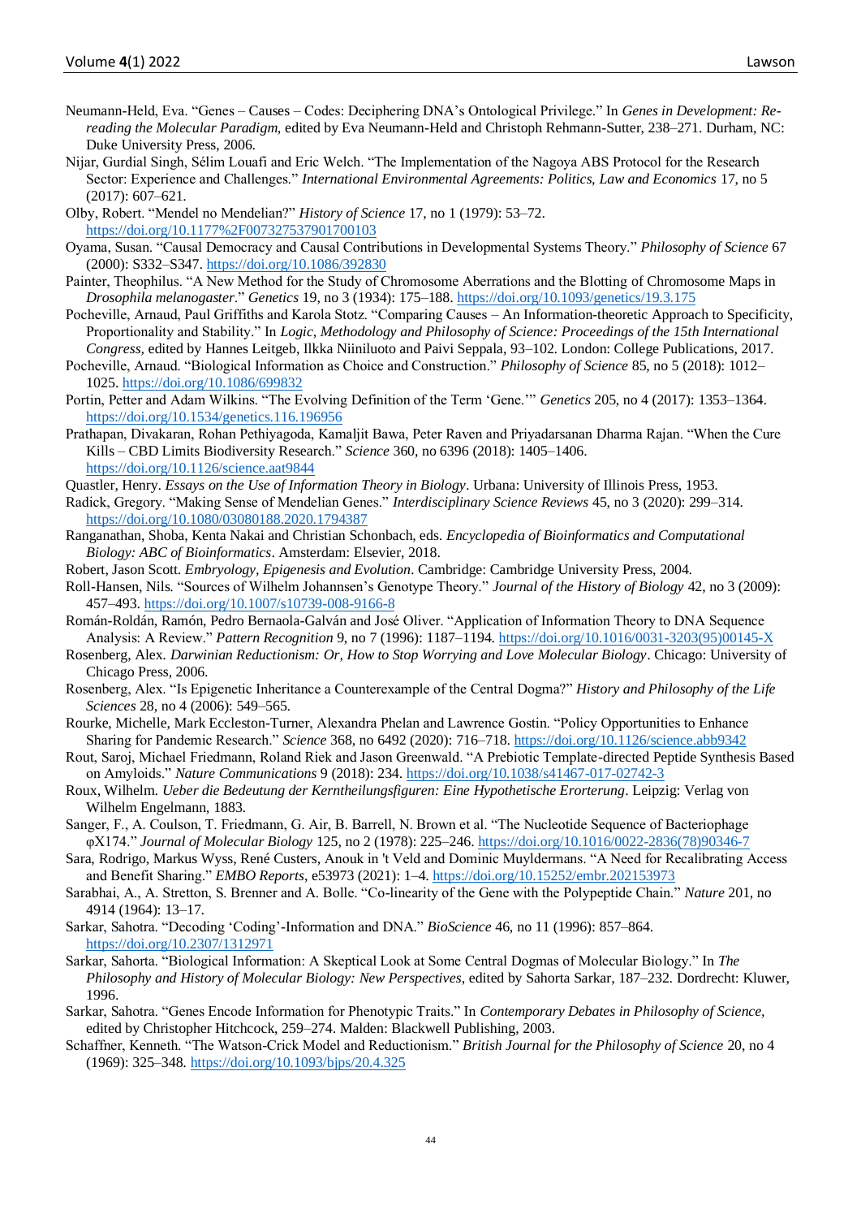Neumann-Held, Eva. “Genes – Causes – Codes: Deciphering DNA’s Ontological Privilege.” In *Genes in Development: Re-reading the Molecular Paradigm,* edited by Eva Neumann-Held and Christoph Rehmann-Sutter, 238–271. Durham, NC: Duke University Press, 2006.

Nijar, Gurdial Singh, Sélim Louafi and Eric Welch. “The Implementation of the Nagoya ABS Protocol for the Research Sector: Experience and Challenges.” *International Environmental Agreements: Politics, Law and Economics* 17, no 5 (2017): 607–621.

Olby, Robert. “Mendel no Mendelian?” *History of Science* 17, no 1 (1979): 53–72. https://doi.org/10.1177%2F007327537901700103

Oyama, Susan. “Causal Democracy and Causal Contributions in Developmental Systems Theory.” *Philosophy of Science* 67 (2000): S332–S347. https://doi.org/10.1086/392830

Painter, Theophilus. “A New Method for the Study of Chromosome Aberrations and the Blotting of Chromosome Maps in *Drosophila melanogaster*.” *Genetics* 19, no 3 (1934): 175–188. https://doi.org/10.1093/genetics/19.3.175

Pocheville, Arnaud, Paul Griffiths and Karola Stotz. “Comparing Causes – An Information-theoretic Approach to Specificity, Proportionality and Stability.” In *Logic, Methodology and Philosophy of Science: Proceedings of the 15th International Congress,* edited by Hannes Leitgeb, Ilkka Niiniluoto and Paivi Seppala, 93–102. London: College Publications, 2017.

Pocheville, Arnaud. “Biological Information as Choice and Construction.” *Philosophy of Science* 85, no 5 (2018): 1012–1025. https://doi.org/10.1086/699832

Portin, Petter and Adam Wilkins. “The Evolving Definition of the Term ‘Gene.’” *Genetics* 205, no 4 (2017): 1353–1364. https://doi.org/10.1534/genetics.116.196956

Prathapan, Divakaran, Rohan Pethiyagoda, Kamaljit Bawa, Peter Raven and Priyadarsanan Dharma Rajan. “When the Cure Kills – CBD Limits Biodiversity Research.” *Science* 360, no 6396 (2018): 1405–1406. https://doi.org/10.1126/science.aat9844

Quastler, Henry. *Essays on the Use of Information Theory in Biology*. Urbana: University of Illinois Press, 1953.

Radick, Gregory. “Making Sense of Mendelian Genes.” *Interdisciplinary Science Reviews* 45, no 3 (2020): 299–314. https://doi.org/10.1080/03080188.2020.1794387

Ranganathan, Shoba, Kenta Nakai and Christian Schonbach, eds. *Encyclopedia of Bioinformatics and Computational Biology: ABC of Bioinformatics*. Amsterdam: Elsevier, 2018.

Robert, Jason Scott. *Embryology, Epigenesis and Evolution*. Cambridge: Cambridge University Press, 2004.

Roll-Hansen, Nils. “Sources of Wilhelm Johannsen’s Genotype Theory.” *Journal of the History of Biology* 42, no 3 (2009): 457–493. https://doi.org/10.1007/s10739-008-9166-8

Román-Roldán, Ramón, Pedro Bernaola-Galván and José Oliver. “Application of Information Theory to DNA Sequence Analysis: A Review.” *Pattern Recognition* 9, no 7 (1996): 1187–1194. https://doi.org/10.1016/0031-3203(95)00145-X

Rosenberg, Alex. *Darwinian Reductionism: Or, How to Stop Worrying and Love Molecular Biology*. Chicago: University of Chicago Press, 2006.

Rosenberg, Alex. “Is Epigenetic Inheritance a Counterexample of the Central Dogma?” *History and Philosophy of the Life Sciences* 28, no 4 (2006): 549–565.

Rourke, Michelle, Mark Eccleston-Turner, Alexandra Phelan and Lawrence Gostin. “Policy Opportunities to Enhance Sharing for Pandemic Research.” *Science* 368, no 6492 (2020): 716–718. https://doi.org/10.1126/science.abb9342

Rout, Saroj, Michael Friedmann, Roland Riek and Jason Greenwald. “A Prebiotic Template-directed Peptide Synthesis Based on Amyloids.” *Nature Communications* 9 (2018): 234. https://doi.org/10.1038/s41467-017-02742-3

Roux, Wilhelm. *Ueber die Bedeutung der Kerntheilungsfiguren: Eine Hypothetische Erorterung*. Leipzig: Verlag von Wilhelm Engelmann, 1883.

Sanger, F., A. Coulson, T. Friedmann, G. Air, B. Barrell, N. Brown et al. “The Nucleotide Sequence of Bacteriophage φX174.” *Journal of Molecular Biology* 125, no 2 (1978): 225–246. https://doi.org/10.1016/0022-2836(78)90346-7

Sara, Rodrigo, Markus Wyss, René Custers, Anouk in 't Veld and Dominic Muyldermans. “A Need for Recalibrating Access and Benefit Sharing.” *EMBO Reports*, e53973 (2021): 1–4. https://doi.org/10.15252/embr.202153973

Sarabhai, A., A. Stretton, S. Brenner and A. Bolle. “Co-linearity of the Gene with the Polypeptide Chain.” *Nature* 201, no 4914 (1964): 13–17.

Sarkar, Sahotra. “Decoding ‘Coding’-Information and DNA.” *BioScience* 46, no 11 (1996): 857–864. https://doi.org/10.2307/1312971

Sarkar, Sahotra. “Biological Information: A Skeptical Look at Some Central Dogmas of Molecular Biology.” In *The Philosophy and History of Molecular Biology: New Perspectives*, edited by Sahotra Sarkar, 187–232. Dordrecht: Kluwer, 1996.

Sarkar, Sahotra. “Genes Encode Information for Phenotypic Traits.” In *Contemporary Debates in Philosophy of Science,* edited by Christopher Hitchcock, 259–274. Malden: Blackwell Publishing, 2003.

Schaffner, Kenneth. “The Watson-Crick Model and Reductionism.” *British Journal for the Philosophy of Science* 20, no 4 (1969): 325–348. https://doi.org/10.1093/bjps/20.4.325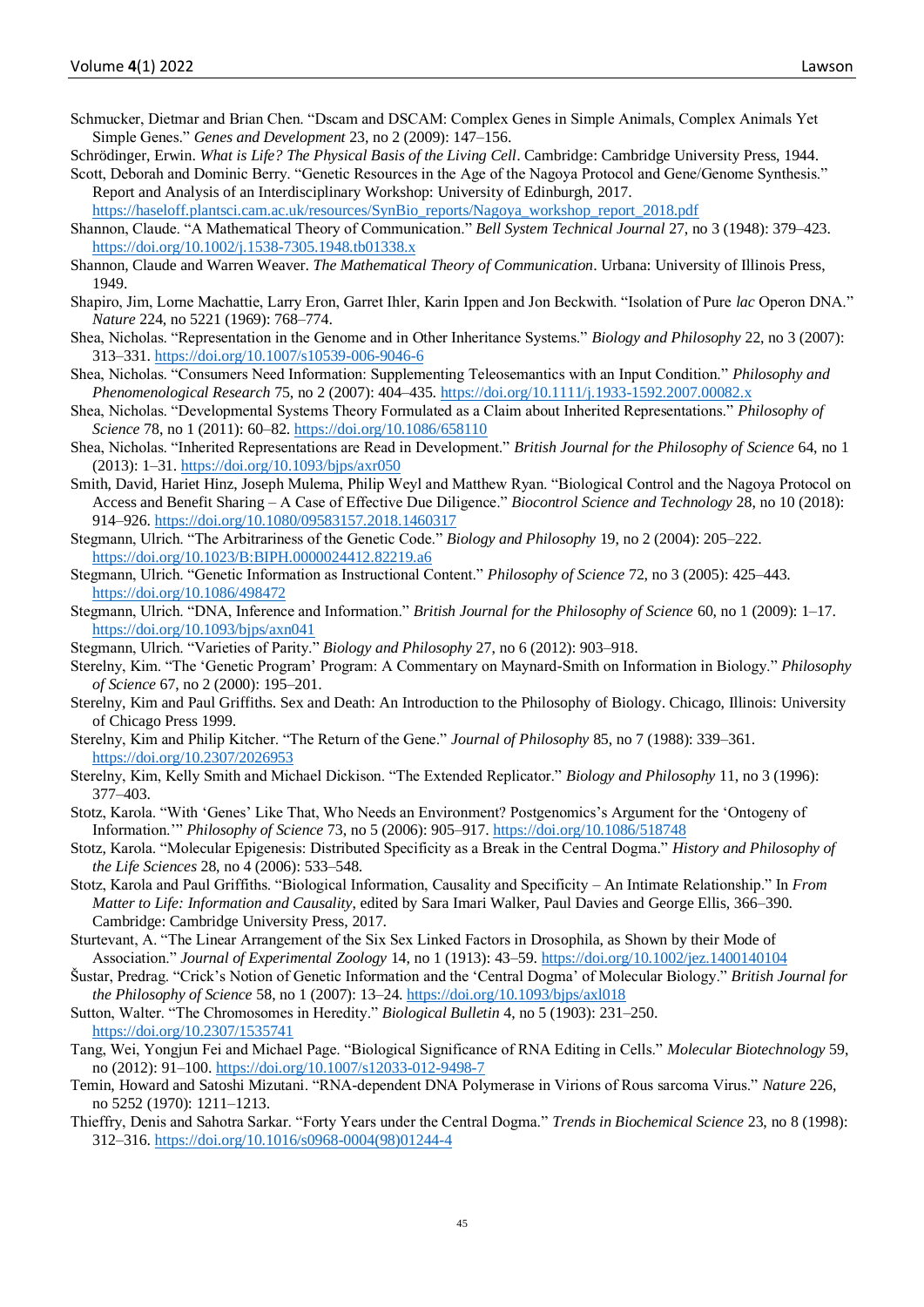Schmucker, Dietmar and Brian Chen. "Dscam and DSCAM: Complex Genes in Simple Animals, Complex Animals Yet Simple Genes." *Genes and Development* 23, no 2 (2009): 147–156.

Schrödinger, Erwin. *What is Life? The Physical Basis of the Living Cell*. Cambridge: Cambridge University Press, 1944.

Scott, Deborah and Dominic Berry. "Genetic Resources in the Age of the Nagoya Protocol and Gene/Genome Synthesis." Report and Analysis of an Interdisciplinary Workshop: University of Edinburgh, 2017. https://haseloff.plantsci.cam.ac.uk/resources/SynBio_reports/Nagoya_workshop_report_2018.pdf

Shannon, Claude. "A Mathematical Theory of Communication." *Bell System Technical Journal* 27, no 3 (1948): 379–423. https://doi.org/10.1002/j.1538-7305.1948.tb01338.x

Shannon, Claude and Warren Weaver. *The Mathematical Theory of Communication*. Urbana: University of Illinois Press, 1949.

Shapiro, Jim, Lorne Machattie, Larry Eron, Garret Ihler, Karin Ippen and Jon Beckwith. "Isolation of Pure *lac* Operon DNA." *Nature* 224, no 5221 (1969): 768–774.

Shea, Nicholas. "Representation in the Genome and in Other Inheritance Systems." *Biology and Philosophy* 22, no 3 (2007): 313–331. https://doi.org/10.1007/s10539-006-9046-6

Shea, Nicholas. "Consumers Need Information: Supplementing Teleosemantics with an Input Condition." *Philosophy and Phenomenological Research* 75, no 2 (2007): 404–435. https://doi.org/10.1111/j.1933-1592.2007.00082.x

Shea, Nicholas. "Developmental Systems Theory Formulated as a Claim about Inherited Representations." *Philosophy of Science* 78, no 1 (2011): 60–82. https://doi.org/10.1086/658110

Shea, Nicholas. "Inherited Representations are Read in Development." *British Journal for the Philosophy of Science* 64, no 1 (2013): 1–31. https://doi.org/10.1093/bjps/axr050

Smith, David, Hariet Hinz, Joseph Mulema, Philip Weyl and Matthew Ryan. "Biological Control and the Nagoya Protocol on Access and Benefit Sharing – A Case of Effective Due Diligence." *Biocontrol Science and Technology* 28, no 10 (2018): 914–926. https://doi.org/10.1080/09583157.2018.1460317

Stegmann, Ulrich. "The Arbitrariness of the Genetic Code." *Biology and Philosophy* 19, no 2 (2004): 205–222. https://doi.org/10.1023/B:BIPH.0000024412.82219.a6

Stegmann, Ulrich. "Genetic Information as Instructional Content." *Philosophy of Science* 72, no 3 (2005): 425–443. https://doi.org/10.1086/498472

Stegmann, Ulrich. "DNA, Inference and Information." *British Journal for the Philosophy of Science* 60, no 1 (2009): 1–17. https://doi.org/10.1093/bjps/axn041

Stegmann, Ulrich. "Varieties of Parity." *Biology and Philosophy* 27, no 6 (2012): 903–918.

Sterelny, Kim. "The 'Genetic Program' Program: A Commentary on Maynard-Smith on Information in Biology." *Philosophy of Science* 67, no 2 (2000): 195–201.

Sterelny, Kim and Paul Griffiths. Sex and Death: An Introduction to the Philosophy of Biology. Chicago, Illinois: University of Chicago Press 1999.

Sterelny, Kim and Philip Kitcher. "The Return of the Gene." *Journal of Philosophy* 85, no 7 (1988): 339–361. https://doi.org/10.2307/2026953

Sterelny, Kim, Kelly Smith and Michael Dickison. "The Extended Replicator." *Biology and Philosophy* 11, no 3 (1996): 377–403.

Stotz, Karola. "With 'Genes' Like That, Who Needs an Environment? Postgenomics's Argument for the 'Ontogeny of Information.'" *Philosophy of Science* 73, no 5 (2006): 905–917. https://doi.org/10.1086/518748

Stotz, Karola. "Molecular Epigenesis: Distributed Specificity as a Break in the Central Dogma." *History and Philosophy of the Life Sciences* 28, no 4 (2006): 533–548.

Stotz, Karola and Paul Griffiths. "Biological Information, Causality and Specificity – An Intimate Relationship." In *From Matter to Life: Information and Causality*, edited by Sara Imari Walker, Paul Davies and George Ellis, 366–390. Cambridge: Cambridge University Press, 2017.

Sturtevant, A. "The Linear Arrangement of the Six Sex Linked Factors in Drosophila, as Shown by their Mode of Association." *Journal of Experimental Zoology* 14, no 1 (1913): 43–59. https://doi.org/10.1002/jez.1400140104

Šustar, Predrag. "Crick's Notion of Genetic Information and the 'Central Dogma' of Molecular Biology." *British Journal for the Philosophy of Science* 58, no 1 (2007): 13–24. https://doi.org/10.1093/bjps/axl018

Sutton, Walter. "The Chromosomes in Heredity." *Biological Bulletin* 4, no 5 (1903): 231–250. https://doi.org/10.2307/1535741

Tang, Wei, Yongjun Fei and Michael Page. "Biological Significance of RNA Editing in Cells." *Molecular Biotechnology* 59, no (2012): 91–100. https://doi.org/10.1007/s12033-012-9498-7

Temin, Howard and Satoshi Mizutani. "RNA-dependent DNA Polymerase in Virions of Rous sarcoma Virus." *Nature* 226, no 5252 (1970): 1211–1213.

Thieffry, Denis and Sahotra Sarkar. "Forty Years under the Central Dogma." *Trends in Biochemical Science* 23, no 8 (1998): 312–316. https://doi.org/10.1016/s0968-0004(98)01244-4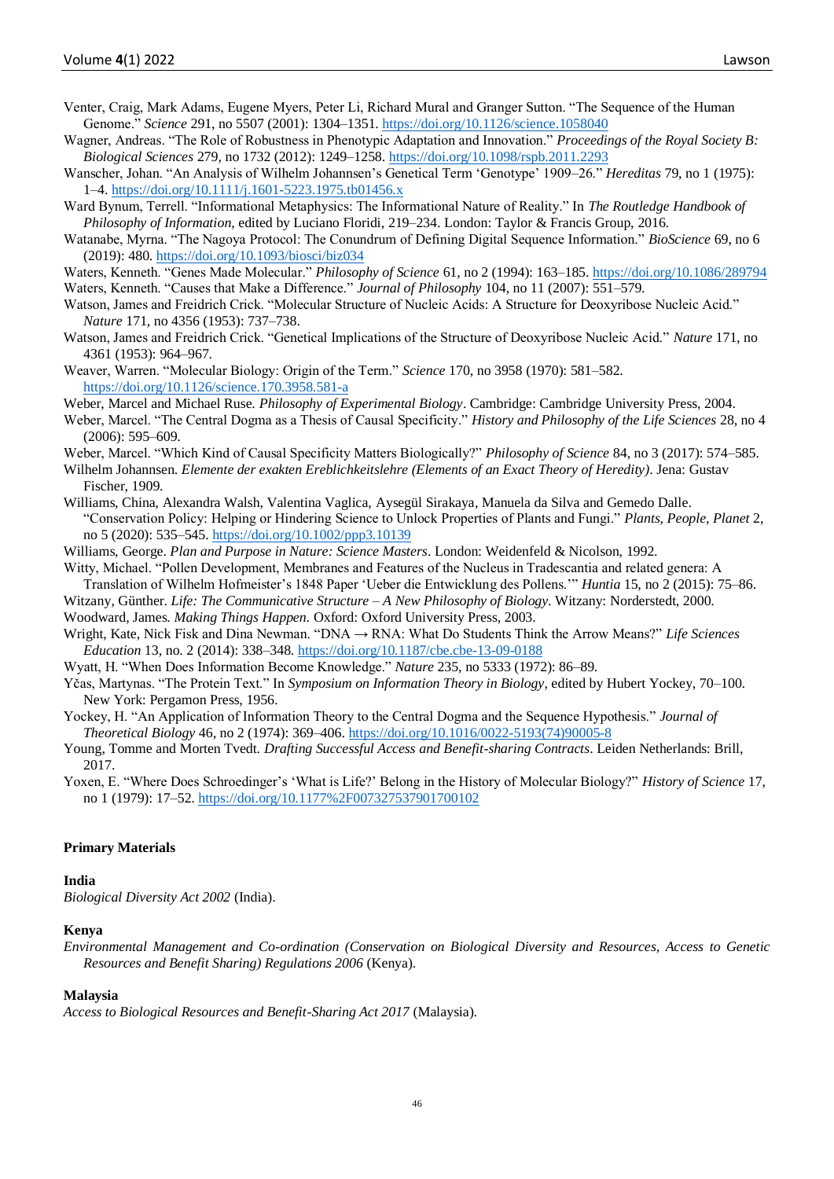Venter, Craig, Mark Adams, Eugene Myers, Peter Li, Richard Mural and Granger Sutton. "The Sequence of the Human Genome." *Science* 291, no 5507 (2001): 1304–1351. https://doi.org/10.1126/science.1058040

Wagner, Andreas. "The Role of Robustness in Phenotypic Adaptation and Innovation." *Proceedings of the Royal Society B: Biological Sciences* 279, no 1732 (2012): 1249–1258. https://doi.org/10.1098/rspb.2011.2293

Wanscher, Johan. "An Analysis of Wilhelm Johannsen's Genetical Term 'Genotype' 1909–26." *Hereditas* 79, no 1 (1975): 1–4. https://doi.org/10.1111/j.1601-5223.1975.tb01456.x

Ward Bynum, Terrell. "Informational Metaphysics: The Informational Nature of Reality." In *The Routledge Handbook of Philosophy of Information*, edited by Luciano Floridi, 219–234. London: Taylor & Francis Group, 2016.

Watanabe, Myrna. "The Nagoya Protocol: The Conundrum of Defining Digital Sequence Information." *BioScience* 69, no 6 (2019): 480. https://doi.org/10.1093/biosci/biz034

Waters, Kenneth. "Genes Made Molecular." *Philosophy of Science* 61, no 2 (1994): 163–185. https://doi.org/10.1086/289794

Waters, Kenneth. "Causes that Make a Difference." *Journal of Philosophy* 104, no 11 (2007): 551–579.

Watson, James and Freidrich Crick. "Molecular Structure of Nucleic Acids: A Structure for Deoxyribose Nucleic Acid." *Nature* 171, no 4356 (1953): 737–738.

Watson, James and Freidrich Crick. "Genetical Implications of the Structure of Deoxyribose Nucleic Acid." *Nature* 171, no 4361 (1953): 964–967.

Weaver, Warren. "Molecular Biology: Origin of the Term." *Science* 170, no 3958 (1970): 581–582. https://doi.org/10.1126/science.170.3958.581-a

Weber, Marcel and Michael Ruse. *Philosophy of Experimental Biology*. Cambridge: Cambridge University Press, 2004.

Weber, Marcel. "The Central Dogma as a Thesis of Causal Specificity." *History and Philosophy of the Life Sciences* 28, no 4 (2006): 595–609.

Weber, Marcel. "Which Kind of Causal Specificity Matters Biologically?" *Philosophy of Science* 84, no 3 (2017): 574–585.

Wilhelm Johannsen. *Elemente der exakten Ereblichkeitslehre (Elements of an Exact Theory of Heredity)*. Jena: Gustav Fischer, 1909.

Williams, China, Alexandra Walsh, Valentina Vaglica, Aysegül Sirakaya, Manuela da Silva and Gemedo Dalle. "Conservation Policy: Helping or Hindering Science to Unlock Properties of Plants and Fungi." *Plants, People, Planet* 2, no 5 (2020): 535–545. https://doi.org/10.1002/ppp3.10139

Williams, George. *Plan and Purpose in Nature: Science Masters*. London: Weidenfeld & Nicolson, 1992.

Witty, Michael. "Pollen Development, Membranes and Features of the Nucleus in Tradescantia and related genera: A Translation of Wilhelm Hofmeister's 1848 Paper 'Ueber die Entwicklung des Pollens.'" *Huntia* 15, no 2 (2015): 75–86.

Witzany, Günther. *Life: The Communicative Structure – A New Philosophy of Biology*. Witzany: Norderstedt, 2000.

Woodward, James. *Making Things Happen*. Oxford: Oxford University Press, 2003.

Wright, Kate, Nick Fisk and Dina Newman. "DNA → RNA: What Do Students Think the Arrow Means?" *Life Sciences Education* 13, no. 2 (2014): 338–348. https://doi.org/10.1187/cbe.cbe-13-09-0188

Wyatt, H. "When Does Information Become Knowledge." *Nature* 235, no 5333 (1972): 86–89.

Yčas, Martynas. "The Protein Text." In *Symposium on Information Theory in Biology*, edited by Hubert Yockey, 70–100. New York: Pergamon Press, 1956.

Yockey, H. "An Application of Information Theory to the Central Dogma and the Sequence Hypothesis." *Journal of Theoretical Biology* 46, no 2 (1974): 369–406. https://doi.org/10.1016/0022-5193(74)90005-8

Young, Tomme and Morten Tvedt. *Drafting Successful Access and Benefit-sharing Contracts*. Leiden Netherlands: Brill, 2017.

Yoxen, E. "Where Does Schroedinger's 'What is Life?' Belong in the History of Molecular Biology?" *History of Science* 17, no 1 (1979): 17–52. https://doi.org/10.1177%2F007327537901700102

### Primary Materials

**India**

*Biological Diversity Act 2002* (India).

**Kenya**

*Environmental Management and Co-ordination (Conservation on Biological Diversity and Resources, Access to Genetic Resources and Benefit Sharing) Regulations 2006* (Kenya).

**Malaysia**

*Access to Biological Resources and Benefit-Sharing Act 2017* (Malaysia).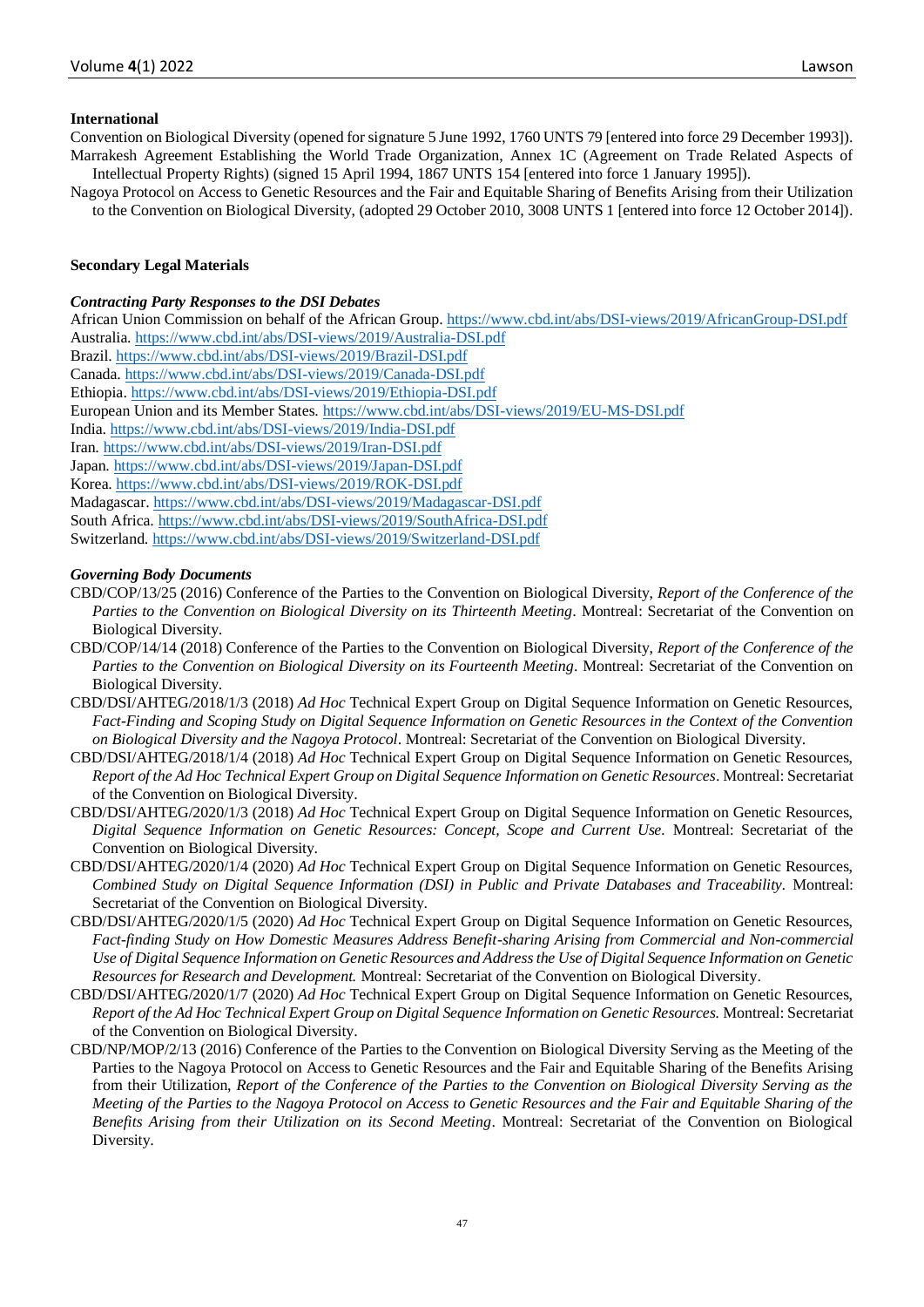### International

Convention on Biological Diversity (opened for signature 5 June 1992, 1760 UNTS 79 [entered into force 29 December 1993]).

Marrakesh Agreement Establishing the World Trade Organization, Annex 1C (Agreement on Trade Related Aspects of Intellectual Property Rights) (signed 15 April 1994, 1867 UNTS 154 [entered into force 1 January 1995]).

Nagoya Protocol on Access to Genetic Resources and the Fair and Equitable Sharing of Benefits Arising from their Utilization to the Convention on Biological Diversity, (adopted 29 October 2010, 3008 UNTS 1 [entered into force 12 October 2014]).

## Secondary Legal Materials

### *Contracting Party Responses to the DSI Debates*

African Union Commission on behalf of the African Group. https://www.cbd.int/abs/DSI-views/2019/AfricanGroup-DSI.pdf

Australia. https://www.cbd.int/abs/DSI-views/2019/Australia-DSI.pdf

Brazil. https://www.cbd.int/abs/DSI-views/2019/Brazil-DSI.pdf

Canada. https://www.cbd.int/abs/DSI-views/2019/Canada-DSI.pdf

Ethiopia. https://www.cbd.int/abs/DSI-views/2019/Ethiopia-DSI.pdf

European Union and its Member States. https://www.cbd.int/abs/DSI-views/2019/EU-MS-DSI.pdf

India. https://www.cbd.int/abs/DSI-views/2019/India-DSI.pdf

Iran. https://www.cbd.int/abs/DSI-views/2019/Iran-DSI.pdf

Japan. https://www.cbd.int/abs/DSI-views/2019/Japan-DSI.pdf

Korea. https://www.cbd.int/abs/DSI-views/2019/ROK-DSI.pdf

Madagascar. https://www.cbd.int/abs/DSI-views/2019/Madagascar-DSI.pdf

South Africa. https://www.cbd.int/abs/DSI-views/2019/SouthAfrica-DSI.pdf

Switzerland. https://www.cbd.int/abs/DSI-views/2019/Switzerland-DSI.pdf

### *Governing Body Documents*

CBD/COP/13/25 (2016) Conference of the Parties to the Convention on Biological Diversity, *Report of the Conference of the Parties to the Convention on Biological Diversity on its Thirteenth Meeting*. Montreal: Secretariat of the Convention on Biological Diversity.

CBD/COP/14/14 (2018) Conference of the Parties to the Convention on Biological Diversity, *Report of the Conference of the Parties to the Convention on Biological Diversity on its Fourteenth Meeting*. Montreal: Secretariat of the Convention on Biological Diversity.

CBD/DSI/AHTEG/2018/1/3 (2018) *Ad Hoc* Technical Expert Group on Digital Sequence Information on Genetic Resources, *Fact-Finding and Scoping Study on Digital Sequence Information on Genetic Resources in the Context of the Convention on Biological Diversity and the Nagoya Protocol*. Montreal: Secretariat of the Convention on Biological Diversity.

CBD/DSI/AHTEG/2018/1/4 (2018) *Ad Hoc* Technical Expert Group on Digital Sequence Information on Genetic Resources, *Report of the Ad Hoc Technical Expert Group on Digital Sequence Information on Genetic Resources*. Montreal: Secretariat of the Convention on Biological Diversity.

CBD/DSI/AHTEG/2020/1/3 (2018) *Ad Hoc* Technical Expert Group on Digital Sequence Information on Genetic Resources, *Digital Sequence Information on Genetic Resources: Concept, Scope and Current Use.* Montreal: Secretariat of the Convention on Biological Diversity.

CBD/DSI/AHTEG/2020/1/4 (2020) *Ad Hoc* Technical Expert Group on Digital Sequence Information on Genetic Resources, *Combined Study on Digital Sequence Information (DSI) in Public and Private Databases and Traceability*. Montreal: Secretariat of the Convention on Biological Diversity.

CBD/DSI/AHTEG/2020/1/5 (2020) *Ad Hoc* Technical Expert Group on Digital Sequence Information on Genetic Resources, *Fact-finding Study on How Domestic Measures Address Benefit-sharing Arising from Commercial and Non-commercial Use of Digital Sequence Information on Genetic Resources and Address the Use of Digital Sequence Information on Genetic Resources for Research and Development.* Montreal: Secretariat of the Convention on Biological Diversity.

CBD/DSI/AHTEG/2020/1/7 (2020) *Ad Hoc* Technical Expert Group on Digital Sequence Information on Genetic Resources, *Report of the Ad Hoc Technical Expert Group on Digital Sequence Information on Genetic Resources.* Montreal: Secretariat of the Convention on Biological Diversity.

CBD/NP/MOP/2/13 (2016) Conference of the Parties to the Convention on Biological Diversity Serving as the Meeting of the Parties to the Nagoya Protocol on Access to Genetic Resources and the Fair and Equitable Sharing of the Benefits Arising from their Utilization, *Report of the Conference of the Parties to the Convention on Biological Diversity Serving as the Meeting of the Parties to the Nagoya Protocol on Access to Genetic Resources and the Fair and Equitable Sharing of the Benefits Arising from their Utilization on its Second Meeting*. Montreal: Secretariat of the Convention on Biological Diversity.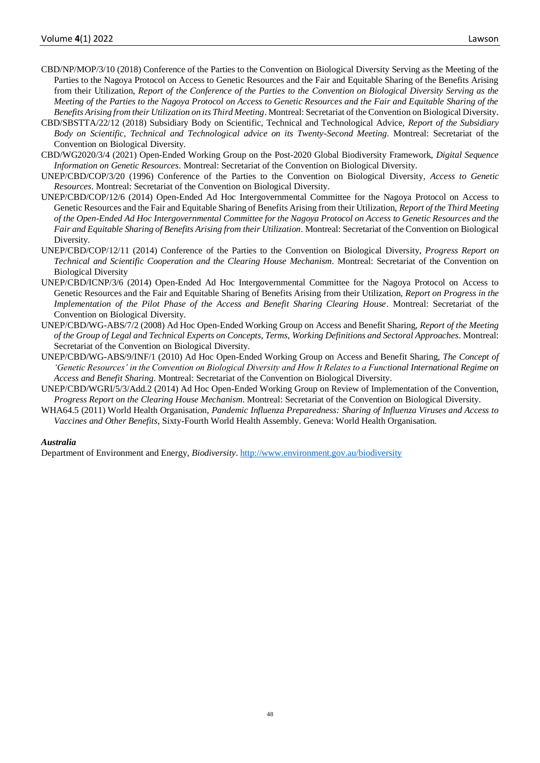CBD/NP/MOP/3/10 (2018) Conference of the Parties to the Convention on Biological Diversity Serving as the Meeting of the Parties to the Nagoya Protocol on Access to Genetic Resources and the Fair and Equitable Sharing of the Benefits Arising from their Utilization, *Report of the Conference of the Parties to the Convention on Biological Diversity Serving as the Meeting of the Parties to the Nagoya Protocol on Access to Genetic Resources and the Fair and Equitable Sharing of the Benefits Arising from their Utilization on its Third Meeting*. Montreal: Secretariat of the Convention on Biological Diversity.

CBD/SBSTTA/22/12 (2018) Subsidiary Body on Scientific, Technical and Technological Advice, *Report of the Subsidiary Body on Scientific, Technical and Technological advice on its Twenty-Second Meeting*. Montreal: Secretariat of the Convention on Biological Diversity.

CBD/WG2020/3/4 (2021) Open-Ended Working Group on the Post-2020 Global Biodiversity Framework, *Digital Sequence Information on Genetic Resources*. Montreal: Secretariat of the Convention on Biological Diversity.

UNEP/CBD/COP/3/20 (1996) Conference of the Parties to the Convention on Biological Diversity, *Access to Genetic Resources*. Montreal: Secretariat of the Convention on Biological Diversity.

UNEP/CBD/COP/12/6 (2014) Open-Ended Ad Hoc Intergovernmental Committee for the Nagoya Protocol on Access to Genetic Resources and the Fair and Equitable Sharing of Benefits Arising from their Utilization, *Report of the Third Meeting of the Open-Ended Ad Hoc Intergovernmental Committee for the Nagoya Protocol on Access to Genetic Resources and the Fair and Equitable Sharing of Benefits Arising from their Utilization*. Montreal: Secretariat of the Convention on Biological Diversity.

UNEP/CBD/COP/12/11 (2014) Conference of the Parties to the Convention on Biological Diversity, *Progress Report on Technical and Scientific Cooperation and the Clearing House Mechanism*. Montreal: Secretariat of the Convention on Biological Diversity

UNEP/CBD/ICNP/3/6 (2014) Open-Ended Ad Hoc Intergovernmental Committee for the Nagoya Protocol on Access to Genetic Resources and the Fair and Equitable Sharing of Benefits Arising from their Utilization, *Report on Progress in the Implementation of the Pilot Phase of the Access and Benefit Sharing Clearing House*. Montreal: Secretariat of the Convention on Biological Diversity.

UNEP/CBD/WG-ABS/7/2 (2008) Ad Hoc Open-Ended Working Group on Access and Benefit Sharing, *Report of the Meeting of the Group of Legal and Technical Experts on Concepts, Terms, Working Definitions and Sectoral Approaches*. Montreal: Secretariat of the Convention on Biological Diversity.

UNEP/CBD/WG-ABS/9/INF/1 (2010) Ad Hoc Open-Ended Working Group on Access and Benefit Sharing, *The Concept of 'Genetic Resources' in the Convention on Biological Diversity and How It Relates to a Functional International Regime on Access and Benefit Sharing*. Montreal: Secretariat of the Convention on Biological Diversity.

UNEP/CBD/WGRI/5/3/Add.2 (2014) Ad Hoc Open-Ended Working Group on Review of Implementation of the Convention, *Progress Report on the Clearing House Mechanism*. Montreal: Secretariat of the Convention on Biological Diversity.

WHA64.5 (2011) World Health Organisation, *Pandemic Influenza Preparedness: Sharing of Influenza Viruses and Access to Vaccines and Other Benefits,* Sixty-Fourth World Health Assembly. Geneva: World Health Organisation.

***Australia***

Department of Environment and Energy, *Biodiversity*. http://www.environment.gov.au/biodiversity